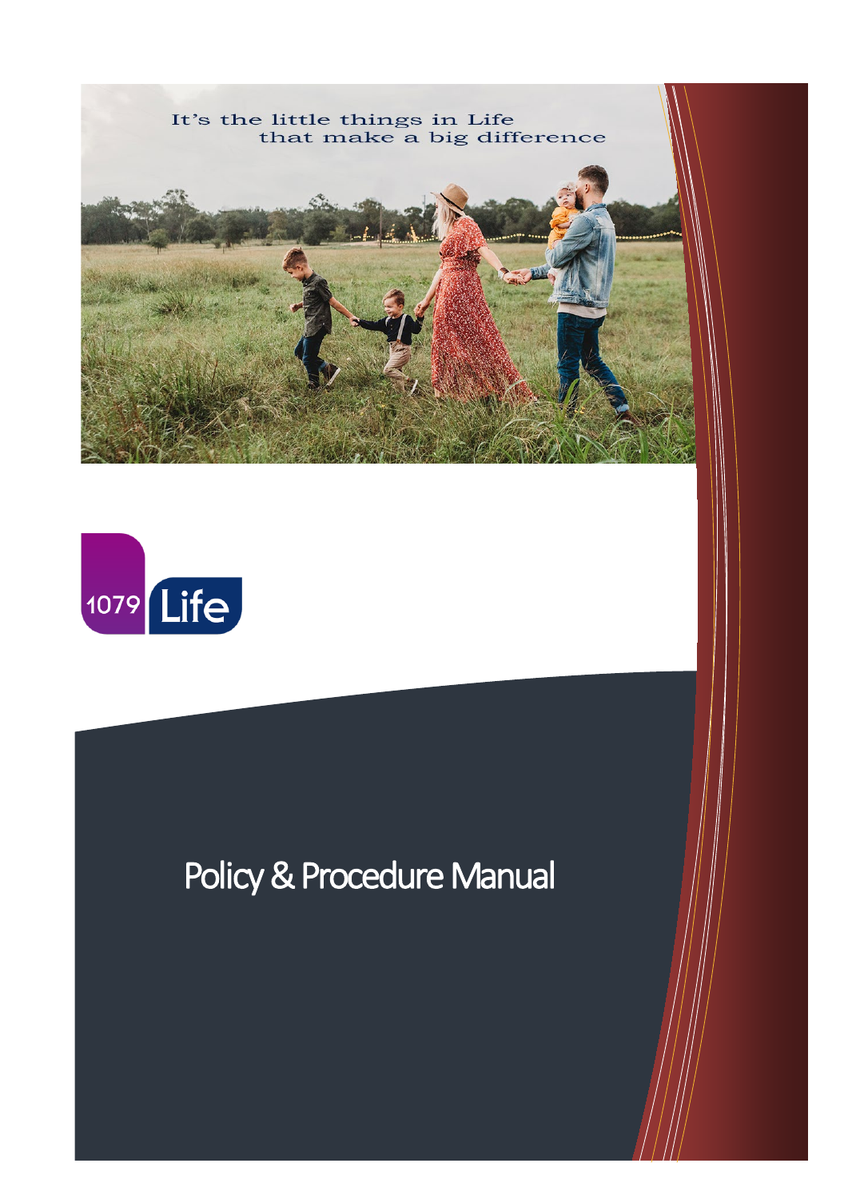It's the little things in Life that make a big difference

1079 Life

# Policy & Procedure Manual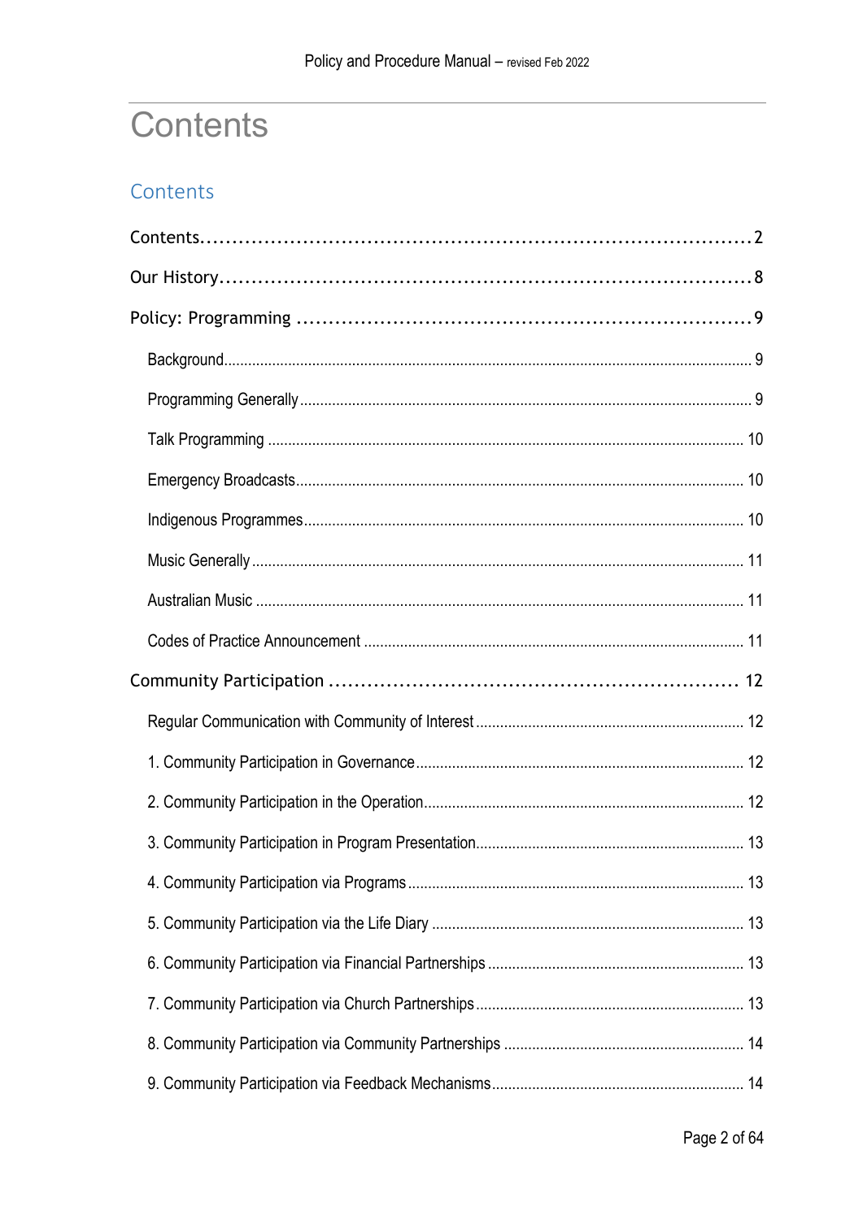# Contents

## Contents

Contents....................................................................2

Our History..................................................................8

Policy: Programming .........................................................9

- Background.................................................................9
- Programming Generally......................................................9
- Talk Programming ..........................................................10
- Emergency Broadcasts.......................................................10
- Indigenous Programmes......................................................10
- Music Generally............................................................11
- Australian Music ..........................................................11
- Codes of Practice Announcement ............................................11

Community Participation .....................................................12

- Regular Communication with Community of Interest............................12
- 1. Community Participation in Governance...................................12
- 2. Community Participation in the Operation.................................12
- 3. Community Participation in Program Presentation..........................13
- 4. Community Participation via Programs.....................................13
- 5. Community Participation via the Life Diary ..............................13
- 6. Community Participation via Financial Partnerships ......................13
- 7. Community Participation via Church Partnerships..........................13
- 8. Community Participation via Community Partnerships ......................14
- 9. Community Participation via Feedback Mechanisms...........................14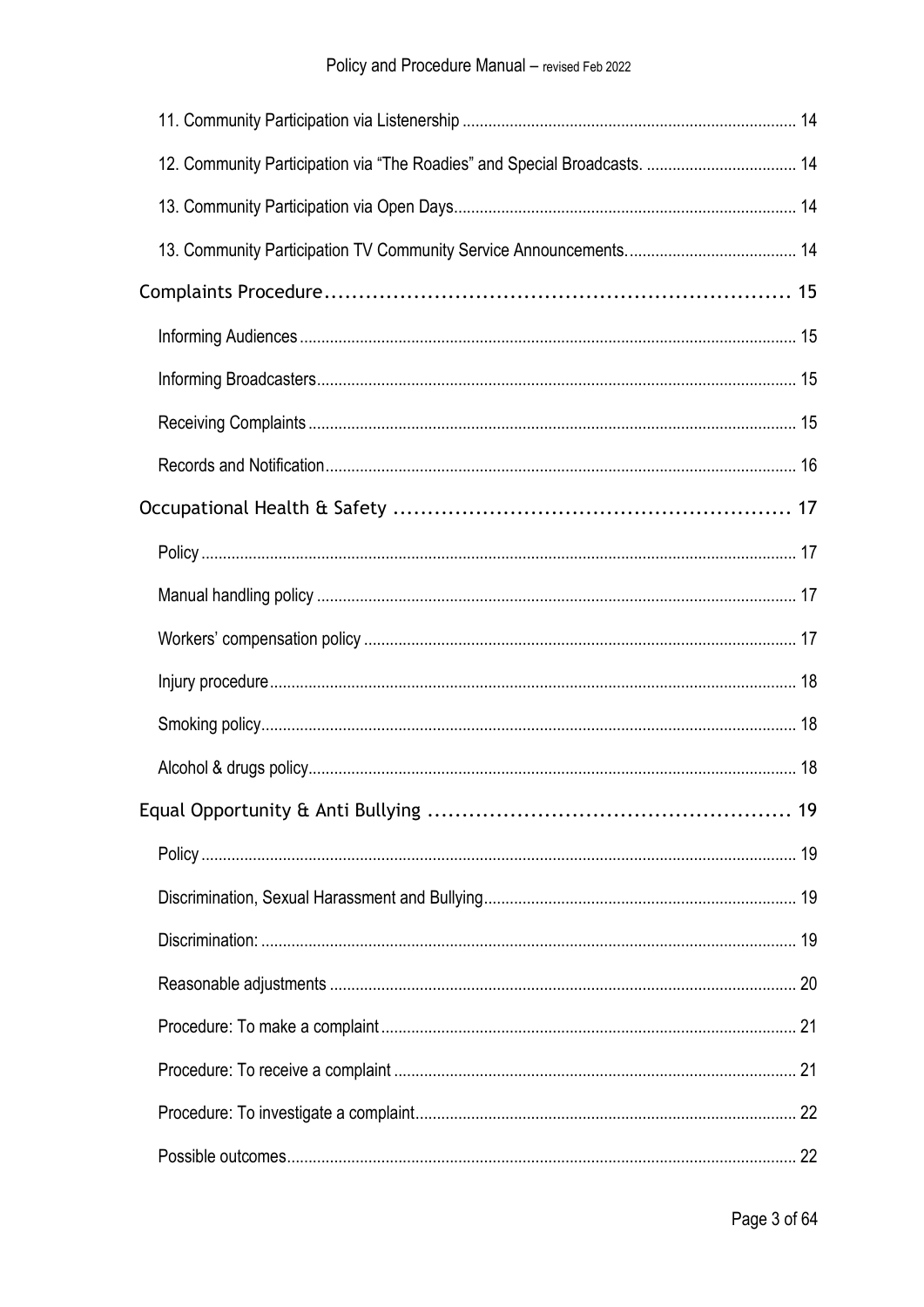11. Community Participation via Listenership ............................................................................. 14

12. Community Participation via "The Roadies" and Special Broadcasts. ................................... 14

13. Community Participation via Open Days................................................................................ 14

13. Community Participation TV Community Service Announcements........................................ 14

Complaints Procedure .................................................................... 15

Informing Audiences .................................................................................................................. 15

Informing Broadcasters.............................................................................................................. 15

Receiving Complaints ................................................................................................................ 15

Records and Notification............................................................................................................ 16

Occupational Health & Safety .......................................................... 17

Policy ......................................................................................................................................... 17

Manual handling policy .............................................................................................................. 17

Workers' compensation policy .................................................................................................... 17

Injury procedure......................................................................................................................... 18

Smoking policy........................................................................................................................... 18

Alcohol & drugs policy................................................................................................................ 18

Equal Opportunity & Anti Bullying ..................................................... 19

Policy ......................................................................................................................................... 19

Discrimination, Sexual Harassment and Bullying........................................................................ 19

Discrimination: ........................................................................................................................... 19

Reasonable adjustments ............................................................................................................ 20

Procedure: To make a complaint ................................................................................................ 21

Procedure: To receive a complaint ............................................................................................. 21

Procedure: To investigate a complaint........................................................................................ 22

Possible outcomes..................................................................................................................... 22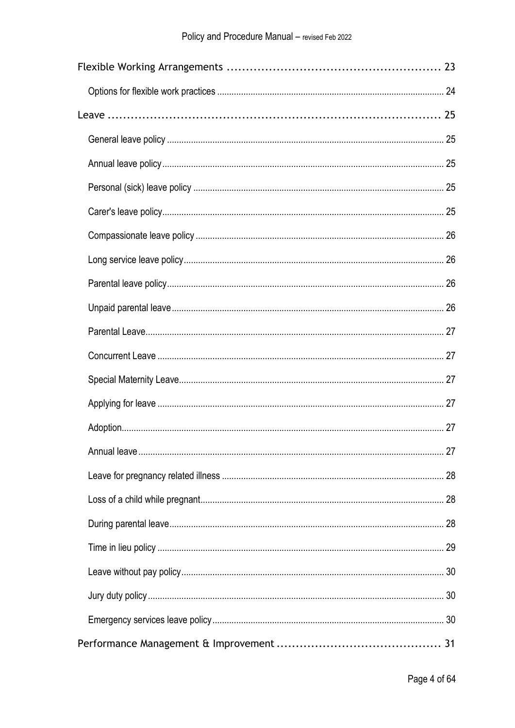Flexible Working Arrangements ........................................................ 23

- Options for flexible work practices ........................................................ 24

Leave ........................................................ 25

- General leave policy ........................................................ 25
- Annual leave policy ........................................................ 25
- Personal (sick) leave policy ........................................................ 25
- Carer's leave policy ........................................................ 25
- Compassionate leave policy ........................................................ 26
- Long service leave policy ........................................................ 26
- Parental leave policy ........................................................ 26
- Unpaid parental leave ........................................................ 26
- Parental Leave ........................................................ 27
- Concurrent Leave ........................................................ 27
- Special Maternity Leave ........................................................ 27
- Applying for leave ........................................................ 27
- Adoption ........................................................ 27
- Annual leave ........................................................ 27
- Leave for pregnancy related illness ........................................................ 28
- Loss of a child while pregnant ........................................................ 28
- During parental leave ........................................................ 28
- Time in lieu policy ........................................................ 29
- Leave without pay policy ........................................................ 30
- Jury duty policy ........................................................ 30
- Emergency services leave policy ........................................................ 30

Performance Management & Improvement ........................................................ 31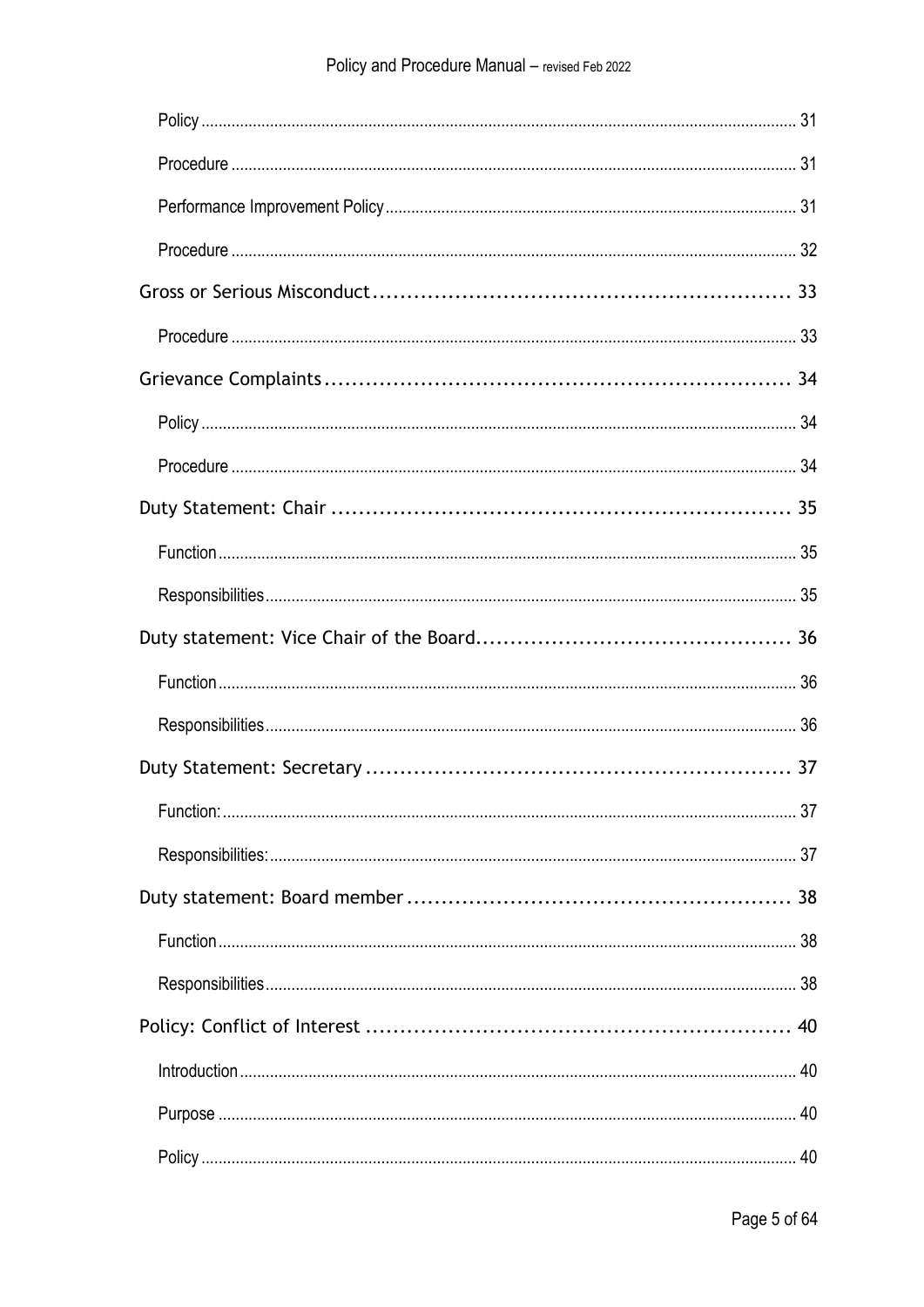Policy ........................................................................................................................................ 31

Procedure ................................................................................................................................. 31

Performance Improvement Policy ............................................................................................ 31

Procedure ................................................................................................................................. 32

Gross or Serious Misconduct ............................................................ 33

Procedure ................................................................................................................................. 33

Grievance Complaints ................................................................... 34

Policy ........................................................................................................................................ 34

Procedure ................................................................................................................................. 34

Duty Statement: Chair .................................................................. 35

Function .................................................................................................................................... 35

Responsibilities ......................................................................................................................... 35

Duty statement: Vice Chair of the Board ............................................. 36

Function .................................................................................................................................... 36

Responsibilities ......................................................................................................................... 36

Duty Statement: Secretary ............................................................. 37

Function: ................................................................................................................................... 37

Responsibilities: ........................................................................................................................ 37

Duty statement: Board member ....................................................... 38

Function .................................................................................................................................... 38

Responsibilities ......................................................................................................................... 38

Policy: Conflict of Interest ............................................................. 40

Introduction ............................................................................................................................... 40

Purpose .................................................................................................................................... 40

Policy ........................................................................................................................................ 40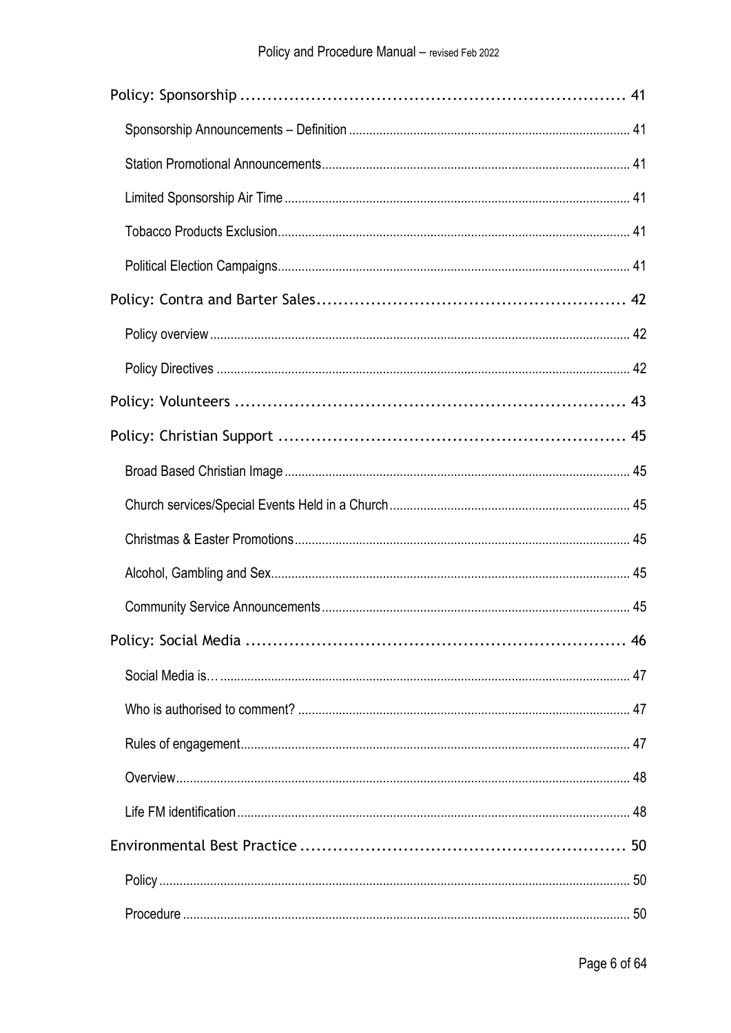Policy: Sponsorship ........................................................................ 41

- Sponsorship Announcements – Definition .................................................................................. 41
- Station Promotional Announcements.......................................................................................... 41
- Limited Sponsorship Air Time .................................................................................................... 41
- Tobacco Products Exclusion...................................................................................................... 41
- Political Election Campaigns...................................................................................................... 41

Policy: Contra and Barter Sales.......................................................... 42

- Policy overview .......................................................................................................................... 42
- Policy Directives ........................................................................................................................ 42

Policy: Volunteers ......................................................................... 43

Policy: Christian Support ................................................................. 45

- Broad Based Christian Image .................................................................................................... 45
- Church services/Special Events Held in a Church...................................................................... 45
- Christmas & Easter Promotions................................................................................................. 45
- Alcohol, Gambling and Sex........................................................................................................ 45
- Community Service Announcements......................................................................................... 45

Policy: Social Media ....................................................................... 46

- Social Media is… ....................................................................................................................... 47
- Who is authorised to comment? ................................................................................................ 47
- Rules of engagement................................................................................................................. 47
- Overview.................................................................................................................................... 48
- Life FM identification.................................................................................................................. 48

Environmental Best Practice ............................................................. 50

- Policy ......................................................................................................................................... 50
- Procedure .................................................................................................................................. 50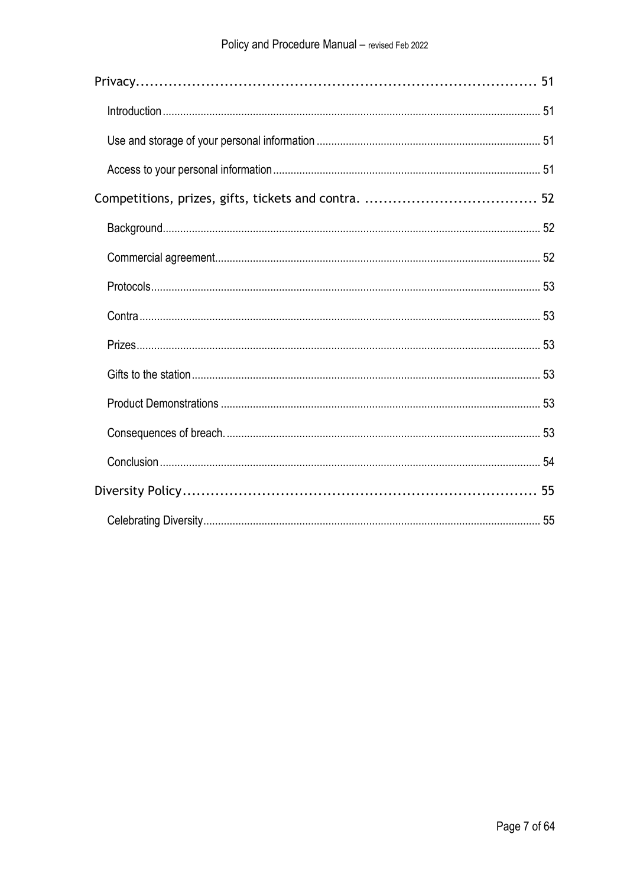Privacy ........................................................................ 51

- Introduction ........................................................................ 51
- Use and storage of your personal information ........................................................................ 51
- Access to your personal information ........................................................................ 51

Competitions, prizes, gifts, tickets and contra. ........................................ 52

- Background ........................................................................ 52
- Commercial agreement ........................................................................ 52
- Protocols ........................................................................ 53
- Contra ........................................................................ 53
- Prizes ........................................................................ 53
- Gifts to the station ........................................................................ 53
- Product Demonstrations ........................................................................ 53
- Consequences of breach. ........................................................................ 53
- Conclusion ........................................................................ 54

Diversity Policy ........................................................................ 55

- Celebrating Diversity ........................................................................ 55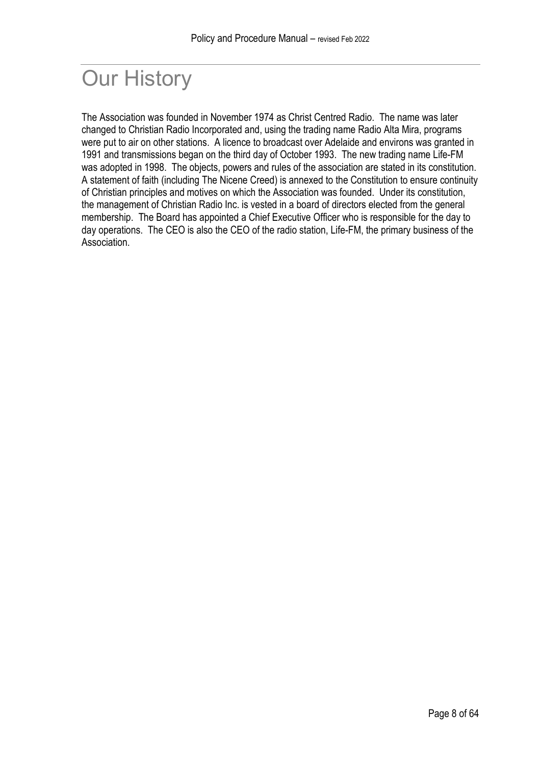# Our History

The Association was founded in November 1974 as Christ Centred Radio. The name was later changed to Christian Radio Incorporated and, using the trading name Radio Alta Mira, programs were put to air on other stations. A licence to broadcast over Adelaide and environs was granted in 1991 and transmissions began on the third day of October 1993. The new trading name Life-FM was adopted in 1998. The objects, powers and rules of the association are stated in its constitution. A statement of faith (including The Nicene Creed) is annexed to the Constitution to ensure continuity of Christian principles and motives on which the Association was founded. Under its constitution, the management of Christian Radio Inc. is vested in a board of directors elected from the general membership. The Board has appointed a Chief Executive Officer who is responsible for the day to day operations. The CEO is also the CEO of the radio station, Life-FM, the primary business of the Association.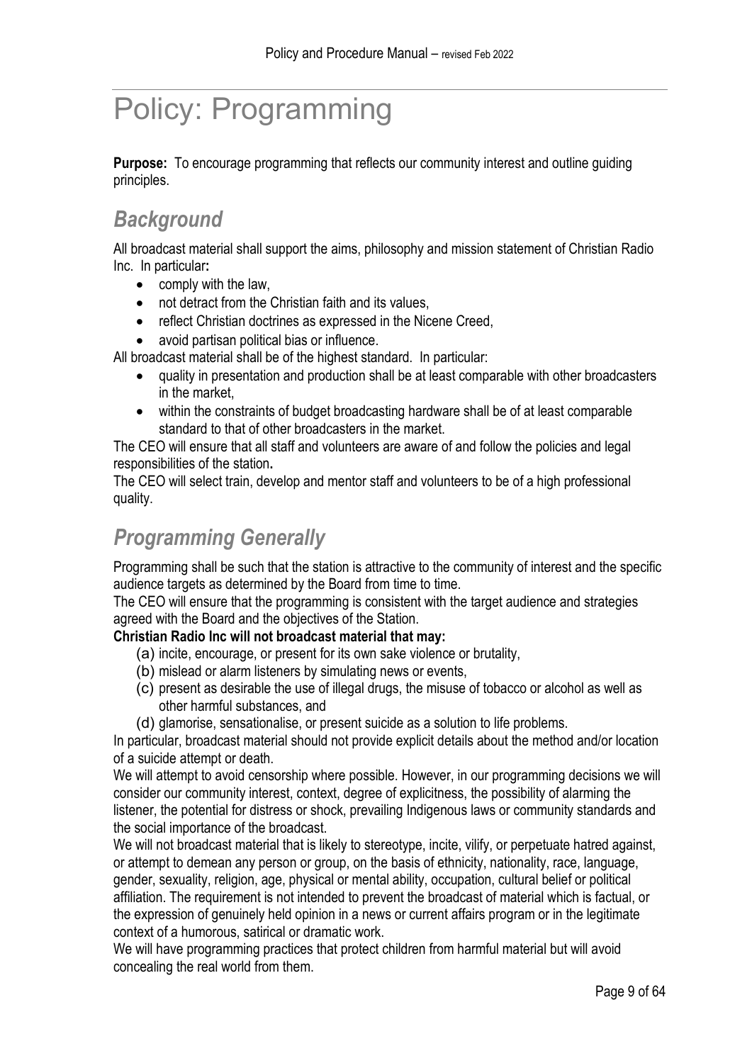# Policy: Programming

**Purpose:** To encourage programming that reflects our community interest and outline guiding principles.

## *Background*

All broadcast material shall support the aims, philosophy and mission statement of Christian Radio Inc. In particular**:**

- comply with the law,
- not detract from the Christian faith and its values,
- reflect Christian doctrines as expressed in the Nicene Creed,
- avoid partisan political bias or influence.

All broadcast material shall be of the highest standard. In particular:

- quality in presentation and production shall be at least comparable with other broadcasters in the market,
- within the constraints of budget broadcasting hardware shall be of at least comparable standard to that of other broadcasters in the market.

The CEO will ensure that all staff and volunteers are aware of and follow the policies and legal responsibilities of the station**.**

The CEO will select train, develop and mentor staff and volunteers to be of a high professional quality.

## *Programming Generally*

Programming shall be such that the station is attractive to the community of interest and the specific audience targets as determined by the Board from time to time.

The CEO will ensure that the programming is consistent with the target audience and strategies agreed with the Board and the objectives of the Station.

**Christian Radio Inc will not broadcast material that may:**

(a) incite, encourage, or present for its own sake violence or brutality,
(b) mislead or alarm listeners by simulating news or events,
(c) present as desirable the use of illegal drugs, the misuse of tobacco or alcohol as well as other harmful substances, and
(d) glamorise, sensationalise, or present suicide as a solution to life problems.

In particular, broadcast material should not provide explicit details about the method and/or location of a suicide attempt or death.

We will attempt to avoid censorship where possible. However, in our programming decisions we will consider our community interest, context, degree of explicitness, the possibility of alarming the listener, the potential for distress or shock, prevailing Indigenous laws or community standards and the social importance of the broadcast.

We will not broadcast material that is likely to stereotype, incite, vilify, or perpetuate hatred against, or attempt to demean any person or group, on the basis of ethnicity, nationality, race, language, gender, sexuality, religion, age, physical or mental ability, occupation, cultural belief or political affiliation. The requirement is not intended to prevent the broadcast of material which is factual, or the expression of genuinely held opinion in a news or current affairs program or in the legitimate context of a humorous, satirical or dramatic work.

We will have programming practices that protect children from harmful material but will avoid concealing the real world from them.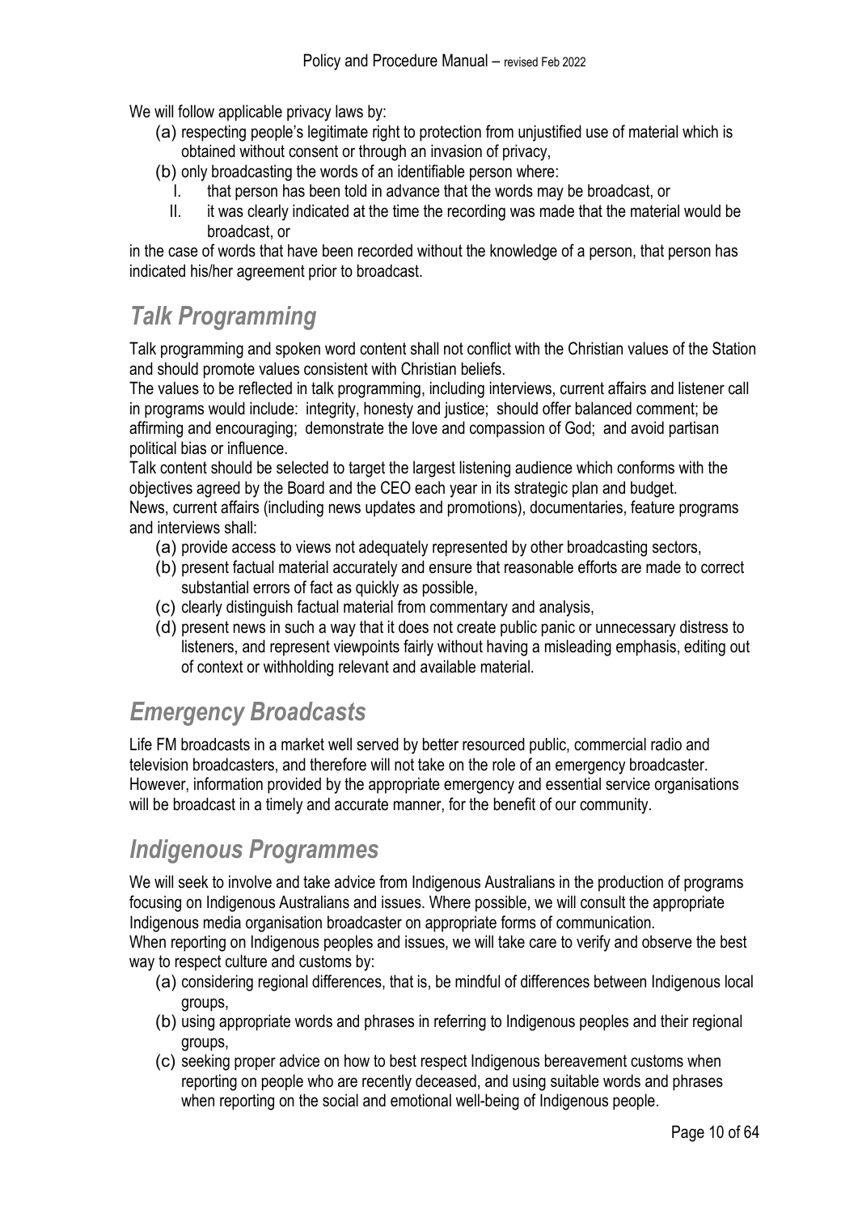We will follow applicable privacy laws by:

(a) respecting people's legitimate right to protection from unjustified use of material which is obtained without consent or through an invasion of privacy,

(b) only broadcasting the words of an identifiable person where:

  I. that person has been told in advance that the words may be broadcast, or

  II. it was clearly indicated at the time the recording was made that the material would be broadcast, or

in the case of words that have been recorded without the knowledge of a person, that person has indicated his/her agreement prior to broadcast.

## *Talk Programming*

Talk programming and spoken word content shall not conflict with the Christian values of the Station and should promote values consistent with Christian beliefs.

The values to be reflected in talk programming, including interviews, current affairs and listener call in programs would include: integrity, honesty and justice; should offer balanced comment; be affirming and encouraging; demonstrate the love and compassion of God; and avoid partisan political bias or influence.

Talk content should be selected to target the largest listening audience which conforms with the objectives agreed by the Board and the CEO each year in its strategic plan and budget.

News, current affairs (including news updates and promotions), documentaries, feature programs and interviews shall:

(a) provide access to views not adequately represented by other broadcasting sectors,

(b) present factual material accurately and ensure that reasonable efforts are made to correct substantial errors of fact as quickly as possible,

(c) clearly distinguish factual material from commentary and analysis,

(d) present news in such a way that it does not create public panic or unnecessary distress to listeners, and represent viewpoints fairly without having a misleading emphasis, editing out of context or withholding relevant and available material.

## *Emergency Broadcasts*

Life FM broadcasts in a market well served by better resourced public, commercial radio and television broadcasters, and therefore will not take on the role of an emergency broadcaster. However, information provided by the appropriate emergency and essential service organisations will be broadcast in a timely and accurate manner, for the benefit of our community.

## *Indigenous Programmes*

We will seek to involve and take advice from Indigenous Australians in the production of programs focusing on Indigenous Australians and issues. Where possible, we will consult the appropriate Indigenous media organisation broadcaster on appropriate forms of communication.

When reporting on Indigenous peoples and issues, we will take care to verify and observe the best way to respect culture and customs by:

(a) considering regional differences, that is, be mindful of differences between Indigenous local groups,

(b) using appropriate words and phrases in referring to Indigenous peoples and their regional groups,

(c) seeking proper advice on how to best respect Indigenous bereavement customs when reporting on people who are recently deceased, and using suitable words and phrases when reporting on the social and emotional well-being of Indigenous people.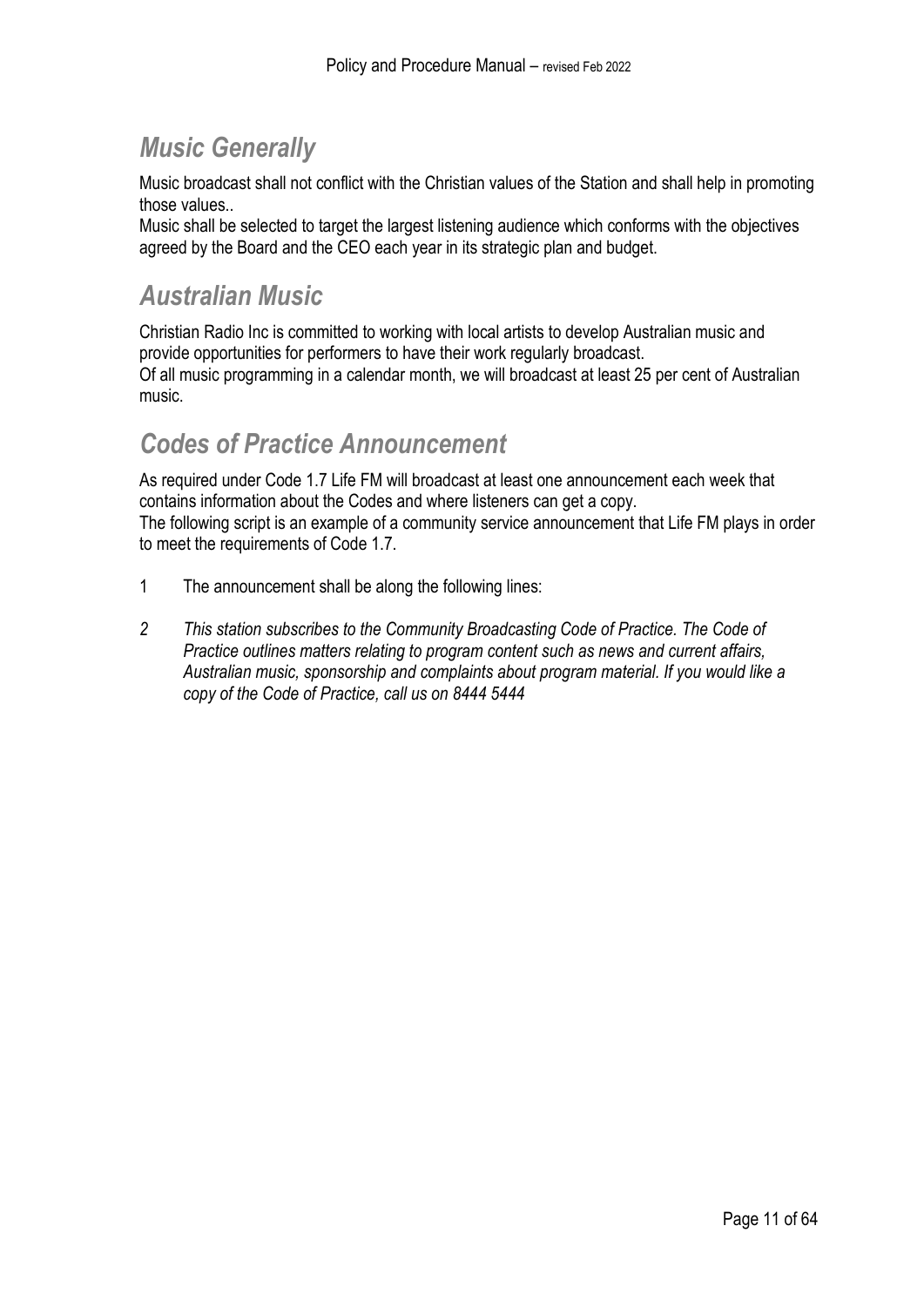## *Music Generally*

Music broadcast shall not conflict with the Christian values of the Station and shall help in promoting those values..

Music shall be selected to target the largest listening audience which conforms with the objectives agreed by the Board and the CEO each year in its strategic plan and budget.

## *Australian Music*

Christian Radio Inc is committed to working with local artists to develop Australian music and provide opportunities for performers to have their work regularly broadcast.

Of all music programming in a calendar month, we will broadcast at least 25 per cent of Australian music.

## *Codes of Practice Announcement*

As required under Code 1.7 Life FM will broadcast at least one announcement each week that contains information about the Codes and where listeners can get a copy.

The following script is an example of a community service announcement that Life FM plays in order to meet the requirements of Code 1.7.

1 The announcement shall be along the following lines:

*2 This station subscribes to the Community Broadcasting Code of Practice. The Code of Practice outlines matters relating to program content such as news and current affairs, Australian music, sponsorship and complaints about program material. If you would like a copy of the Code of Practice, call us on 8444 5444*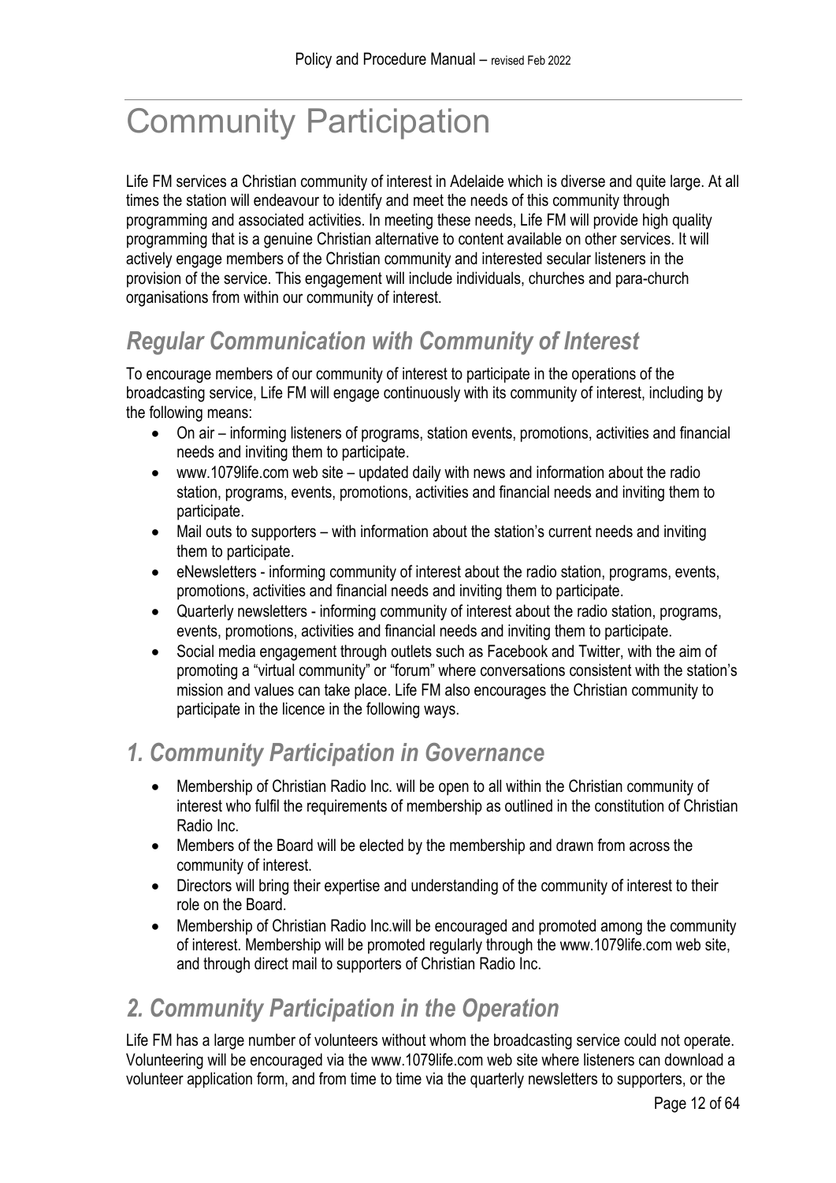# Community Participation

Life FM services a Christian community of interest in Adelaide which is diverse and quite large. At all times the station will endeavour to identify and meet the needs of this community through programming and associated activities. In meeting these needs, Life FM will provide high quality programming that is a genuine Christian alternative to content available on other services. It will actively engage members of the Christian community and interested secular listeners in the provision of the service. This engagement will include individuals, churches and para-church organisations from within our community of interest.

## *Regular Communication with Community of Interest*

To encourage members of our community of interest to participate in the operations of the broadcasting service, Life FM will engage continuously with its community of interest, including by the following means:

- On air – informing listeners of programs, station events, promotions, activities and financial needs and inviting them to participate.
- www.1079life.com web site – updated daily with news and information about the radio station, programs, events, promotions, activities and financial needs and inviting them to participate.
- Mail outs to supporters – with information about the station's current needs and inviting them to participate.
- eNewsletters - informing community of interest about the radio station, programs, events, promotions, activities and financial needs and inviting them to participate.
- Quarterly newsletters - informing community of interest about the radio station, programs, events, promotions, activities and financial needs and inviting them to participate.
- Social media engagement through outlets such as Facebook and Twitter, with the aim of promoting a "virtual community" or "forum" where conversations consistent with the station's mission and values can take place. Life FM also encourages the Christian community to participate in the licence in the following ways.

## *1. Community Participation in Governance*

- Membership of Christian Radio Inc. will be open to all within the Christian community of interest who fulfil the requirements of membership as outlined in the constitution of Christian Radio Inc.
- Members of the Board will be elected by the membership and drawn from across the community of interest.
- Directors will bring their expertise and understanding of the community of interest to their role on the Board.
- Membership of Christian Radio Inc.will be encouraged and promoted among the community of interest. Membership will be promoted regularly through the www.1079life.com web site, and through direct mail to supporters of Christian Radio Inc.

## *2. Community Participation in the Operation*

Life FM has a large number of volunteers without whom the broadcasting service could not operate. Volunteering will be encouraged via the www.1079life.com web site where listeners can download a volunteer application form, and from time to time via the quarterly newsletters to supporters, or the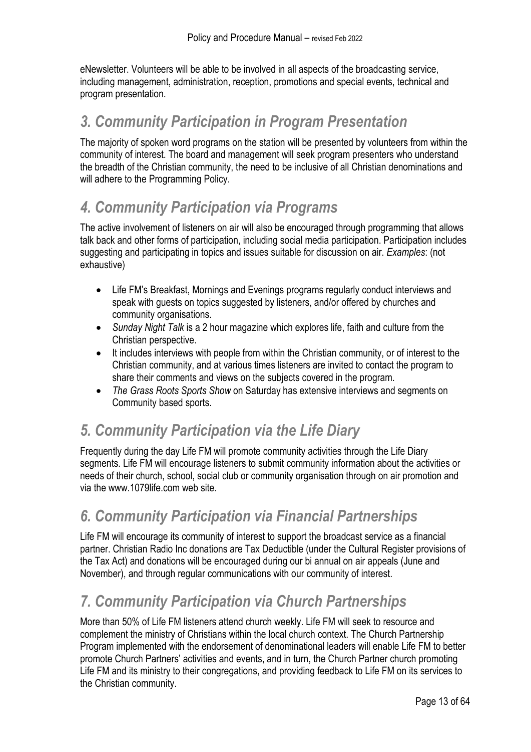eNewsletter. Volunteers will be able to be involved in all aspects of the broadcasting service, including management, administration, reception, promotions and special events, technical and program presentation.

## *3. Community Participation in Program Presentation*

The majority of spoken word programs on the station will be presented by volunteers from within the community of interest. The board and management will seek program presenters who understand the breadth of the Christian community, the need to be inclusive of all Christian denominations and will adhere to the Programming Policy.

## *4. Community Participation via Programs*

The active involvement of listeners on air will also be encouraged through programming that allows talk back and other forms of participation, including social media participation. Participation includes suggesting and participating in topics and issues suitable for discussion on air. *Examples*: (not exhaustive)

- Life FM's Breakfast, Mornings and Evenings programs regularly conduct interviews and speak with guests on topics suggested by listeners, and/or offered by churches and community organisations.
- *Sunday Night Talk* is a 2 hour magazine which explores life, faith and culture from the Christian perspective.
- It includes interviews with people from within the Christian community, or of interest to the Christian community, and at various times listeners are invited to contact the program to share their comments and views on the subjects covered in the program.
- *The Grass Roots Sports Show* on Saturday has extensive interviews and segments on Community based sports.

## *5. Community Participation via the Life Diary*

Frequently during the day Life FM will promote community activities through the Life Diary segments. Life FM will encourage listeners to submit community information about the activities or needs of their church, school, social club or community organisation through on air promotion and via the www.1079life.com web site.

## *6. Community Participation via Financial Partnerships*

Life FM will encourage its community of interest to support the broadcast service as a financial partner. Christian Radio Inc donations are Tax Deductible (under the Cultural Register provisions of the Tax Act) and donations will be encouraged during our bi annual on air appeals (June and November), and through regular communications with our community of interest.

## *7. Community Participation via Church Partnerships*

More than 50% of Life FM listeners attend church weekly. Life FM will seek to resource and complement the ministry of Christians within the local church context. The Church Partnership Program implemented with the endorsement of denominational leaders will enable Life FM to better promote Church Partners' activities and events, and in turn, the Church Partner church promoting Life FM and its ministry to their congregations, and providing feedback to Life FM on its services to the Christian community.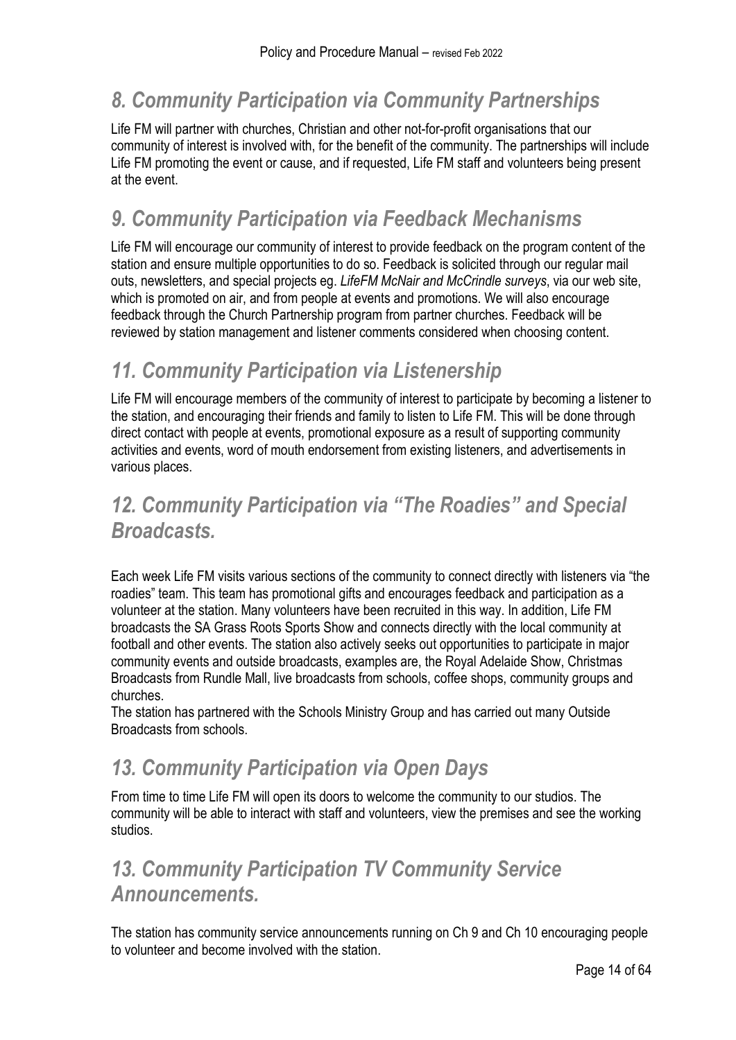## *8. Community Participation via Community Partnerships*

Life FM will partner with churches, Christian and other not-for-profit organisations that our community of interest is involved with, for the benefit of the community. The partnerships will include Life FM promoting the event or cause, and if requested, Life FM staff and volunteers being present at the event.

## *9. Community Participation via Feedback Mechanisms*

Life FM will encourage our community of interest to provide feedback on the program content of the station and ensure multiple opportunities to do so. Feedback is solicited through our regular mail outs, newsletters, and special projects eg. *LifeFM McNair and McCrindle surveys*, via our web site, which is promoted on air, and from people at events and promotions. We will also encourage feedback through the Church Partnership program from partner churches. Feedback will be reviewed by station management and listener comments considered when choosing content.

## *11. Community Participation via Listenership*

Life FM will encourage members of the community of interest to participate by becoming a listener to the station, and encouraging their friends and family to listen to Life FM. This will be done through direct contact with people at events, promotional exposure as a result of supporting community activities and events, word of mouth endorsement from existing listeners, and advertisements in various places.

## *12. Community Participation via "The Roadies" and Special Broadcasts.*

Each week Life FM visits various sections of the community to connect directly with listeners via "the roadies" team. This team has promotional gifts and encourages feedback and participation as a volunteer at the station. Many volunteers have been recruited in this way. In addition, Life FM broadcasts the SA Grass Roots Sports Show and connects directly with the local community at football and other events. The station also actively seeks out opportunities to participate in major community events and outside broadcasts, examples are, the Royal Adelaide Show, Christmas Broadcasts from Rundle Mall, live broadcasts from schools, coffee shops, community groups and churches.

The station has partnered with the Schools Ministry Group and has carried out many Outside Broadcasts from schools.

## *13. Community Participation via Open Days*

From time to time Life FM will open its doors to welcome the community to our studios. The community will be able to interact with staff and volunteers, view the premises and see the working studios.

## *13. Community Participation TV Community Service Announcements.*

The station has community service announcements running on Ch 9 and Ch 10 encouraging people to volunteer and become involved with the station.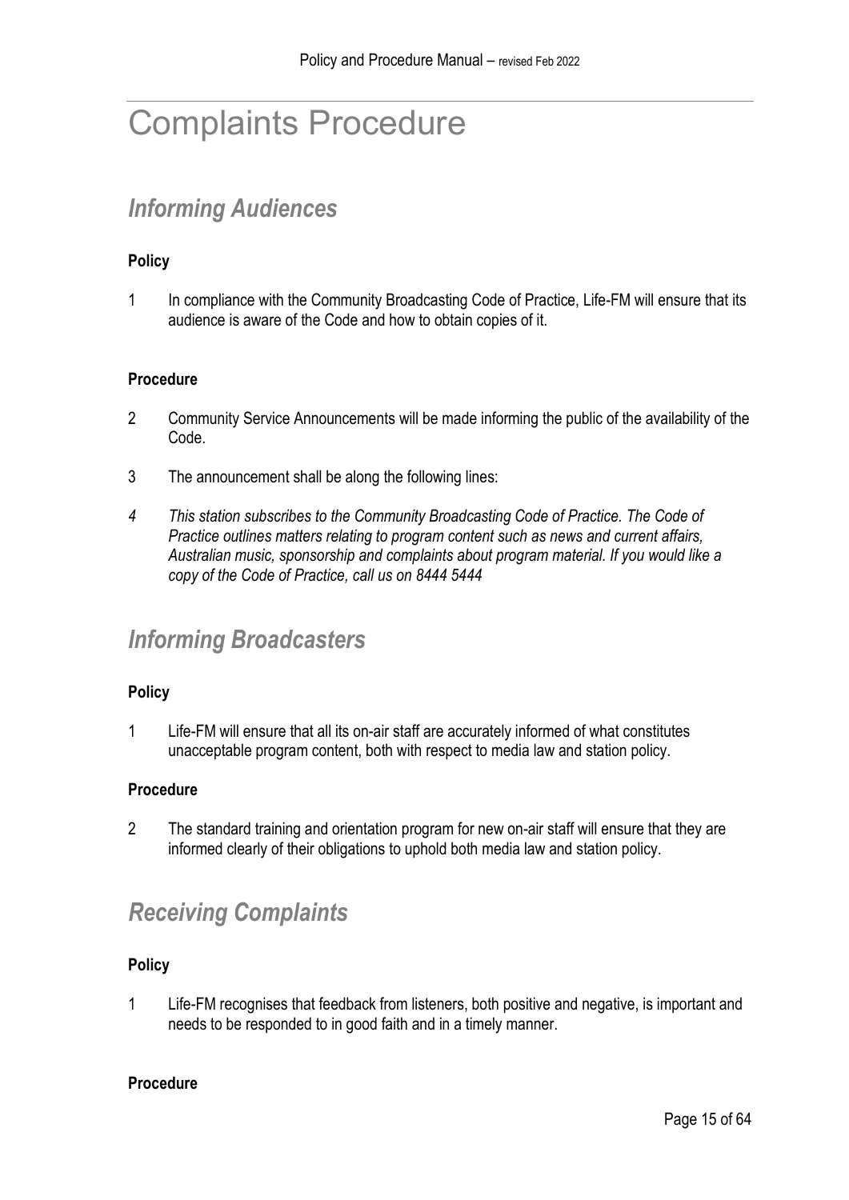# Complaints Procedure

## *Informing Audiences*

**Policy**

1 In compliance with the Community Broadcasting Code of Practice, Life-FM will ensure that its audience is aware of the Code and how to obtain copies of it.

**Procedure**

2 Community Service Announcements will be made informing the public of the availability of the Code.

3 The announcement shall be along the following lines:

*4 This station subscribes to the Community Broadcasting Code of Practice. The Code of Practice outlines matters relating to program content such as news and current affairs, Australian music, sponsorship and complaints about program material. If you would like a copy of the Code of Practice, call us on 8444 5444*

## *Informing Broadcasters*

**Policy**

1 Life-FM will ensure that all its on-air staff are accurately informed of what constitutes unacceptable program content, both with respect to media law and station policy.

**Procedure**

2 The standard training and orientation program for new on-air staff will ensure that they are informed clearly of their obligations to uphold both media law and station policy.

## *Receiving Complaints*

**Policy**

1 Life-FM recognises that feedback from listeners, both positive and negative, is important and needs to be responded to in good faith and in a timely manner.

**Procedure**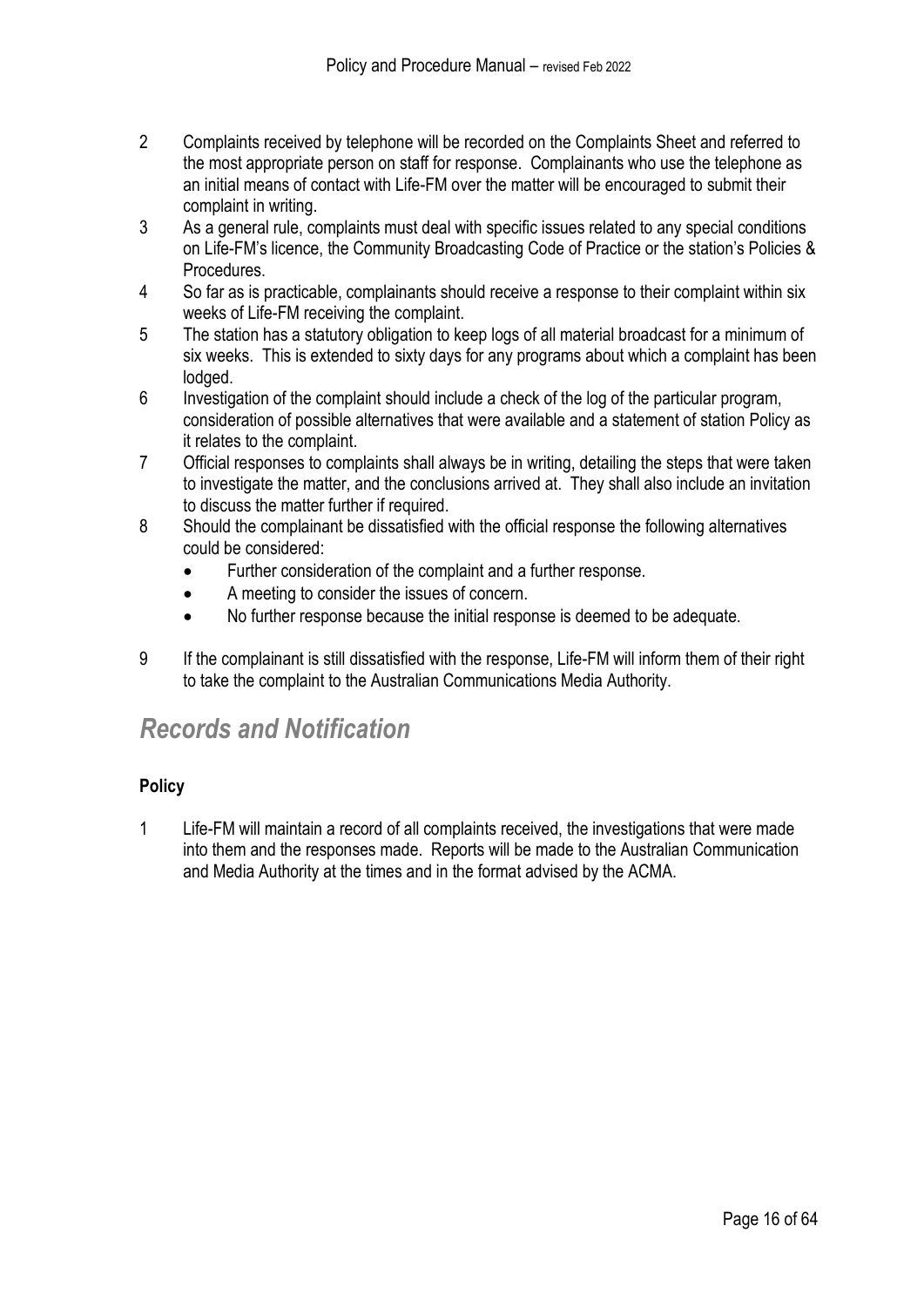2 Complaints received by telephone will be recorded on the Complaints Sheet and referred to the most appropriate person on staff for response. Complainants who use the telephone as an initial means of contact with Life-FM over the matter will be encouraged to submit their complaint in writing.

3 As a general rule, complaints must deal with specific issues related to any special conditions on Life-FM's licence, the Community Broadcasting Code of Practice or the station's Policies & Procedures.

4 So far as is practicable, complainants should receive a response to their complaint within six weeks of Life-FM receiving the complaint.

5 The station has a statutory obligation to keep logs of all material broadcast for a minimum of six weeks. This is extended to sixty days for any programs about which a complaint has been lodged.

6 Investigation of the complaint should include a check of the log of the particular program, consideration of possible alternatives that were available and a statement of station Policy as it relates to the complaint.

7 Official responses to complaints shall always be in writing, detailing the steps that were taken to investigate the matter, and the conclusions arrived at. They shall also include an invitation to discuss the matter further if required.

8 Should the complainant be dissatisfied with the official response the following alternatives could be considered:
   - Further consideration of the complaint and a further response.
   - A meeting to consider the issues of concern.
   - No further response because the initial response is deemed to be adequate.

9 If the complainant is still dissatisfied with the response, Life-FM will inform them of their right to take the complaint to the Australian Communications Media Authority.

## *Records and Notification*

### Policy

1 Life-FM will maintain a record of all complaints received, the investigations that were made into them and the responses made. Reports will be made to the Australian Communication and Media Authority at the times and in the format advised by the ACMA.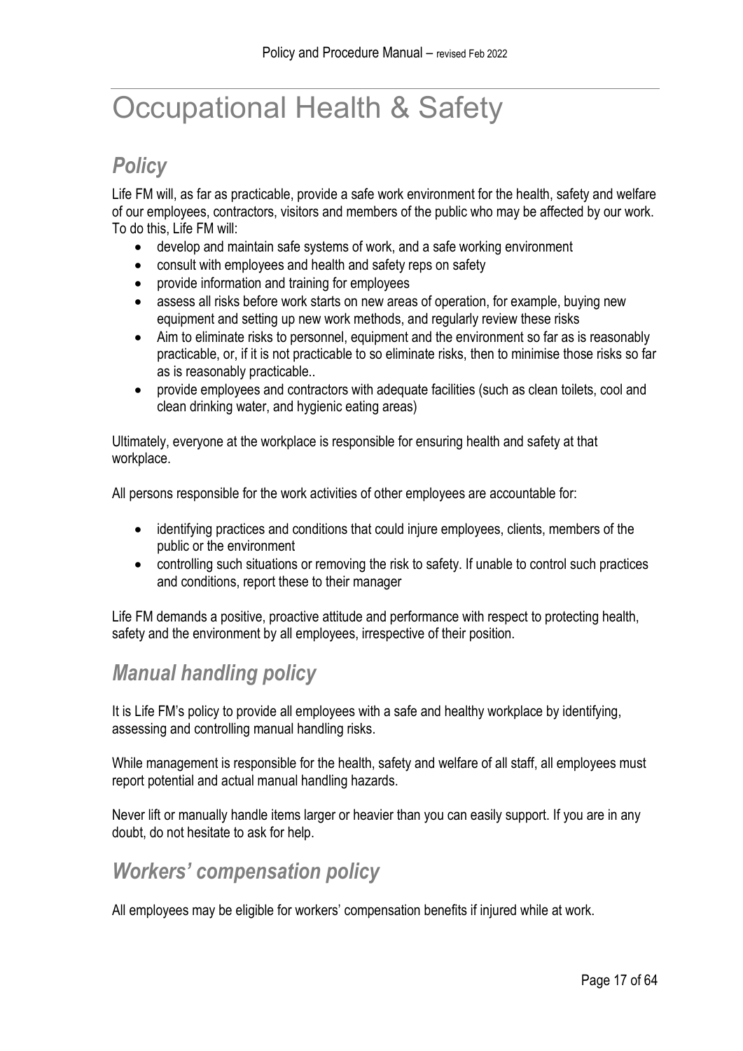# Occupational Health & Safety

## *Policy*

Life FM will, as far as practicable, provide a safe work environment for the health, safety and welfare of our employees, contractors, visitors and members of the public who may be affected by our work. To do this, Life FM will:

- develop and maintain safe systems of work, and a safe working environment
- consult with employees and health and safety reps on safety
- provide information and training for employees
- assess all risks before work starts on new areas of operation, for example, buying new equipment and setting up new work methods, and regularly review these risks
- Aim to eliminate risks to personnel, equipment and the environment so far as is reasonably practicable, or, if it is not practicable to so eliminate risks, then to minimise those risks so far as is reasonably practicable..
- provide employees and contractors with adequate facilities (such as clean toilets, cool and clean drinking water, and hygienic eating areas)

Ultimately, everyone at the workplace is responsible for ensuring health and safety at that workplace.

All persons responsible for the work activities of other employees are accountable for:

- identifying practices and conditions that could injure employees, clients, members of the public or the environment
- controlling such situations or removing the risk to safety. If unable to control such practices and conditions, report these to their manager

Life FM demands a positive, proactive attitude and performance with respect to protecting health, safety and the environment by all employees, irrespective of their position.

## *Manual handling policy*

It is Life FM's policy to provide all employees with a safe and healthy workplace by identifying, assessing and controlling manual handling risks.

While management is responsible for the health, safety and welfare of all staff, all employees must report potential and actual manual handling hazards.

Never lift or manually handle items larger or heavier than you can easily support. If you are in any doubt, do not hesitate to ask for help.

## *Workers' compensation policy*

All employees may be eligible for workers' compensation benefits if injured while at work.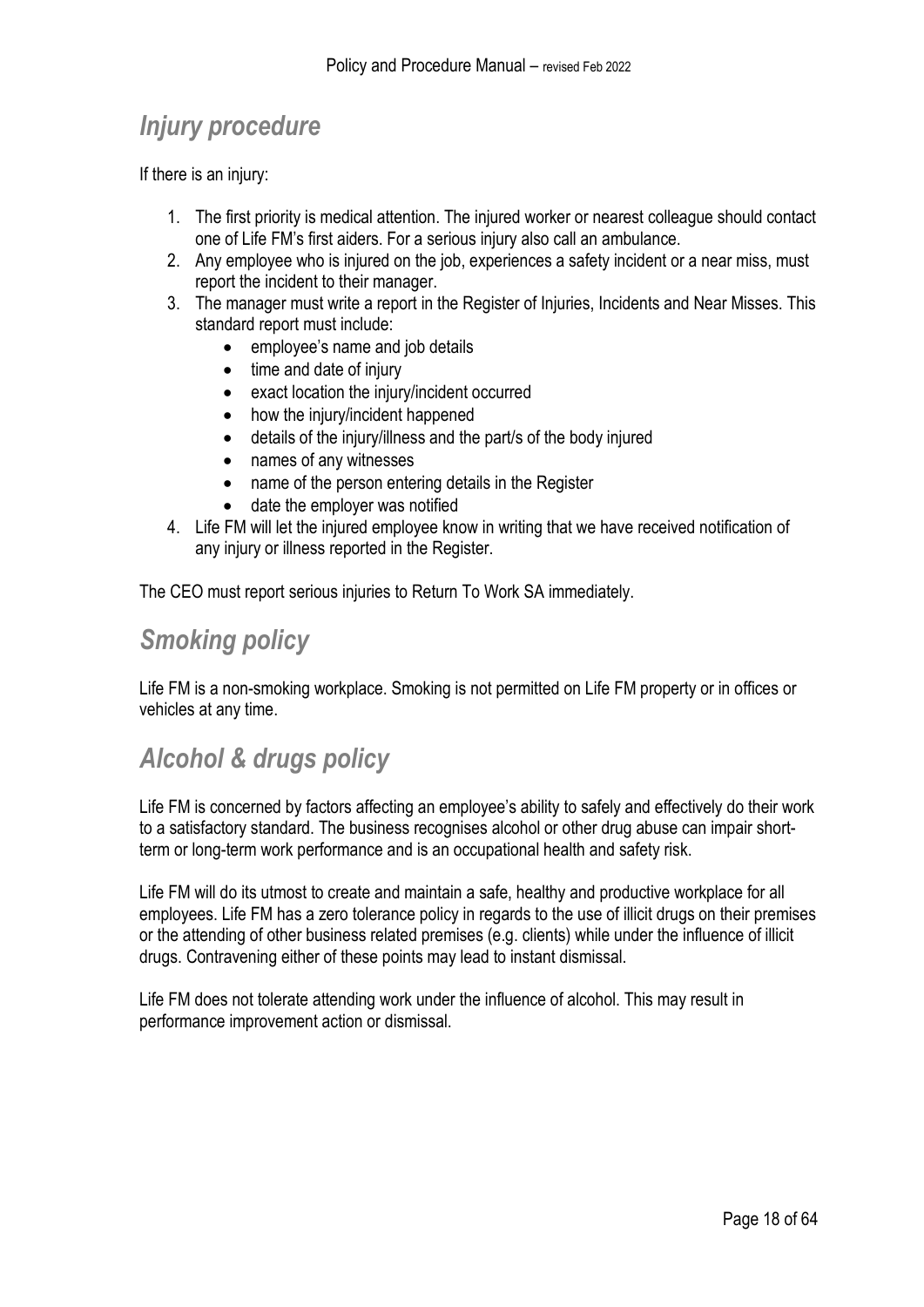## *Injury procedure*

If there is an injury:

1. The first priority is medical attention. The injured worker or nearest colleague should contact one of Life FM's first aiders. For a serious injury also call an ambulance.
2. Any employee who is injured on the job, experiences a safety incident or a near miss, must report the incident to their manager.
3. The manager must write a report in the Register of Injuries, Incidents and Near Misses. This standard report must include:
    - employee's name and job details
    - time and date of injury
    - exact location the injury/incident occurred
    - how the injury/incident happened
    - details of the injury/illness and the part/s of the body injured
    - names of any witnesses
    - name of the person entering details in the Register
    - date the employer was notified
4. Life FM will let the injured employee know in writing that we have received notification of any injury or illness reported in the Register.

The CEO must report serious injuries to Return To Work SA immediately.

## *Smoking policy*

Life FM is a non-smoking workplace. Smoking is not permitted on Life FM property or in offices or vehicles at any time.

## *Alcohol & drugs policy*

Life FM is concerned by factors affecting an employee's ability to safely and effectively do their work to a satisfactory standard. The business recognises alcohol or other drug abuse can impair short-term or long-term work performance and is an occupational health and safety risk.

Life FM will do its utmost to create and maintain a safe, healthy and productive workplace for all employees. Life FM has a zero tolerance policy in regards to the use of illicit drugs on their premises or the attending of other business related premises (e.g. clients) while under the influence of illicit drugs. Contravening either of these points may lead to instant dismissal.

Life FM does not tolerate attending work under the influence of alcohol. This may result in performance improvement action or dismissal.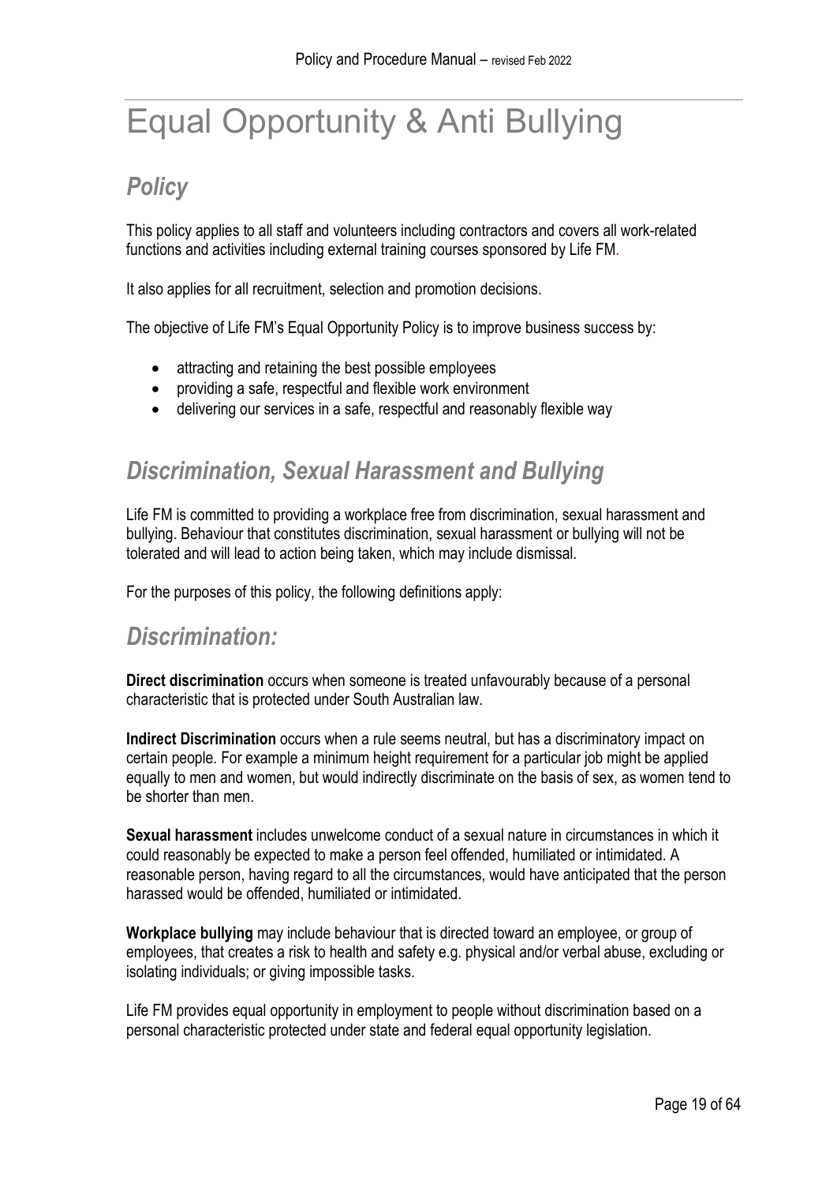# Equal Opportunity & Anti Bullying

## *Policy*

This policy applies to all staff and volunteers including contractors and covers all work-related functions and activities including external training courses sponsored by Life FM.

It also applies for all recruitment, selection and promotion decisions.

The objective of Life FM's Equal Opportunity Policy is to improve business success by:

- attracting and retaining the best possible employees
- providing a safe, respectful and flexible work environment
- delivering our services in a safe, respectful and reasonably flexible way

## *Discrimination, Sexual Harassment and Bullying*

Life FM is committed to providing a workplace free from discrimination, sexual harassment and bullying. Behaviour that constitutes discrimination, sexual harassment or bullying will not be tolerated and will lead to action being taken, which may include dismissal.

For the purposes of this policy, the following definitions apply:

## *Discrimination:*

**Direct discrimination** occurs when someone is treated unfavourably because of a personal characteristic that is protected under South Australian law.

**Indirect Discrimination** occurs when a rule seems neutral, but has a discriminatory impact on certain people. For example a minimum height requirement for a particular job might be applied equally to men and women, but would indirectly discriminate on the basis of sex, as women tend to be shorter than men.

**Sexual harassment** includes unwelcome conduct of a sexual nature in circumstances in which it could reasonably be expected to make a person feel offended, humiliated or intimidated. A reasonable person, having regard to all the circumstances, would have anticipated that the person harassed would be offended, humiliated or intimidated.

**Workplace bullying** may include behaviour that is directed toward an employee, or group of employees, that creates a risk to health and safety e.g. physical and/or verbal abuse, excluding or isolating individuals; or giving impossible tasks.

Life FM provides equal opportunity in employment to people without discrimination based on a personal characteristic protected under state and federal equal opportunity legislation.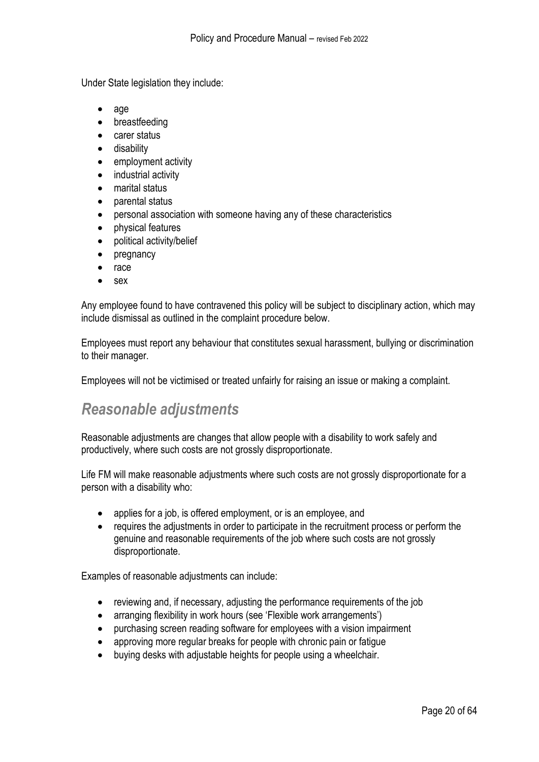Under State legislation they include:

- age
- breastfeeding
- carer status
- disability
- employment activity
- industrial activity
- marital status
- parental status
- personal association with someone having any of these characteristics
- physical features
- political activity/belief
- pregnancy
- race
- sex

Any employee found to have contravened this policy will be subject to disciplinary action, which may include dismissal as outlined in the complaint procedure below.

Employees must report any behaviour that constitutes sexual harassment, bullying or discrimination to their manager.

Employees will not be victimised or treated unfairly for raising an issue or making a complaint.

## *Reasonable adjustments*

Reasonable adjustments are changes that allow people with a disability to work safely and productively, where such costs are not grossly disproportionate.

Life FM will make reasonable adjustments where such costs are not grossly disproportionate for a person with a disability who:

- applies for a job, is offered employment, or is an employee, and
- requires the adjustments in order to participate in the recruitment process or perform the genuine and reasonable requirements of the job where such costs are not grossly disproportionate.

Examples of reasonable adjustments can include:

- reviewing and, if necessary, adjusting the performance requirements of the job
- arranging flexibility in work hours (see 'Flexible work arrangements')
- purchasing screen reading software for employees with a vision impairment
- approving more regular breaks for people with chronic pain or fatigue
- buying desks with adjustable heights for people using a wheelchair.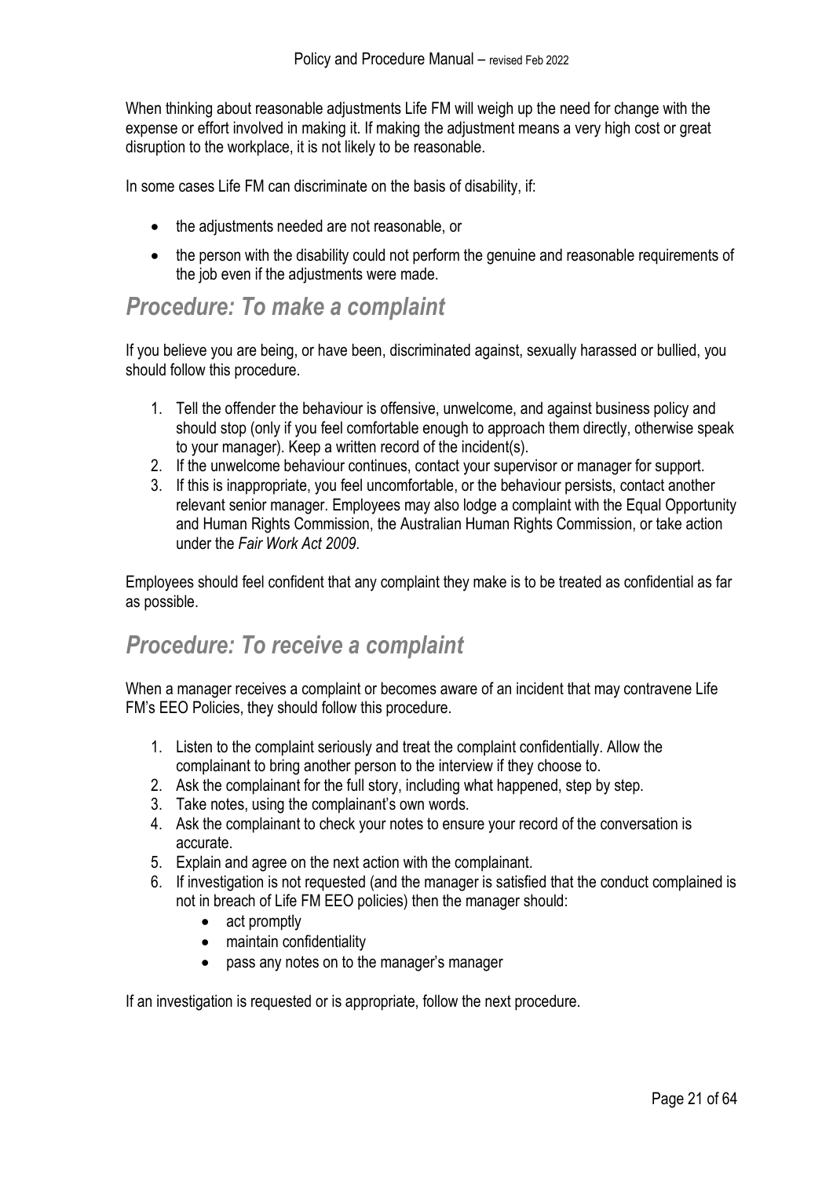When thinking about reasonable adjustments Life FM will weigh up the need for change with the expense or effort involved in making it. If making the adjustment means a very high cost or great disruption to the workplace, it is not likely to be reasonable.

In some cases Life FM can discriminate on the basis of disability, if:

- the adjustments needed are not reasonable, or
- the person with the disability could not perform the genuine and reasonable requirements of the job even if the adjustments were made.

## *Procedure: To make a complaint*

If you believe you are being, or have been, discriminated against, sexually harassed or bullied, you should follow this procedure.

1. Tell the offender the behaviour is offensive, unwelcome, and against business policy and should stop (only if you feel comfortable enough to approach them directly, otherwise speak to your manager). Keep a written record of the incident(s).
2. If the unwelcome behaviour continues, contact your supervisor or manager for support.
3. If this is inappropriate, you feel uncomfortable, or the behaviour persists, contact another relevant senior manager. Employees may also lodge a complaint with the Equal Opportunity and Human Rights Commission, the Australian Human Rights Commission, or take action under the *Fair Work Act 2009*.

Employees should feel confident that any complaint they make is to be treated as confidential as far as possible.

## *Procedure: To receive a complaint*

When a manager receives a complaint or becomes aware of an incident that may contravene Life FM's EEO Policies, they should follow this procedure.

1. Listen to the complaint seriously and treat the complaint confidentially. Allow the complainant to bring another person to the interview if they choose to.
2. Ask the complainant for the full story, including what happened, step by step.
3. Take notes, using the complainant's own words.
4. Ask the complainant to check your notes to ensure your record of the conversation is accurate.
5. Explain and agree on the next action with the complainant.
6. If investigation is not requested (and the manager is satisfied that the conduct complained is not in breach of Life FM EEO policies) then the manager should:
   - act promptly
   - maintain confidentiality
   - pass any notes on to the manager's manager

If an investigation is requested or is appropriate, follow the next procedure.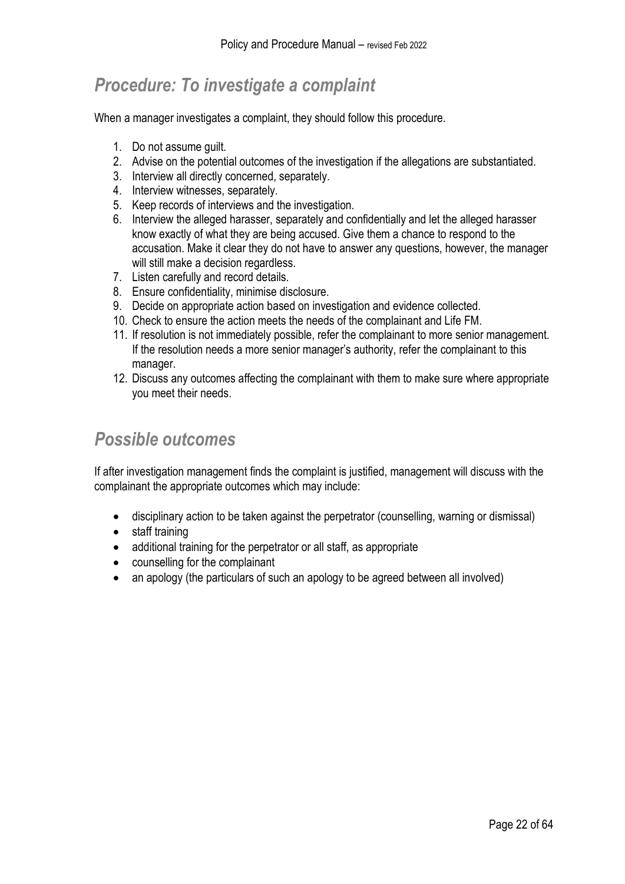## *Procedure: To investigate a complaint*

When a manager investigates a complaint, they should follow this procedure.

1. Do not assume guilt.
2. Advise on the potential outcomes of the investigation if the allegations are substantiated.
3. Interview all directly concerned, separately.
4. Interview witnesses, separately.
5. Keep records of interviews and the investigation.
6. Interview the alleged harasser, separately and confidentially and let the alleged harasser know exactly of what they are being accused. Give them a chance to respond to the accusation. Make it clear they do not have to answer any questions, however, the manager will still make a decision regardless.
7. Listen carefully and record details.
8. Ensure confidentiality, minimise disclosure.
9. Decide on appropriate action based on investigation and evidence collected.
10. Check to ensure the action meets the needs of the complainant and Life FM.
11. If resolution is not immediately possible, refer the complainant to more senior management. If the resolution needs a more senior manager's authority, refer the complainant to this manager.
12. Discuss any outcomes affecting the complainant with them to make sure where appropriate you meet their needs.

## *Possible outcomes*

If after investigation management finds the complaint is justified, management will discuss with the complainant the appropriate outcomes which may include:

- disciplinary action to be taken against the perpetrator (counselling, warning or dismissal)
- staff training
- additional training for the perpetrator or all staff, as appropriate
- counselling for the complainant
- an apology (the particulars of such an apology to be agreed between all involved)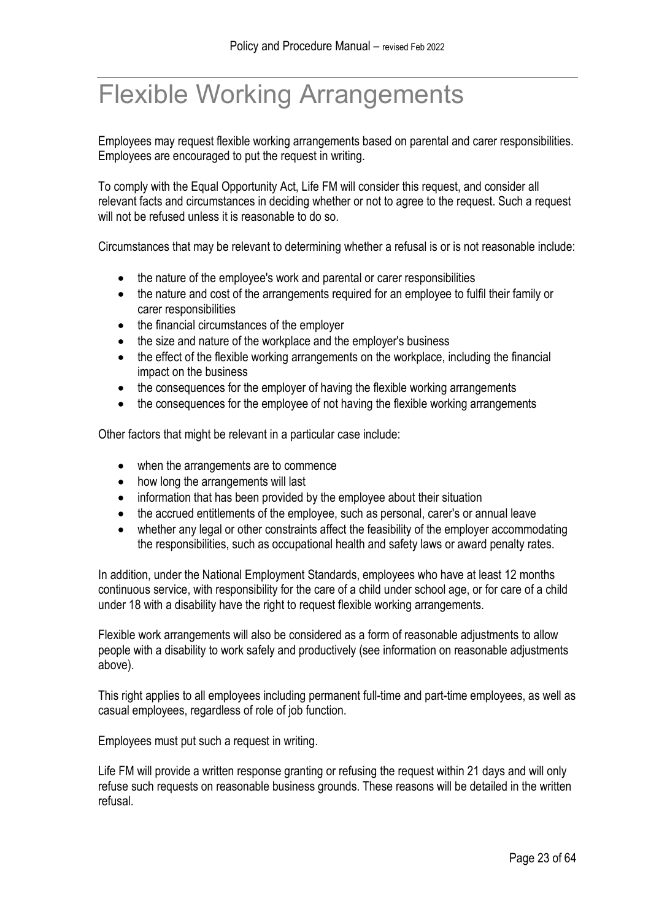# Flexible Working Arrangements

Employees may request flexible working arrangements based on parental and carer responsibilities. Employees are encouraged to put the request in writing.

To comply with the Equal Opportunity Act, Life FM will consider this request, and consider all relevant facts and circumstances in deciding whether or not to agree to the request. Such a request will not be refused unless it is reasonable to do so.

Circumstances that may be relevant to determining whether a refusal is or is not reasonable include:

- the nature of the employee's work and parental or carer responsibilities
- the nature and cost of the arrangements required for an employee to fulfil their family or carer responsibilities
- the financial circumstances of the employer
- the size and nature of the workplace and the employer's business
- the effect of the flexible working arrangements on the workplace, including the financial impact on the business
- the consequences for the employer of having the flexible working arrangements
- the consequences for the employee of not having the flexible working arrangements

Other factors that might be relevant in a particular case include:

- when the arrangements are to commence
- how long the arrangements will last
- information that has been provided by the employee about their situation
- the accrued entitlements of the employee, such as personal, carer's or annual leave
- whether any legal or other constraints affect the feasibility of the employer accommodating the responsibilities, such as occupational health and safety laws or award penalty rates.

In addition, under the National Employment Standards, employees who have at least 12 months continuous service, with responsibility for the care of a child under school age, or for care of a child under 18 with a disability have the right to request flexible working arrangements.

Flexible work arrangements will also be considered as a form of reasonable adjustments to allow people with a disability to work safely and productively (see information on reasonable adjustments above).

This right applies to all employees including permanent full-time and part-time employees, as well as casual employees, regardless of role of job function.

Employees must put such a request in writing.

Life FM will provide a written response granting or refusing the request within 21 days and will only refuse such requests on reasonable business grounds. These reasons will be detailed in the written refusal.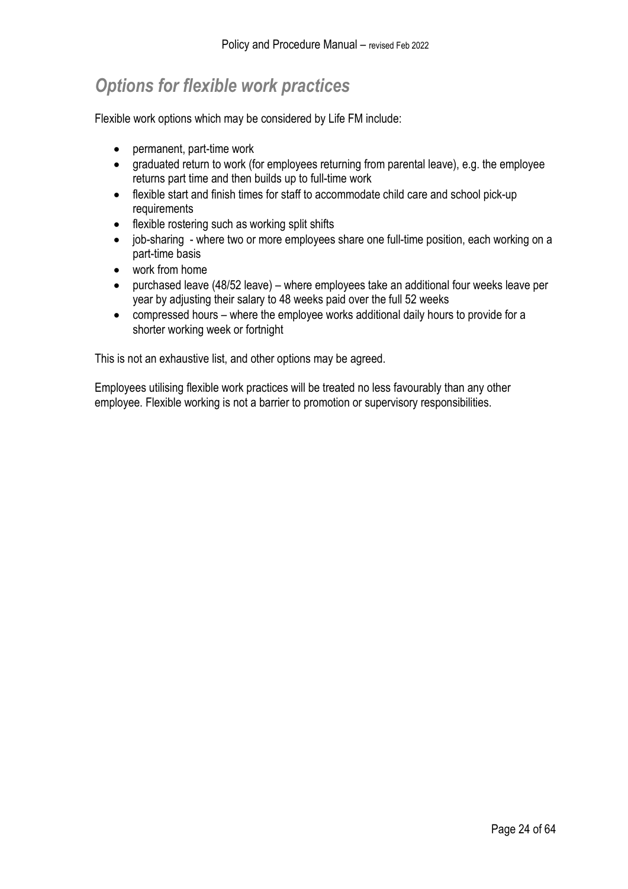## *Options for flexible work practices*

Flexible work options which may be considered by Life FM include:

- permanent, part-time work
- graduated return to work (for employees returning from parental leave), e.g. the employee returns part time and then builds up to full-time work
- flexible start and finish times for staff to accommodate child care and school pick-up requirements
- flexible rostering such as working split shifts
- job-sharing - where two or more employees share one full-time position, each working on a part-time basis
- work from home
- purchased leave (48/52 leave) – where employees take an additional four weeks leave per year by adjusting their salary to 48 weeks paid over the full 52 weeks
- compressed hours – where the employee works additional daily hours to provide for a shorter working week or fortnight

This is not an exhaustive list, and other options may be agreed.

Employees utilising flexible work practices will be treated no less favourably than any other employee. Flexible working is not a barrier to promotion or supervisory responsibilities.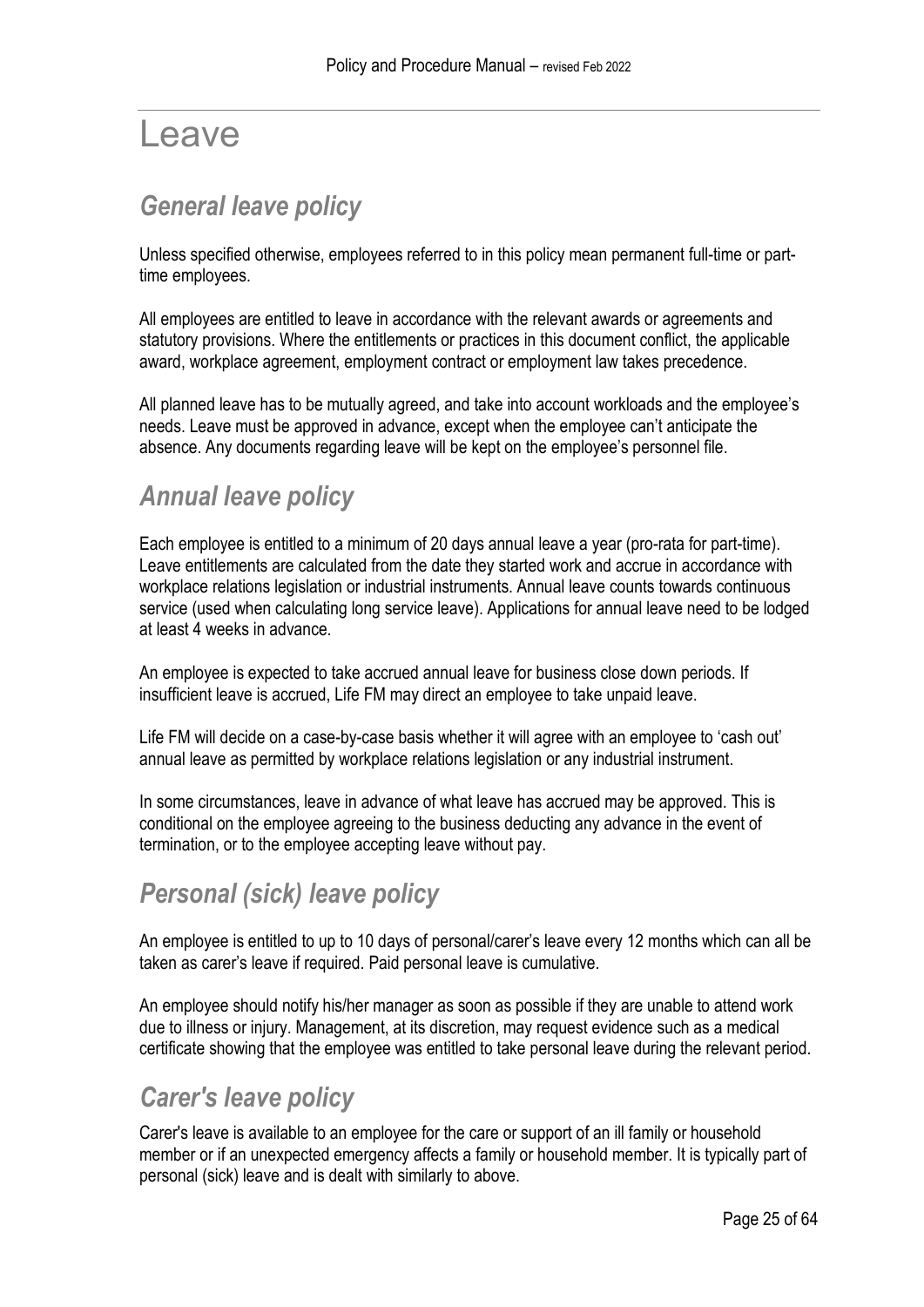# Leave

## *General leave policy*

Unless specified otherwise, employees referred to in this policy mean permanent full-time or part-time employees.

All employees are entitled to leave in accordance with the relevant awards or agreements and statutory provisions. Where the entitlements or practices in this document conflict, the applicable award, workplace agreement, employment contract or employment law takes precedence.

All planned leave has to be mutually agreed, and take into account workloads and the employee's needs. Leave must be approved in advance, except when the employee can't anticipate the absence. Any documents regarding leave will be kept on the employee's personnel file.

## *Annual leave policy*

Each employee is entitled to a minimum of 20 days annual leave a year (pro-rata for part-time). Leave entitlements are calculated from the date they started work and accrue in accordance with workplace relations legislation or industrial instruments. Annual leave counts towards continuous service (used when calculating long service leave). Applications for annual leave need to be lodged at least 4 weeks in advance.

An employee is expected to take accrued annual leave for business close down periods. If insufficient leave is accrued, Life FM may direct an employee to take unpaid leave.

Life FM will decide on a case-by-case basis whether it will agree with an employee to 'cash out' annual leave as permitted by workplace relations legislation or any industrial instrument.

In some circumstances, leave in advance of what leave has accrued may be approved. This is conditional on the employee agreeing to the business deducting any advance in the event of termination, or to the employee accepting leave without pay.

## *Personal (sick) leave policy*

An employee is entitled to up to 10 days of personal/carer's leave every 12 months which can all be taken as carer's leave if required. Paid personal leave is cumulative.

An employee should notify his/her manager as soon as possible if they are unable to attend work due to illness or injury. Management, at its discretion, may request evidence such as a medical certificate showing that the employee was entitled to take personal leave during the relevant period.

## *Carer's leave policy*

Carer's leave is available to an employee for the care or support of an ill family or household member or if an unexpected emergency affects a family or household member. It is typically part of personal (sick) leave and is dealt with similarly to above.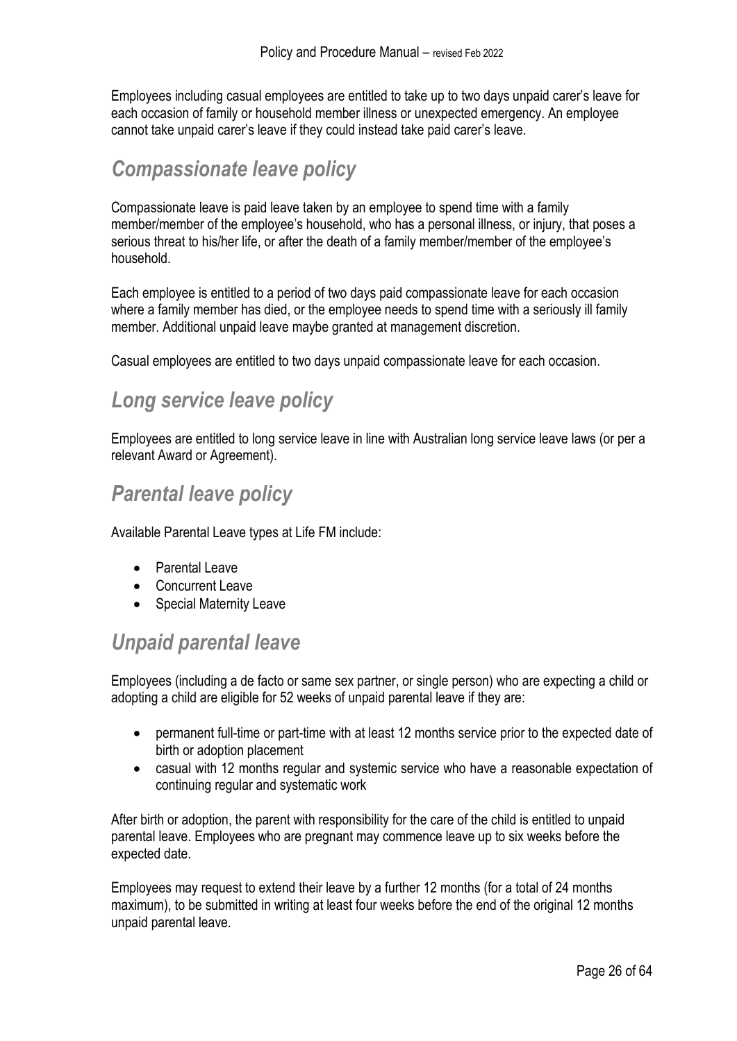Employees including casual employees are entitled to take up to two days unpaid carer's leave for each occasion of family or household member illness or unexpected emergency. An employee cannot take unpaid carer's leave if they could instead take paid carer's leave.

## *Compassionate leave policy*

Compassionate leave is paid leave taken by an employee to spend time with a family member/member of the employee's household, who has a personal illness, or injury, that poses a serious threat to his/her life, or after the death of a family member/member of the employee's household.

Each employee is entitled to a period of two days paid compassionate leave for each occasion where a family member has died, or the employee needs to spend time with a seriously ill family member. Additional unpaid leave maybe granted at management discretion.

Casual employees are entitled to two days unpaid compassionate leave for each occasion.

## *Long service leave policy*

Employees are entitled to long service leave in line with Australian long service leave laws (or per a relevant Award or Agreement).

## *Parental leave policy*

Available Parental Leave types at Life FM include:

- Parental Leave
- Concurrent Leave
- Special Maternity Leave

## *Unpaid parental leave*

Employees (including a de facto or same sex partner, or single person) who are expecting a child or adopting a child are eligible for 52 weeks of unpaid parental leave if they are:

- permanent full-time or part-time with at least 12 months service prior to the expected date of birth or adoption placement
- casual with 12 months regular and systemic service who have a reasonable expectation of continuing regular and systematic work

After birth or adoption, the parent with responsibility for the care of the child is entitled to unpaid parental leave. Employees who are pregnant may commence leave up to six weeks before the expected date.

Employees may request to extend their leave by a further 12 months (for a total of 24 months maximum), to be submitted in writing at least four weeks before the end of the original 12 months unpaid parental leave.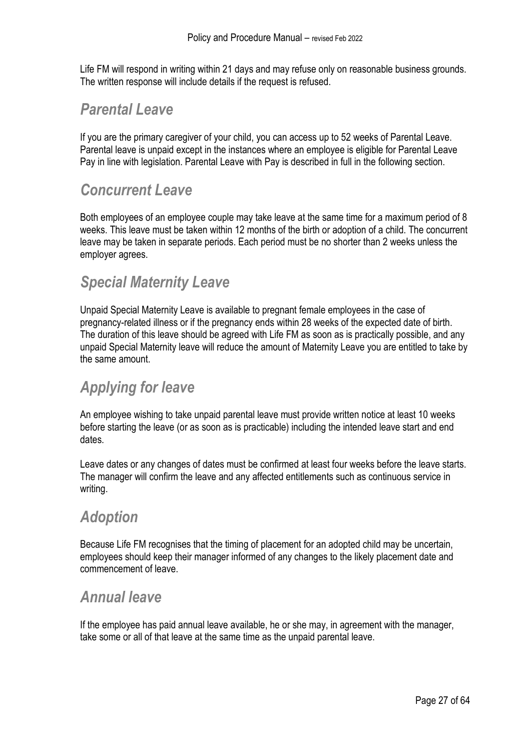Life FM will respond in writing within 21 days and may refuse only on reasonable business grounds. The written response will include details if the request is refused.

## *Parental Leave*

If you are the primary caregiver of your child, you can access up to 52 weeks of Parental Leave. Parental leave is unpaid except in the instances where an employee is eligible for Parental Leave Pay in line with legislation. Parental Leave with Pay is described in full in the following section.

## *Concurrent Leave*

Both employees of an employee couple may take leave at the same time for a maximum period of 8 weeks. This leave must be taken within 12 months of the birth or adoption of a child. The concurrent leave may be taken in separate periods. Each period must be no shorter than 2 weeks unless the employer agrees.

## *Special Maternity Leave*

Unpaid Special Maternity Leave is available to pregnant female employees in the case of pregnancy-related illness or if the pregnancy ends within 28 weeks of the expected date of birth. The duration of this leave should be agreed with Life FM as soon as is practically possible, and any unpaid Special Maternity leave will reduce the amount of Maternity Leave you are entitled to take by the same amount.

## *Applying for leave*

An employee wishing to take unpaid parental leave must provide written notice at least 10 weeks before starting the leave (or as soon as is practicable) including the intended leave start and end dates.

Leave dates or any changes of dates must be confirmed at least four weeks before the leave starts. The manager will confirm the leave and any affected entitlements such as continuous service in writing.

## *Adoption*

Because Life FM recognises that the timing of placement for an adopted child may be uncertain, employees should keep their manager informed of any changes to the likely placement date and commencement of leave.

## *Annual leave*

If the employee has paid annual leave available, he or she may, in agreement with the manager, take some or all of that leave at the same time as the unpaid parental leave.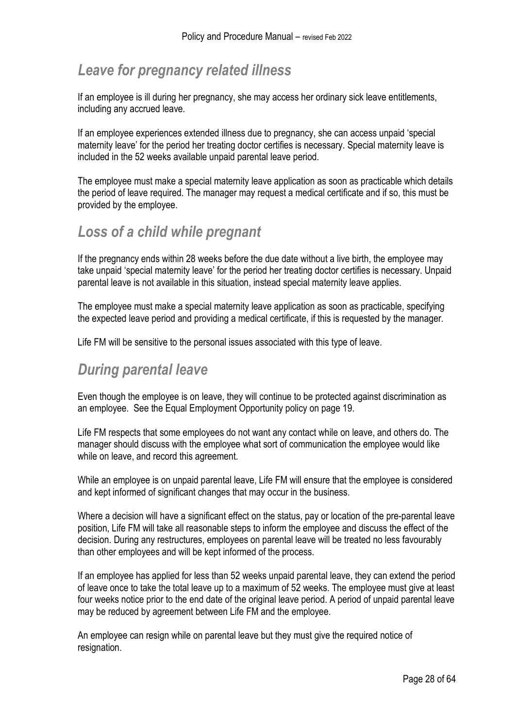## *Leave for pregnancy related illness*

If an employee is ill during her pregnancy, she may access her ordinary sick leave entitlements, including any accrued leave.

If an employee experiences extended illness due to pregnancy, she can access unpaid 'special maternity leave' for the period her treating doctor certifies is necessary. Special maternity leave is included in the 52 weeks available unpaid parental leave period.

The employee must make a special maternity leave application as soon as practicable which details the period of leave required. The manager may request a medical certificate and if so, this must be provided by the employee.

## *Loss of a child while pregnant*

If the pregnancy ends within 28 weeks before the due date without a live birth, the employee may take unpaid 'special maternity leave' for the period her treating doctor certifies is necessary. Unpaid parental leave is not available in this situation, instead special maternity leave applies.

The employee must make a special maternity leave application as soon as practicable, specifying the expected leave period and providing a medical certificate, if this is requested by the manager.

Life FM will be sensitive to the personal issues associated with this type of leave.

## *During parental leave*

Even though the employee is on leave, they will continue to be protected against discrimination as an employee. See the Equal Employment Opportunity policy on page 19.

Life FM respects that some employees do not want any contact while on leave, and others do. The manager should discuss with the employee what sort of communication the employee would like while on leave, and record this agreement.

While an employee is on unpaid parental leave, Life FM will ensure that the employee is considered and kept informed of significant changes that may occur in the business.

Where a decision will have a significant effect on the status, pay or location of the pre-parental leave position, Life FM will take all reasonable steps to inform the employee and discuss the effect of the decision. During any restructures, employees on parental leave will be treated no less favourably than other employees and will be kept informed of the process.

If an employee has applied for less than 52 weeks unpaid parental leave, they can extend the period of leave once to take the total leave up to a maximum of 52 weeks. The employee must give at least four weeks notice prior to the end date of the original leave period. A period of unpaid parental leave may be reduced by agreement between Life FM and the employee.

An employee can resign while on parental leave but they must give the required notice of resignation.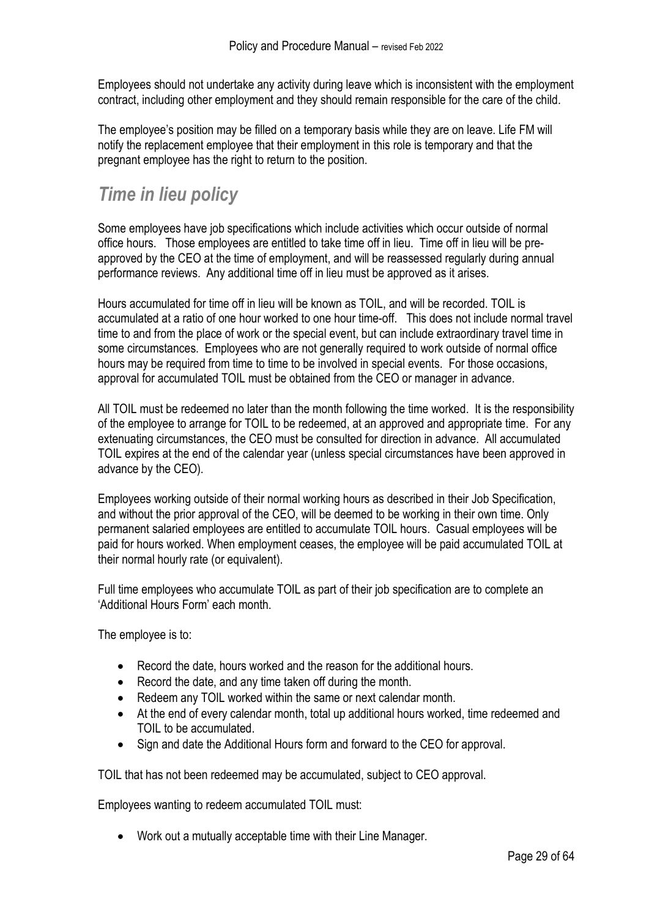Employees should not undertake any activity during leave which is inconsistent with the employment contract, including other employment and they should remain responsible for the care of the child.

The employee's position may be filled on a temporary basis while they are on leave. Life FM will notify the replacement employee that their employment in this role is temporary and that the pregnant employee has the right to return to the position.

## *Time in lieu policy*

Some employees have job specifications which include activities which occur outside of normal office hours. Those employees are entitled to take time off in lieu. Time off in lieu will be pre-approved by the CEO at the time of employment, and will be reassessed regularly during annual performance reviews. Any additional time off in lieu must be approved as it arises.

Hours accumulated for time off in lieu will be known as TOIL, and will be recorded. TOIL is accumulated at a ratio of one hour worked to one hour time-off. This does not include normal travel time to and from the place of work or the special event, but can include extraordinary travel time in some circumstances. Employees who are not generally required to work outside of normal office hours may be required from time to time to be involved in special events. For those occasions, approval for accumulated TOIL must be obtained from the CEO or manager in advance.

All TOIL must be redeemed no later than the month following the time worked. It is the responsibility of the employee to arrange for TOIL to be redeemed, at an approved and appropriate time. For any extenuating circumstances, the CEO must be consulted for direction in advance. All accumulated TOIL expires at the end of the calendar year (unless special circumstances have been approved in advance by the CEO).

Employees working outside of their normal working hours as described in their Job Specification, and without the prior approval of the CEO, will be deemed to be working in their own time. Only permanent salaried employees are entitled to accumulate TOIL hours. Casual employees will be paid for hours worked. When employment ceases, the employee will be paid accumulated TOIL at their normal hourly rate (or equivalent).

Full time employees who accumulate TOIL as part of their job specification are to complete an 'Additional Hours Form' each month.

The employee is to:

- Record the date, hours worked and the reason for the additional hours.
- Record the date, and any time taken off during the month.
- Redeem any TOIL worked within the same or next calendar month.
- At the end of every calendar month, total up additional hours worked, time redeemed and TOIL to be accumulated.
- Sign and date the Additional Hours form and forward to the CEO for approval.

TOIL that has not been redeemed may be accumulated, subject to CEO approval.

Employees wanting to redeem accumulated TOIL must:

- Work out a mutually acceptable time with their Line Manager.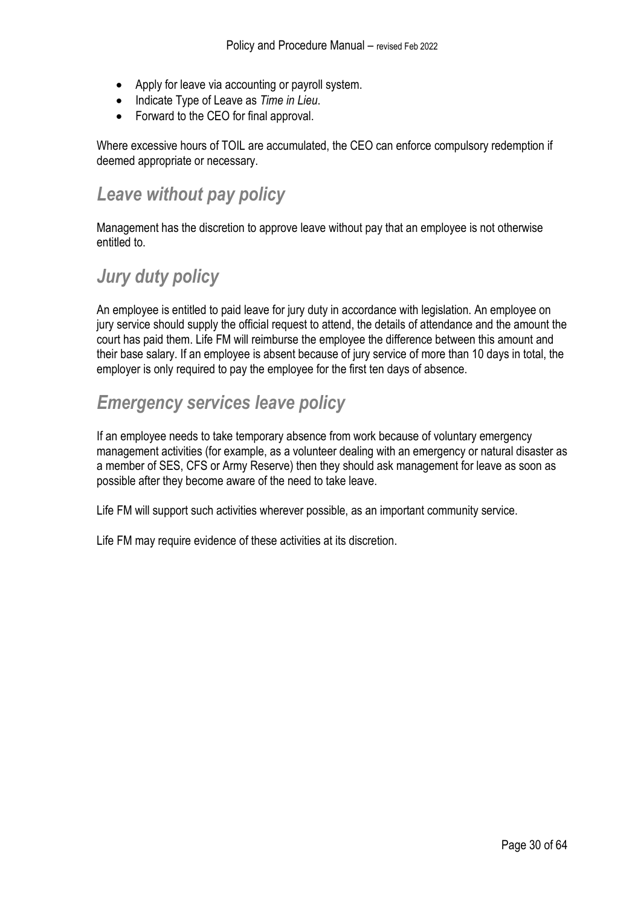- Apply for leave via accounting or payroll system.
- Indicate Type of Leave as *Time in Lieu*.
- Forward to the CEO for final approval.

Where excessive hours of TOIL are accumulated, the CEO can enforce compulsory redemption if deemed appropriate or necessary.

## *Leave without pay policy*

Management has the discretion to approve leave without pay that an employee is not otherwise entitled to.

## *Jury duty policy*

An employee is entitled to paid leave for jury duty in accordance with legislation. An employee on jury service should supply the official request to attend, the details of attendance and the amount the court has paid them. Life FM will reimburse the employee the difference between this amount and their base salary. If an employee is absent because of jury service of more than 10 days in total, the employer is only required to pay the employee for the first ten days of absence.

## *Emergency services leave policy*

If an employee needs to take temporary absence from work because of voluntary emergency management activities (for example, as a volunteer dealing with an emergency or natural disaster as a member of SES, CFS or Army Reserve) then they should ask management for leave as soon as possible after they become aware of the need to take leave.

Life FM will support such activities wherever possible, as an important community service.

Life FM may require evidence of these activities at its discretion.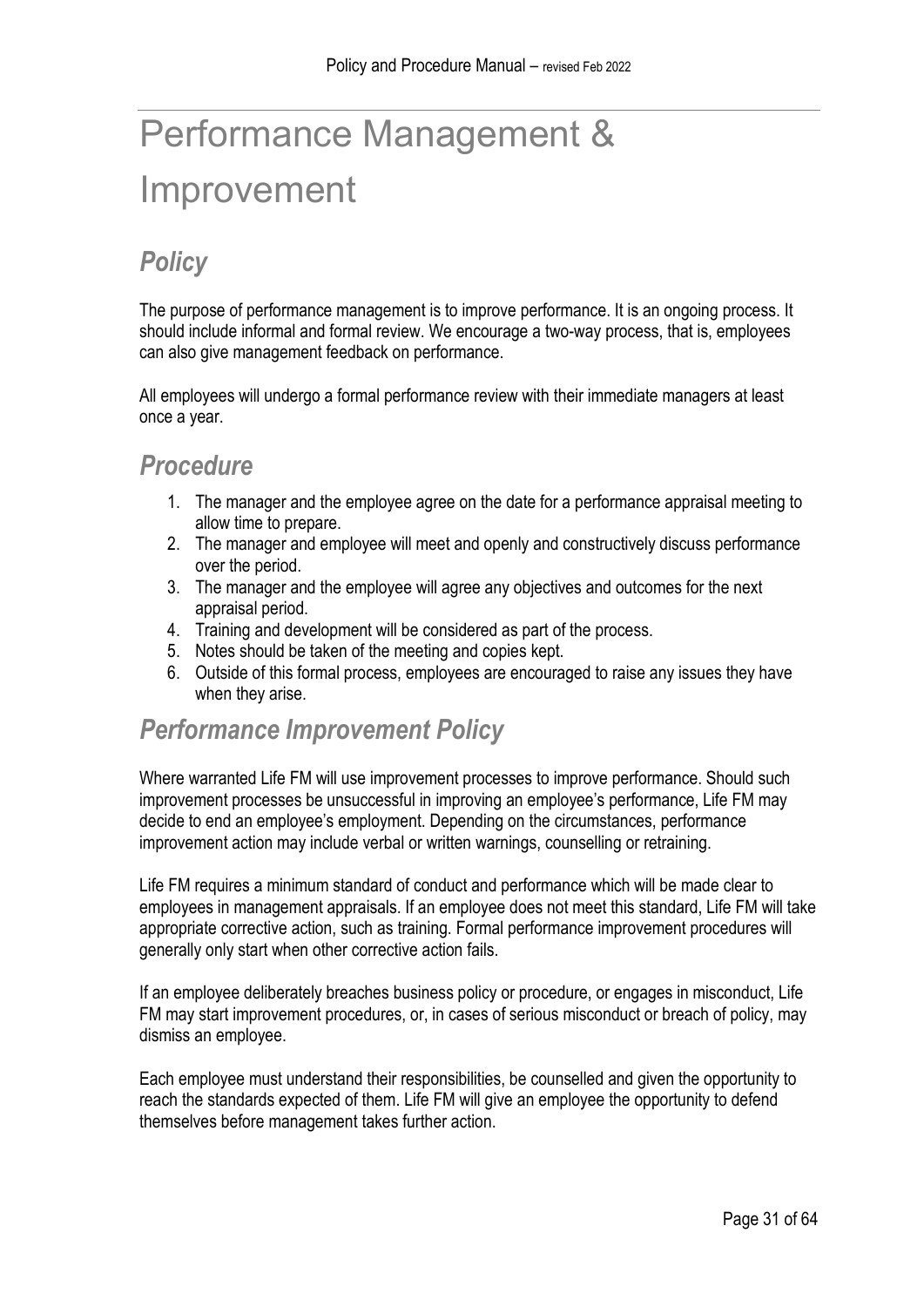# Performance Management & Improvement

## *Policy*

The purpose of performance management is to improve performance. It is an ongoing process. It should include informal and formal review. We encourage a two-way process, that is, employees can also give management feedback on performance.

All employees will undergo a formal performance review with their immediate managers at least once a year.

## *Procedure*

1. The manager and the employee agree on the date for a performance appraisal meeting to allow time to prepare.
2. The manager and employee will meet and openly and constructively discuss performance over the period.
3. The manager and the employee will agree any objectives and outcomes for the next appraisal period.
4. Training and development will be considered as part of the process.
5. Notes should be taken of the meeting and copies kept.
6. Outside of this formal process, employees are encouraged to raise any issues they have when they arise.

## *Performance Improvement Policy*

Where warranted Life FM will use improvement processes to improve performance. Should such improvement processes be unsuccessful in improving an employee's performance, Life FM may decide to end an employee's employment. Depending on the circumstances, performance improvement action may include verbal or written warnings, counselling or retraining.

Life FM requires a minimum standard of conduct and performance which will be made clear to employees in management appraisals. If an employee does not meet this standard, Life FM will take appropriate corrective action, such as training. Formal performance improvement procedures will generally only start when other corrective action fails.

If an employee deliberately breaches business policy or procedure, or engages in misconduct, Life FM may start improvement procedures, or, in cases of serious misconduct or breach of policy, may dismiss an employee.

Each employee must understand their responsibilities, be counselled and given the opportunity to reach the standards expected of them. Life FM will give an employee the opportunity to defend themselves before management takes further action.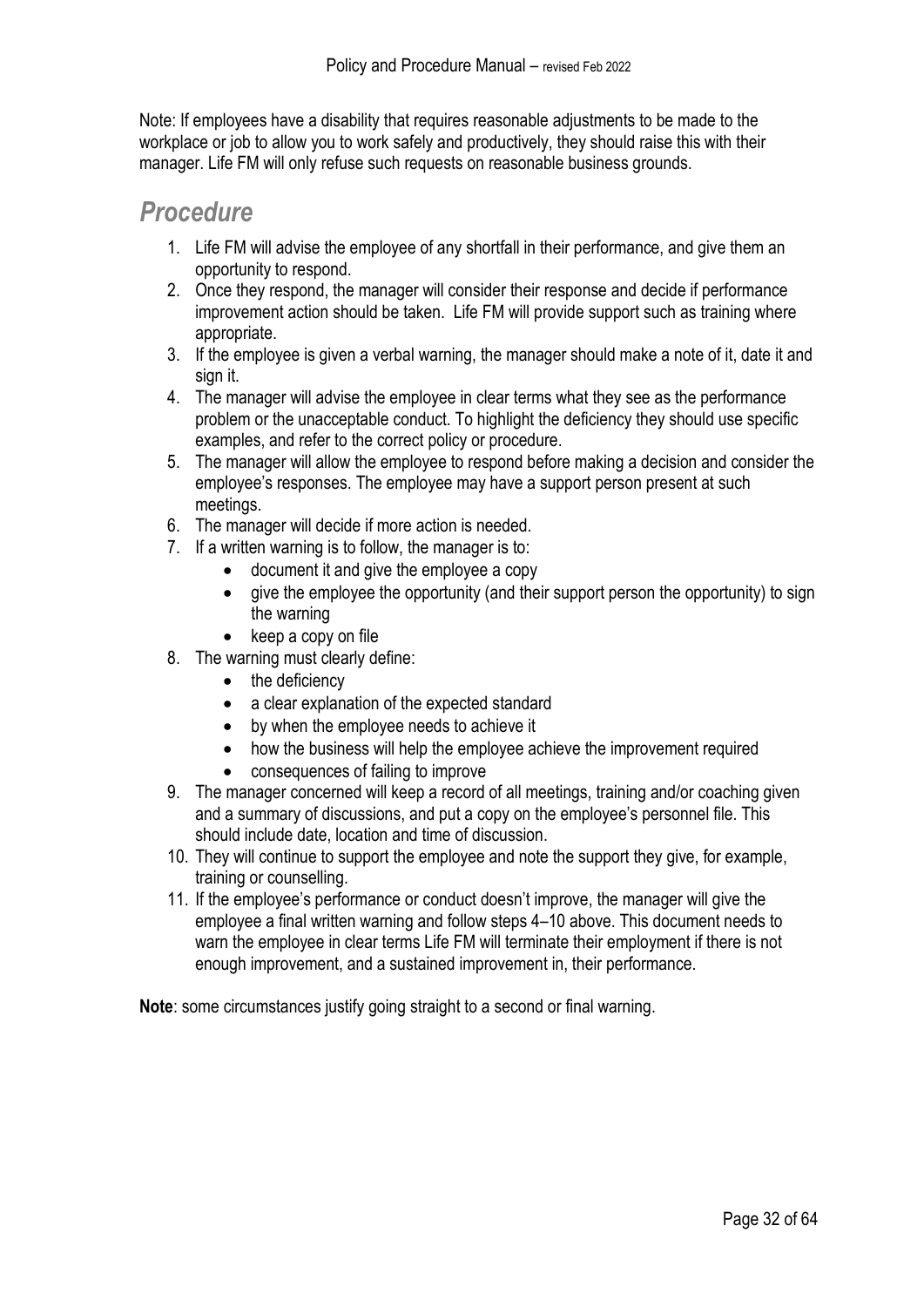Note: If employees have a disability that requires reasonable adjustments to be made to the workplace or job to allow you to work safely and productively, they should raise this with their manager. Life FM will only refuse such requests on reasonable business grounds.

## *Procedure*

1. Life FM will advise the employee of any shortfall in their performance, and give them an opportunity to respond.
2. Once they respond, the manager will consider their response and decide if performance improvement action should be taken. Life FM will provide support such as training where appropriate.
3. If the employee is given a verbal warning, the manager should make a note of it, date it and sign it.
4. The manager will advise the employee in clear terms what they see as the performance problem or the unacceptable conduct. To highlight the deficiency they should use specific examples, and refer to the correct policy or procedure.
5. The manager will allow the employee to respond before making a decision and consider the employee's responses. The employee may have a support person present at such meetings.
6. The manager will decide if more action is needed.
7. If a written warning is to follow, the manager is to:
   - document it and give the employee a copy
   - give the employee the opportunity (and their support person the opportunity) to sign the warning
   - keep a copy on file
8. The warning must clearly define:
   - the deficiency
   - a clear explanation of the expected standard
   - by when the employee needs to achieve it
   - how the business will help the employee achieve the improvement required
   - consequences of failing to improve
9. The manager concerned will keep a record of all meetings, training and/or coaching given and a summary of discussions, and put a copy on the employee's personnel file. This should include date, location and time of discussion.
10. They will continue to support the employee and note the support they give, for example, training or counselling.
11. If the employee's performance or conduct doesn't improve, the manager will give the employee a final written warning and follow steps 4–10 above. This document needs to warn the employee in clear terms Life FM will terminate their employment if there is not enough improvement, and a sustained improvement in, their performance.

**Note**: some circumstances justify going straight to a second or final warning.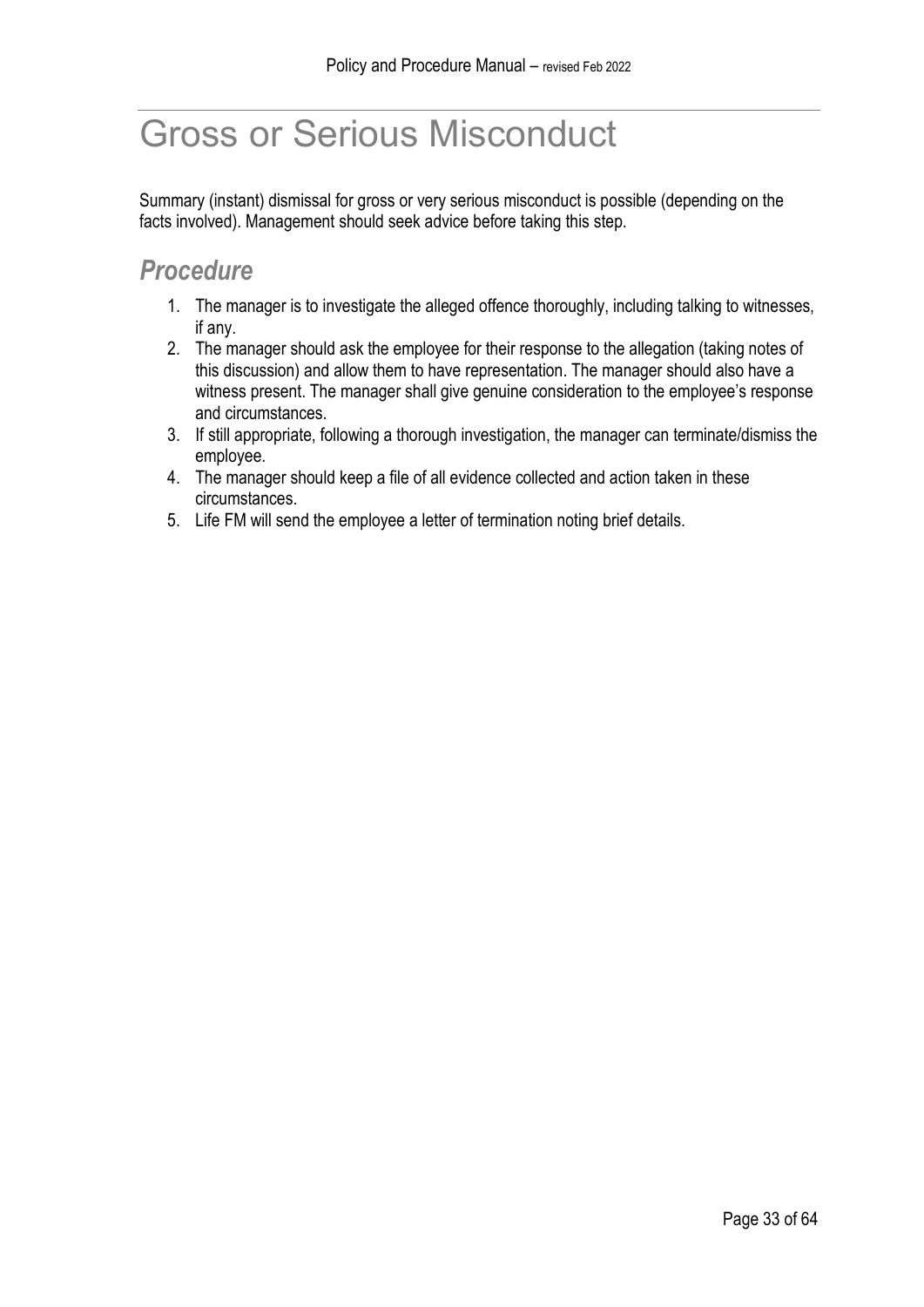# Gross or Serious Misconduct

Summary (instant) dismissal for gross or very serious misconduct is possible (depending on the facts involved). Management should seek advice before taking this step.

## *Procedure*

1. The manager is to investigate the alleged offence thoroughly, including talking to witnesses, if any.
2. The manager should ask the employee for their response to the allegation (taking notes of this discussion) and allow them to have representation. The manager should also have a witness present. The manager shall give genuine consideration to the employee's response and circumstances.
3. If still appropriate, following a thorough investigation, the manager can terminate/dismiss the employee.
4. The manager should keep a file of all evidence collected and action taken in these circumstances.
5. Life FM will send the employee a letter of termination noting brief details.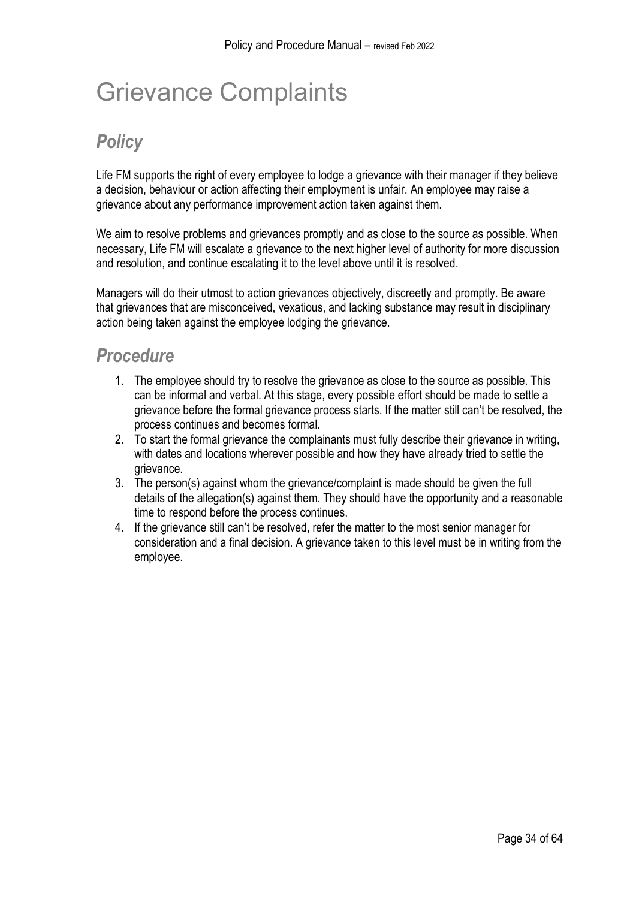# Grievance Complaints

## *Policy*

Life FM supports the right of every employee to lodge a grievance with their manager if they believe a decision, behaviour or action affecting their employment is unfair. An employee may raise a grievance about any performance improvement action taken against them.

We aim to resolve problems and grievances promptly and as close to the source as possible. When necessary, Life FM will escalate a grievance to the next higher level of authority for more discussion and resolution, and continue escalating it to the level above until it is resolved.

Managers will do their utmost to action grievances objectively, discreetly and promptly. Be aware that grievances that are misconceived, vexatious, and lacking substance may result in disciplinary action being taken against the employee lodging the grievance.

## *Procedure*

1. The employee should try to resolve the grievance as close to the source as possible. This can be informal and verbal. At this stage, every possible effort should be made to settle a grievance before the formal grievance process starts. If the matter still can't be resolved, the process continues and becomes formal.
2. To start the formal grievance the complainants must fully describe their grievance in writing, with dates and locations wherever possible and how they have already tried to settle the grievance.
3. The person(s) against whom the grievance/complaint is made should be given the full details of the allegation(s) against them. They should have the opportunity and a reasonable time to respond before the process continues.
4. If the grievance still can't be resolved, refer the matter to the most senior manager for consideration and a final decision. A grievance taken to this level must be in writing from the employee.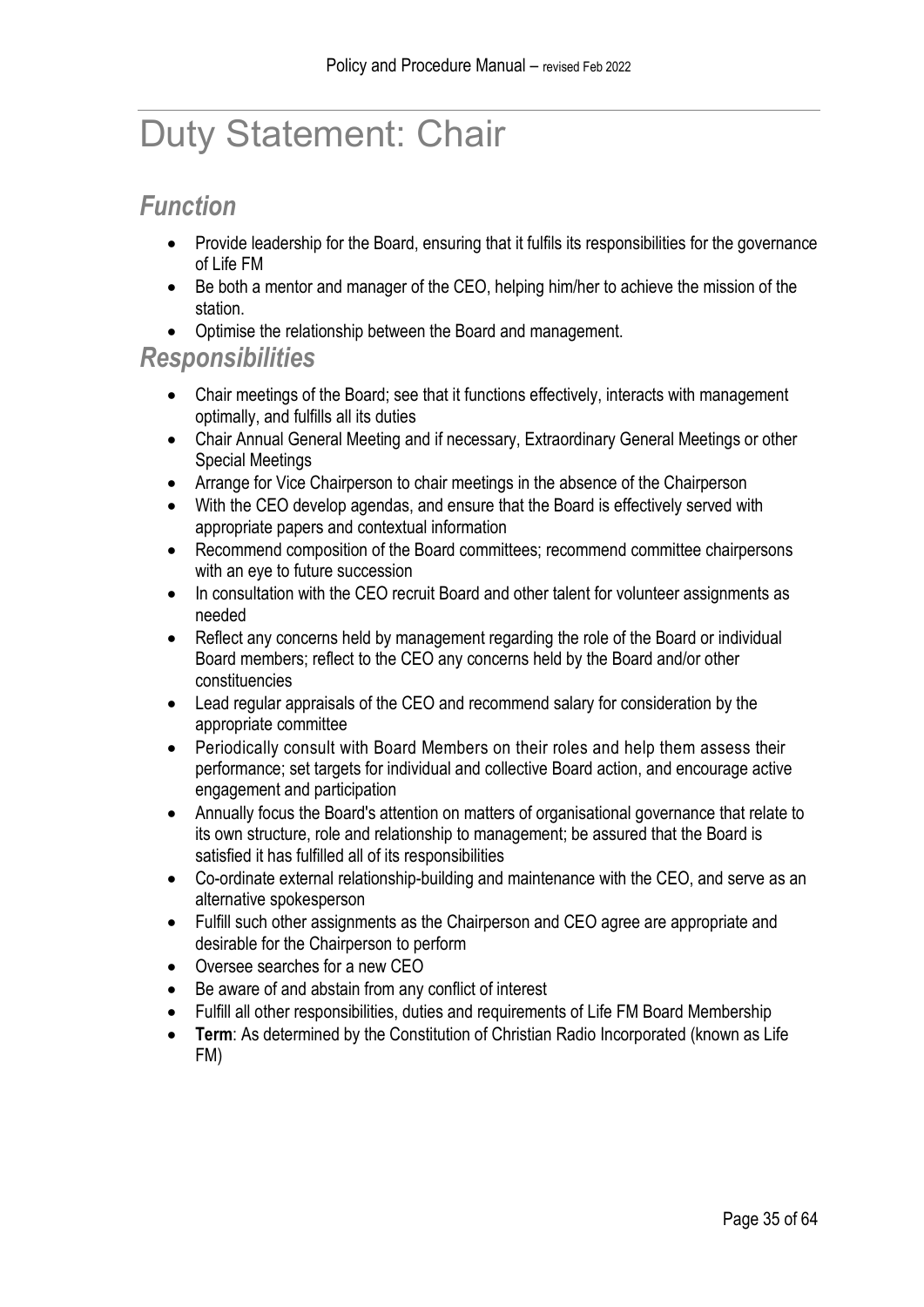# Duty Statement: Chair

## *Function*

- Provide leadership for the Board, ensuring that it fulfils its responsibilities for the governance of Life FM
- Be both a mentor and manager of the CEO, helping him/her to achieve the mission of the station.
- Optimise the relationship between the Board and management.

## *Responsibilities*

- Chair meetings of the Board; see that it functions effectively, interacts with management optimally, and fulfills all its duties
- Chair Annual General Meeting and if necessary, Extraordinary General Meetings or other Special Meetings
- Arrange for Vice Chairperson to chair meetings in the absence of the Chairperson
- With the CEO develop agendas, and ensure that the Board is effectively served with appropriate papers and contextual information
- Recommend composition of the Board committees; recommend committee chairpersons with an eye to future succession
- In consultation with the CEO recruit Board and other talent for volunteer assignments as needed
- Reflect any concerns held by management regarding the role of the Board or individual Board members; reflect to the CEO any concerns held by the Board and/or other constituencies
- Lead regular appraisals of the CEO and recommend salary for consideration by the appropriate committee
- Periodically consult with Board Members on their roles and help them assess their performance; set targets for individual and collective Board action, and encourage active engagement and participation
- Annually focus the Board's attention on matters of organisational governance that relate to its own structure, role and relationship to management; be assured that the Board is satisfied it has fulfilled all of its responsibilities
- Co-ordinate external relationship-building and maintenance with the CEO, and serve as an alternative spokesperson
- Fulfill such other assignments as the Chairperson and CEO agree are appropriate and desirable for the Chairperson to perform
- Oversee searches for a new CEO
- Be aware of and abstain from any conflict of interest
- Fulfill all other responsibilities, duties and requirements of Life FM Board Membership
- **Term**: As determined by the Constitution of Christian Radio Incorporated (known as Life FM)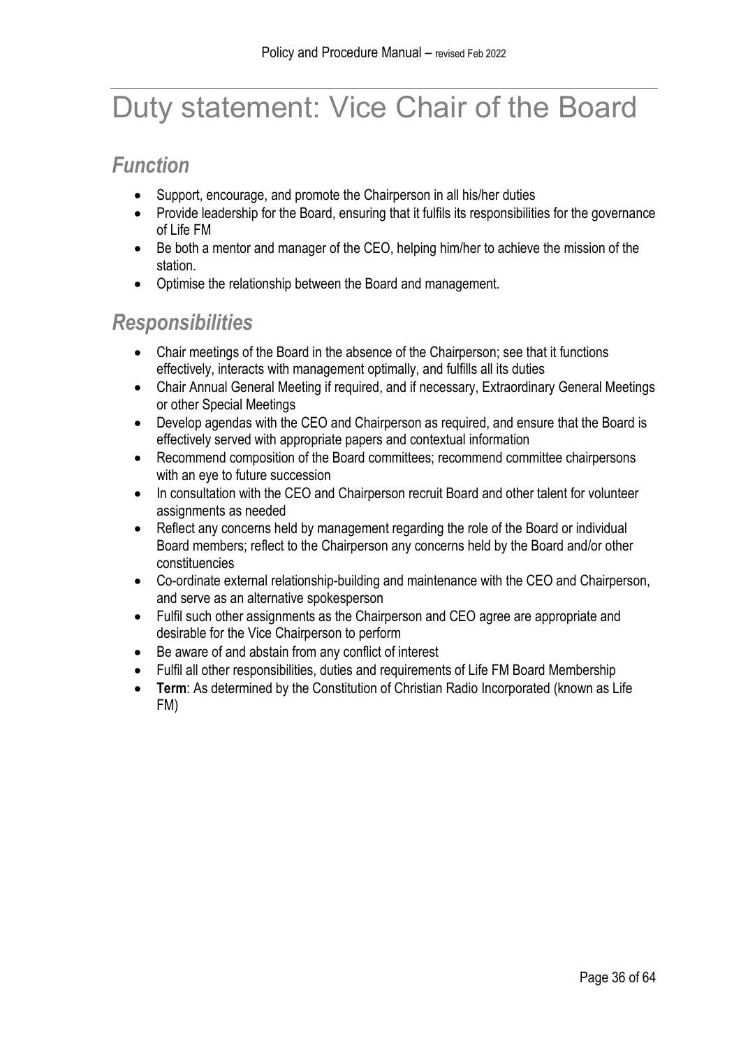# Duty statement: Vice Chair of the Board

## *Function*

- Support, encourage, and promote the Chairperson in all his/her duties
- Provide leadership for the Board, ensuring that it fulfils its responsibilities for the governance of Life FM
- Be both a mentor and manager of the CEO, helping him/her to achieve the mission of the station.
- Optimise the relationship between the Board and management.

## *Responsibilities*

- Chair meetings of the Board in the absence of the Chairperson; see that it functions effectively, interacts with management optimally, and fulfills all its duties
- Chair Annual General Meeting if required, and if necessary, Extraordinary General Meetings or other Special Meetings
- Develop agendas with the CEO and Chairperson as required, and ensure that the Board is effectively served with appropriate papers and contextual information
- Recommend composition of the Board committees; recommend committee chairpersons with an eye to future succession
- In consultation with the CEO and Chairperson recruit Board and other talent for volunteer assignments as needed
- Reflect any concerns held by management regarding the role of the Board or individual Board members; reflect to the Chairperson any concerns held by the Board and/or other constituencies
- Co-ordinate external relationship-building and maintenance with the CEO and Chairperson, and serve as an alternative spokesperson
- Fulfil such other assignments as the Chairperson and CEO agree are appropriate and desirable for the Vice Chairperson to perform
- Be aware of and abstain from any conflict of interest
- Fulfil all other responsibilities, duties and requirements of Life FM Board Membership
- **Term**: As determined by the Constitution of Christian Radio Incorporated (known as Life FM)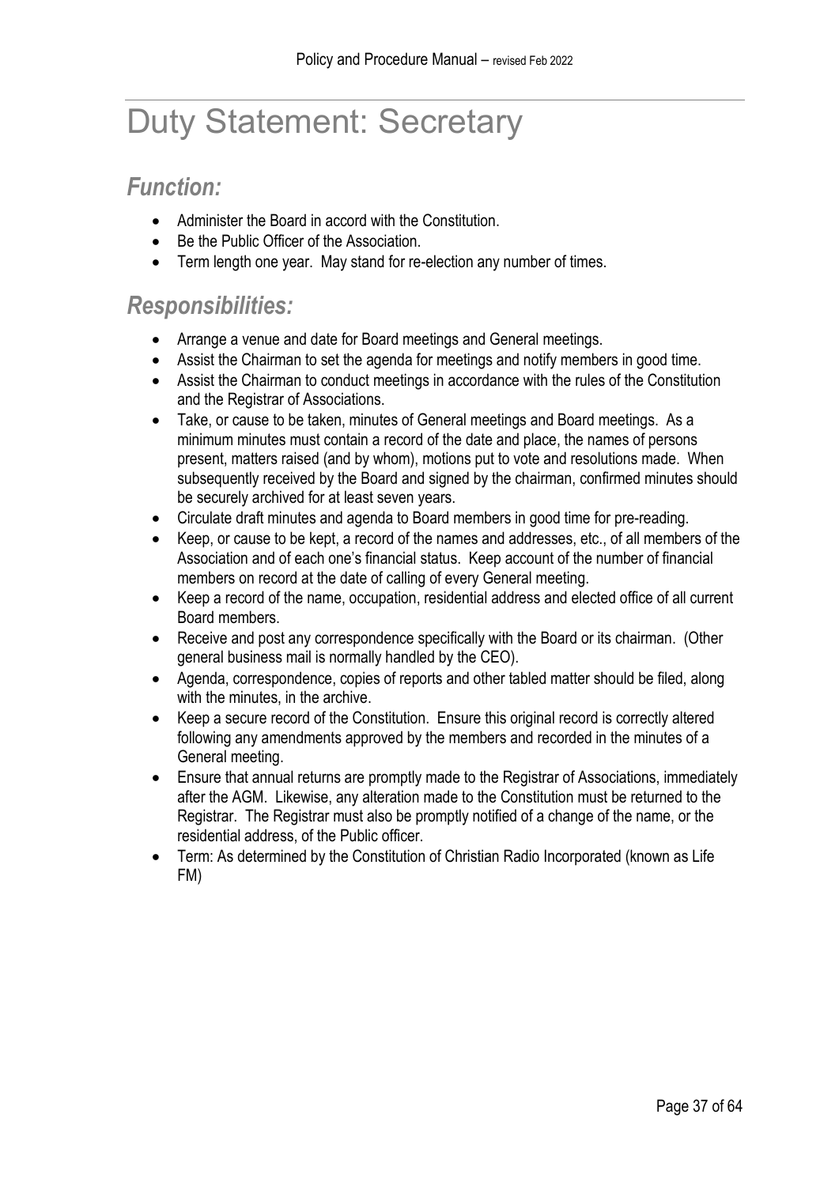# Duty Statement: Secretary

## *Function:*

- Administer the Board in accord with the Constitution.
- Be the Public Officer of the Association.
- Term length one year. May stand for re-election any number of times.

## *Responsibilities:*

- Arrange a venue and date for Board meetings and General meetings.
- Assist the Chairman to set the agenda for meetings and notify members in good time.
- Assist the Chairman to conduct meetings in accordance with the rules of the Constitution and the Registrar of Associations.
- Take, or cause to be taken, minutes of General meetings and Board meetings. As a minimum minutes must contain a record of the date and place, the names of persons present, matters raised (and by whom), motions put to vote and resolutions made. When subsequently received by the Board and signed by the chairman, confirmed minutes should be securely archived for at least seven years.
- Circulate draft minutes and agenda to Board members in good time for pre-reading.
- Keep, or cause to be kept, a record of the names and addresses, etc., of all members of the Association and of each one's financial status. Keep account of the number of financial members on record at the date of calling of every General meeting.
- Keep a record of the name, occupation, residential address and elected office of all current Board members.
- Receive and post any correspondence specifically with the Board or its chairman. (Other general business mail is normally handled by the CEO).
- Agenda, correspondence, copies of reports and other tabled matter should be filed, along with the minutes, in the archive.
- Keep a secure record of the Constitution. Ensure this original record is correctly altered following any amendments approved by the members and recorded in the minutes of a General meeting.
- Ensure that annual returns are promptly made to the Registrar of Associations, immediately after the AGM. Likewise, any alteration made to the Constitution must be returned to the Registrar. The Registrar must also be promptly notified of a change of the name, or the residential address, of the Public officer.
- Term: As determined by the Constitution of Christian Radio Incorporated (known as Life FM)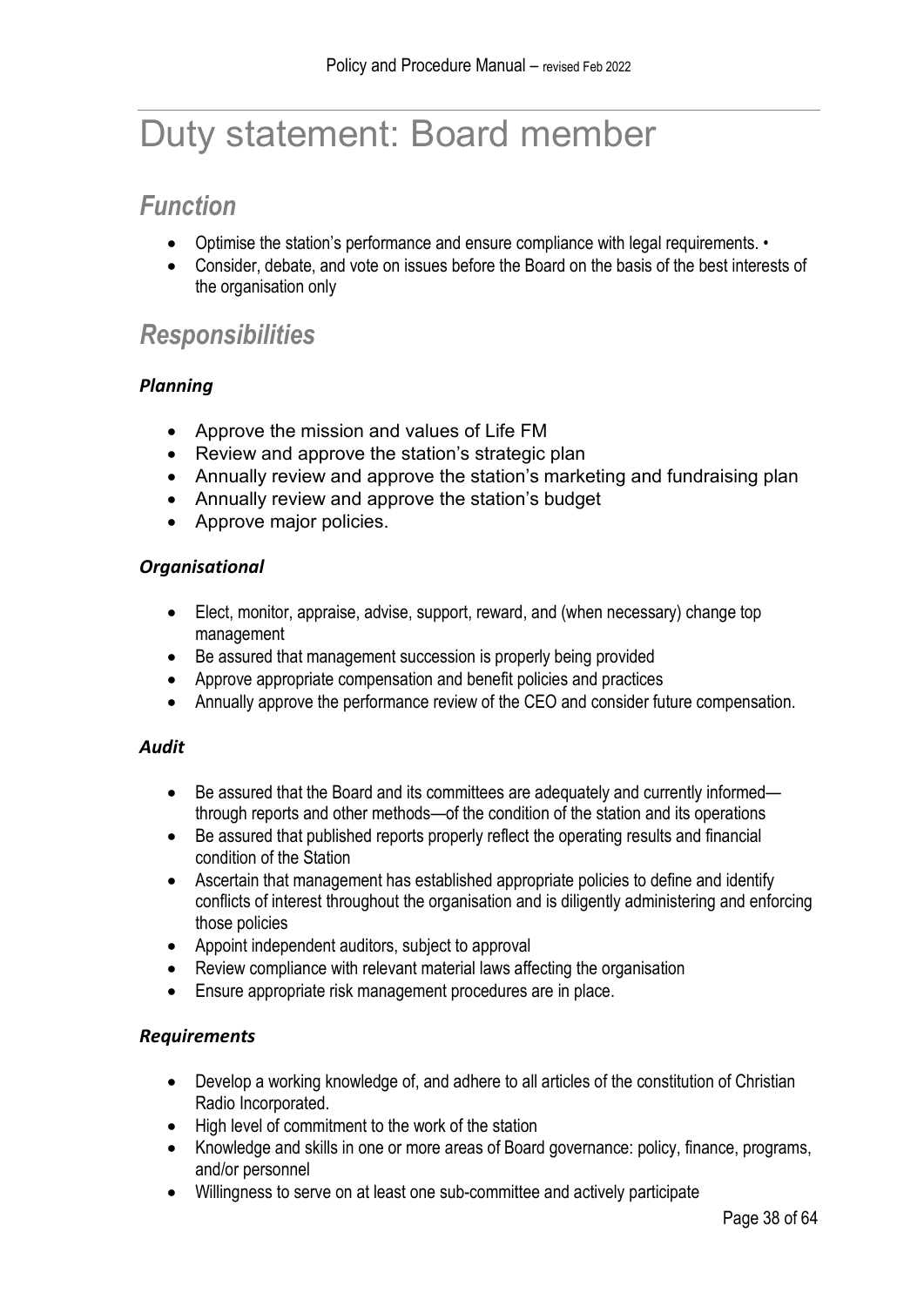# Duty statement: Board member

## *Function*

- Optimise the station's performance and ensure compliance with legal requirements. •
- Consider, debate, and vote on issues before the Board on the basis of the best interests of the organisation only

## *Responsibilities*

### *Planning*

- Approve the mission and values of Life FM
- Review and approve the station's strategic plan
- Annually review and approve the station's marketing and fundraising plan
- Annually review and approve the station's budget
- Approve major policies.

### *Organisational*

- Elect, monitor, appraise, advise, support, reward, and (when necessary) change top management
- Be assured that management succession is properly being provided
- Approve appropriate compensation and benefit policies and practices
- Annually approve the performance review of the CEO and consider future compensation.

### *Audit*

- Be assured that the Board and its committees are adequately and currently informed—through reports and other methods—of the condition of the station and its operations
- Be assured that published reports properly reflect the operating results and financial condition of the Station
- Ascertain that management has established appropriate policies to define and identify conflicts of interest throughout the organisation and is diligently administering and enforcing those policies
- Appoint independent auditors, subject to approval
- Review compliance with relevant material laws affecting the organisation
- Ensure appropriate risk management procedures are in place.

### *Requirements*

- Develop a working knowledge of, and adhere to all articles of the constitution of Christian Radio Incorporated.
- High level of commitment to the work of the station
- Knowledge and skills in one or more areas of Board governance: policy, finance, programs, and/or personnel
- Willingness to serve on at least one sub-committee and actively participate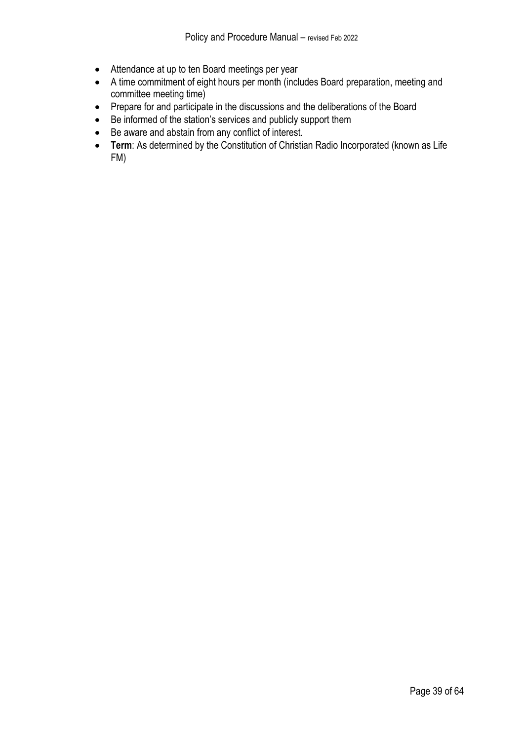- Attendance at up to ten Board meetings per year
- A time commitment of eight hours per month (includes Board preparation, meeting and committee meeting time)
- Prepare for and participate in the discussions and the deliberations of the Board
- Be informed of the station's services and publicly support them
- Be aware and abstain from any conflict of interest.
- **Term**: As determined by the Constitution of Christian Radio Incorporated (known as Life FM)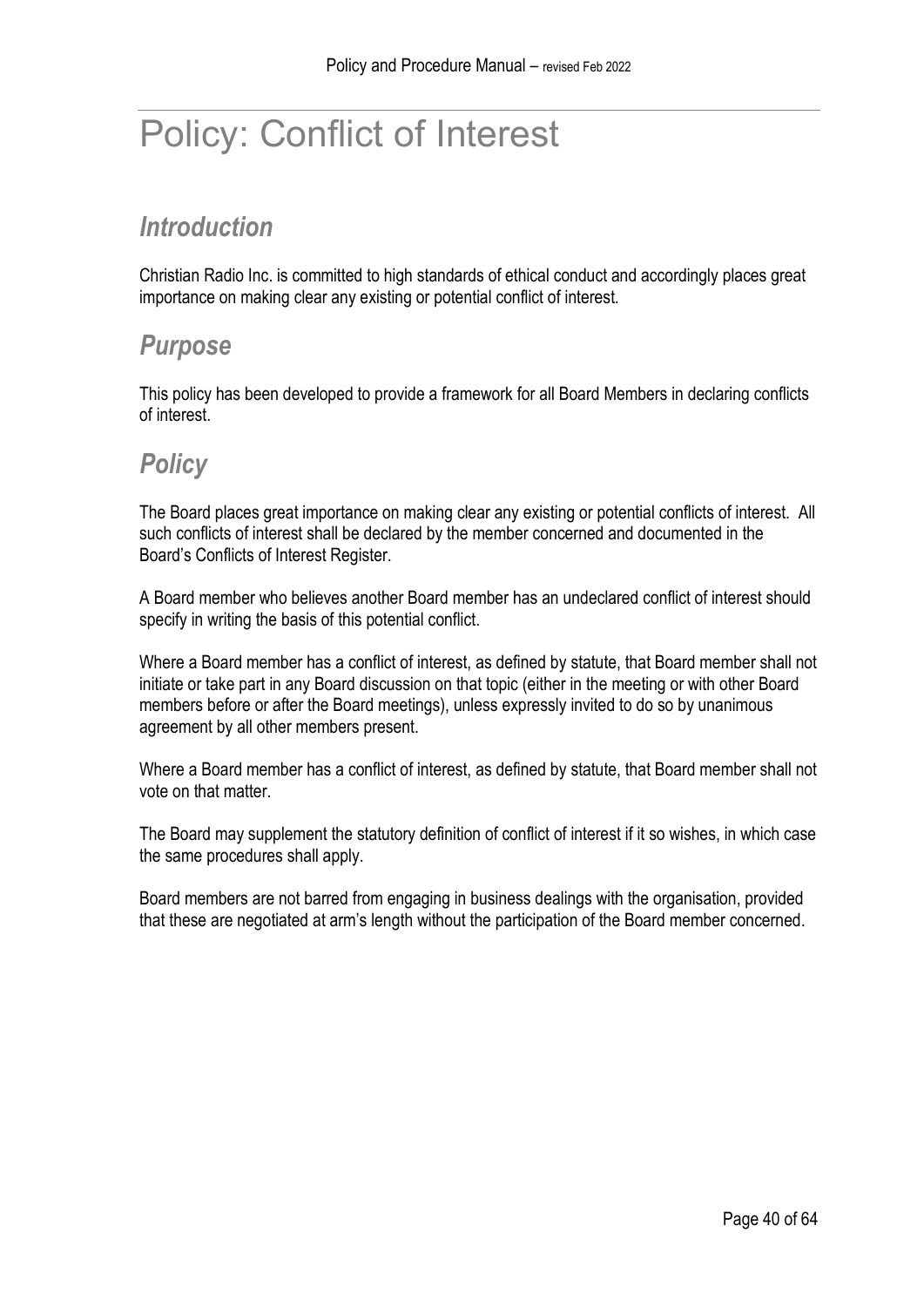# Policy: Conflict of Interest

## *Introduction*

Christian Radio Inc. is committed to high standards of ethical conduct and accordingly places great importance on making clear any existing or potential conflict of interest.

## *Purpose*

This policy has been developed to provide a framework for all Board Members in declaring conflicts of interest.

## *Policy*

The Board places great importance on making clear any existing or potential conflicts of interest. All such conflicts of interest shall be declared by the member concerned and documented in the Board's Conflicts of Interest Register.

A Board member who believes another Board member has an undeclared conflict of interest should specify in writing the basis of this potential conflict.

Where a Board member has a conflict of interest, as defined by statute, that Board member shall not initiate or take part in any Board discussion on that topic (either in the meeting or with other Board members before or after the Board meetings), unless expressly invited to do so by unanimous agreement by all other members present.

Where a Board member has a conflict of interest, as defined by statute, that Board member shall not vote on that matter.

The Board may supplement the statutory definition of conflict of interest if it so wishes, in which case the same procedures shall apply.

Board members are not barred from engaging in business dealings with the organisation, provided that these are negotiated at arm's length without the participation of the Board member concerned.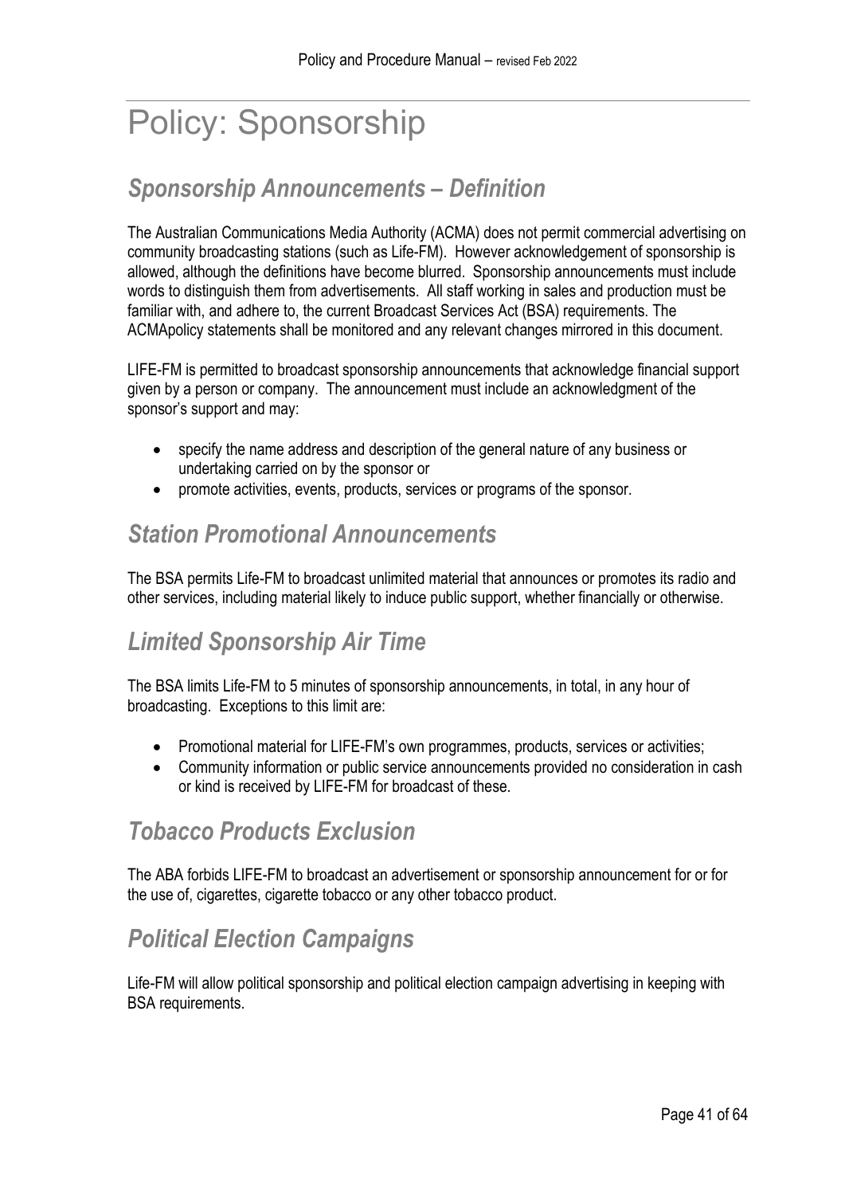# Policy: Sponsorship

## *Sponsorship Announcements – Definition*

The Australian Communications Media Authority (ACMA) does not permit commercial advertising on community broadcasting stations (such as Life-FM). However acknowledgement of sponsorship is allowed, although the definitions have become blurred. Sponsorship announcements must include words to distinguish them from advertisements. All staff working in sales and production must be familiar with, and adhere to, the current Broadcast Services Act (BSA) requirements. The ACMApolicy statements shall be monitored and any relevant changes mirrored in this document.

LIFE-FM is permitted to broadcast sponsorship announcements that acknowledge financial support given by a person or company. The announcement must include an acknowledgment of the sponsor's support and may:

- specify the name address and description of the general nature of any business or undertaking carried on by the sponsor or
- promote activities, events, products, services or programs of the sponsor.

## *Station Promotional Announcements*

The BSA permits Life-FM to broadcast unlimited material that announces or promotes its radio and other services, including material likely to induce public support, whether financially or otherwise.

## *Limited Sponsorship Air Time*

The BSA limits Life-FM to 5 minutes of sponsorship announcements, in total, in any hour of broadcasting. Exceptions to this limit are:

- Promotional material for LIFE-FM's own programmes, products, services or activities;
- Community information or public service announcements provided no consideration in cash or kind is received by LIFE-FM for broadcast of these.

## *Tobacco Products Exclusion*

The ABA forbids LIFE-FM to broadcast an advertisement or sponsorship announcement for or for the use of, cigarettes, cigarette tobacco or any other tobacco product.

## *Political Election Campaigns*

Life-FM will allow political sponsorship and political election campaign advertising in keeping with BSA requirements.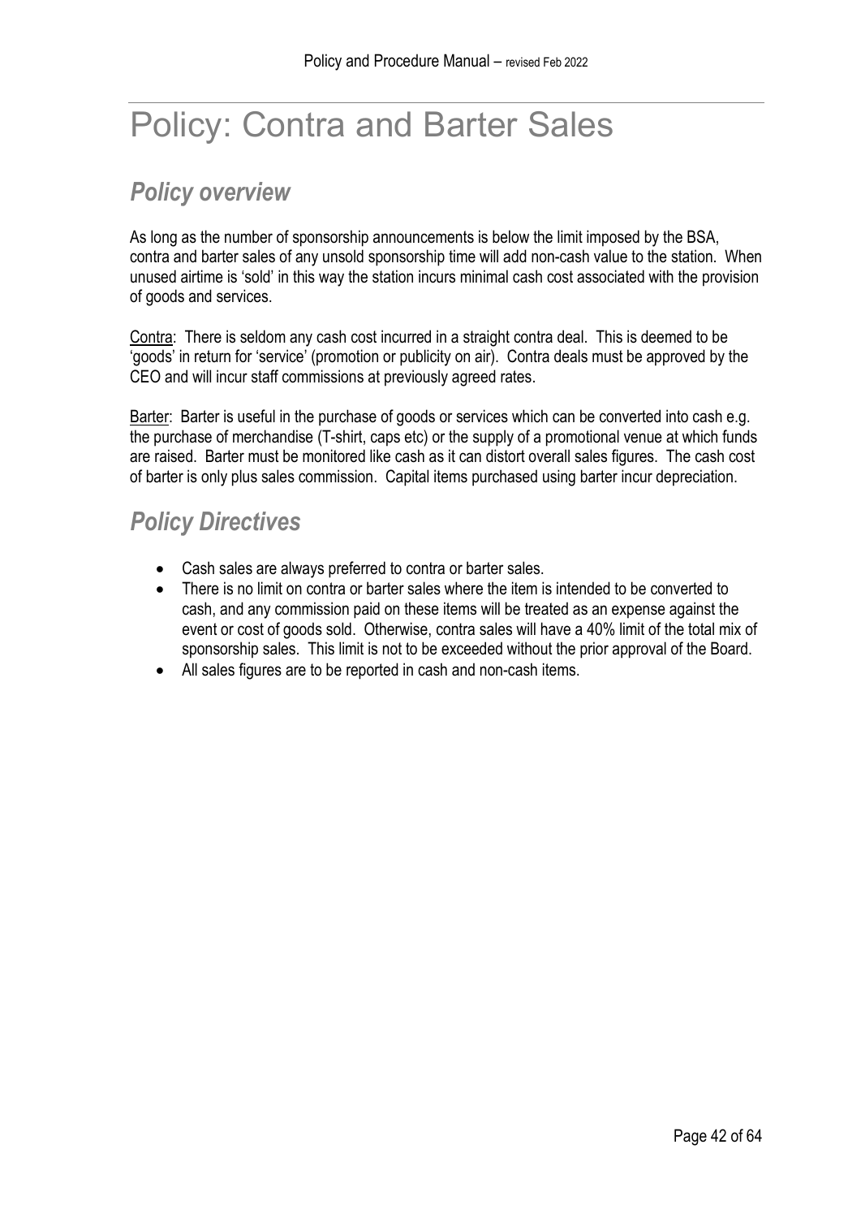# Policy: Contra and Barter Sales

## *Policy overview*

As long as the number of sponsorship announcements is below the limit imposed by the BSA, contra and barter sales of any unsold sponsorship time will add non-cash value to the station. When unused airtime is 'sold' in this way the station incurs minimal cash cost associated with the provision of goods and services.

<u>Contra</u>: There is seldom any cash cost incurred in a straight contra deal. This is deemed to be 'goods' in return for 'service' (promotion or publicity on air). Contra deals must be approved by the CEO and will incur staff commissions at previously agreed rates.

<u>Barter</u>: Barter is useful in the purchase of goods or services which can be converted into cash e.g. the purchase of merchandise (T-shirt, caps etc) or the supply of a promotional venue at which funds are raised. Barter must be monitored like cash as it can distort overall sales figures. The cash cost of barter is only plus sales commission. Capital items purchased using barter incur depreciation.

## *Policy Directives*

- Cash sales are always preferred to contra or barter sales.
- There is no limit on contra or barter sales where the item is intended to be converted to cash, and any commission paid on these items will be treated as an expense against the event or cost of goods sold. Otherwise, contra sales will have a 40% limit of the total mix of sponsorship sales. This limit is not to be exceeded without the prior approval of the Board.
- All sales figures are to be reported in cash and non-cash items.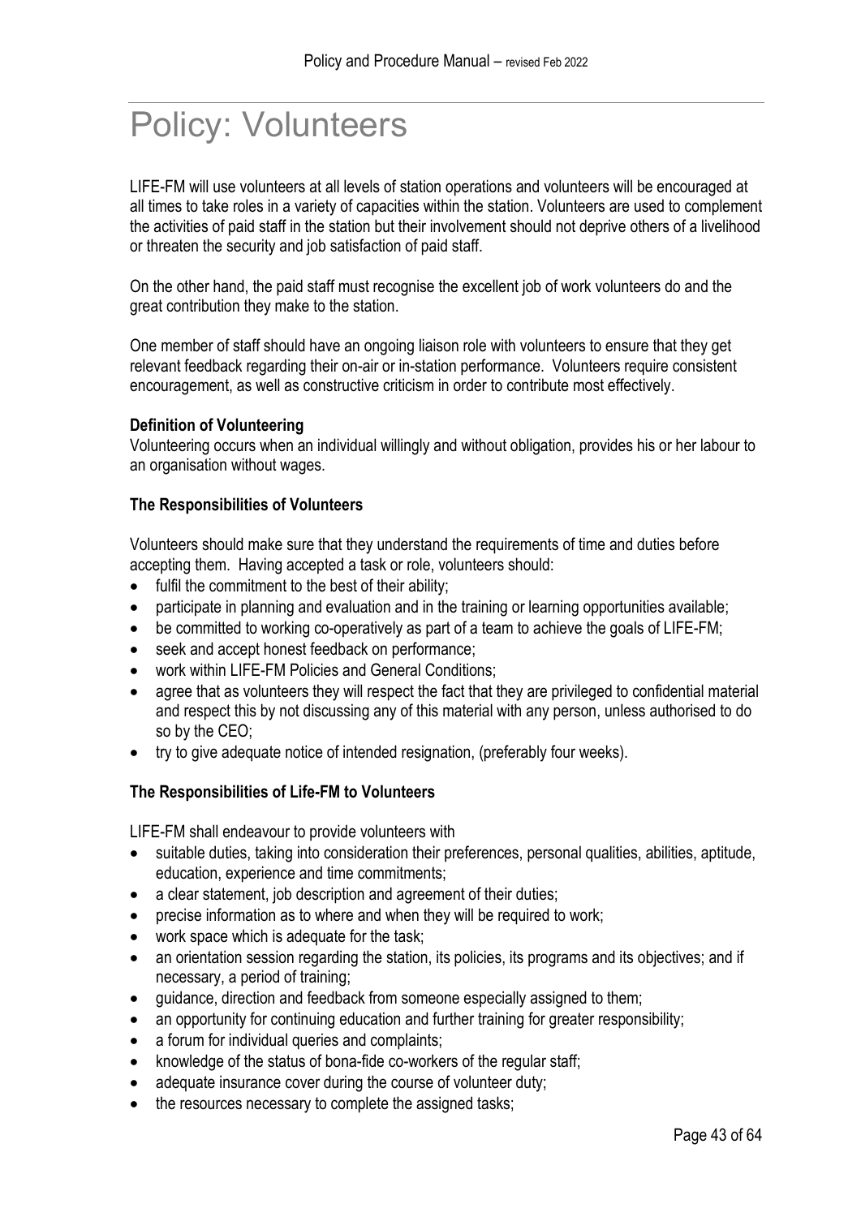# Policy: Volunteers

LIFE-FM will use volunteers at all levels of station operations and volunteers will be encouraged at all times to take roles in a variety of capacities within the station. Volunteers are used to complement the activities of paid staff in the station but their involvement should not deprive others of a livelihood or threaten the security and job satisfaction of paid staff.

On the other hand, the paid staff must recognise the excellent job of work volunteers do and the great contribution they make to the station.

One member of staff should have an ongoing liaison role with volunteers to ensure that they get relevant feedback regarding their on-air or in-station performance. Volunteers require consistent encouragement, as well as constructive criticism in order to contribute most effectively.

**Definition of Volunteering**
Volunteering occurs when an individual willingly and without obligation, provides his or her labour to an organisation without wages.

**The Responsibilities of Volunteers**

Volunteers should make sure that they understand the requirements of time and duties before accepting them. Having accepted a task or role, volunteers should:

- fulfil the commitment to the best of their ability;
- participate in planning and evaluation and in the training or learning opportunities available;
- be committed to working co-operatively as part of a team to achieve the goals of LIFE-FM;
- seek and accept honest feedback on performance;
- work within LIFE-FM Policies and General Conditions;
- agree that as volunteers they will respect the fact that they are privileged to confidential material and respect this by not discussing any of this material with any person, unless authorised to do so by the CEO;
- try to give adequate notice of intended resignation, (preferably four weeks).

**The Responsibilities of Life-FM to Volunteers**

LIFE-FM shall endeavour to provide volunteers with

- suitable duties, taking into consideration their preferences, personal qualities, abilities, aptitude, education, experience and time commitments;
- a clear statement, job description and agreement of their duties;
- precise information as to where and when they will be required to work;
- work space which is adequate for the task;
- an orientation session regarding the station, its policies, its programs and its objectives; and if necessary, a period of training;
- guidance, direction and feedback from someone especially assigned to them;
- an opportunity for continuing education and further training for greater responsibility;
- a forum for individual queries and complaints;
- knowledge of the status of bona-fide co-workers of the regular staff;
- adequate insurance cover during the course of volunteer duty;
- the resources necessary to complete the assigned tasks;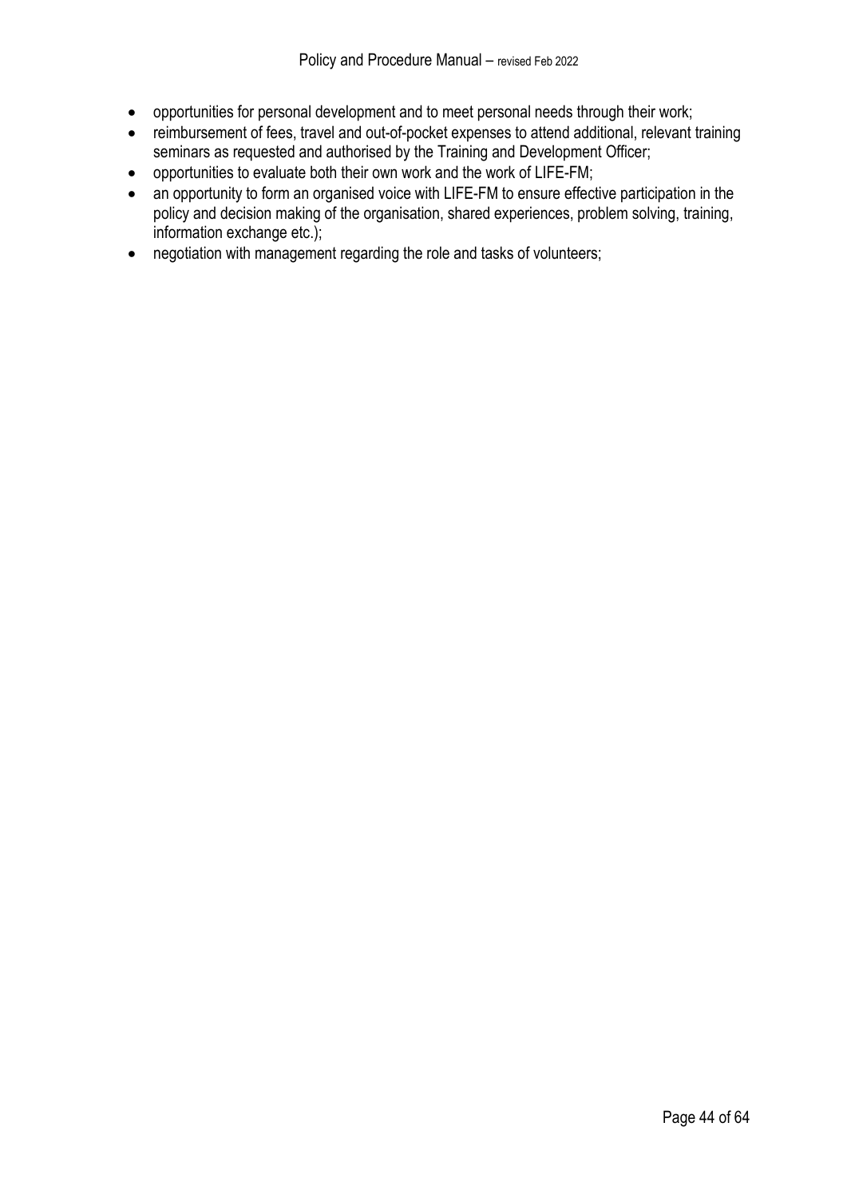- opportunities for personal development and to meet personal needs through their work;
- reimbursement of fees, travel and out-of-pocket expenses to attend additional, relevant training seminars as requested and authorised by the Training and Development Officer;
- opportunities to evaluate both their own work and the work of LIFE-FM;
- an opportunity to form an organised voice with LIFE-FM to ensure effective participation in the policy and decision making of the organisation, shared experiences, problem solving, training, information exchange etc.);
- negotiation with management regarding the role and tasks of volunteers;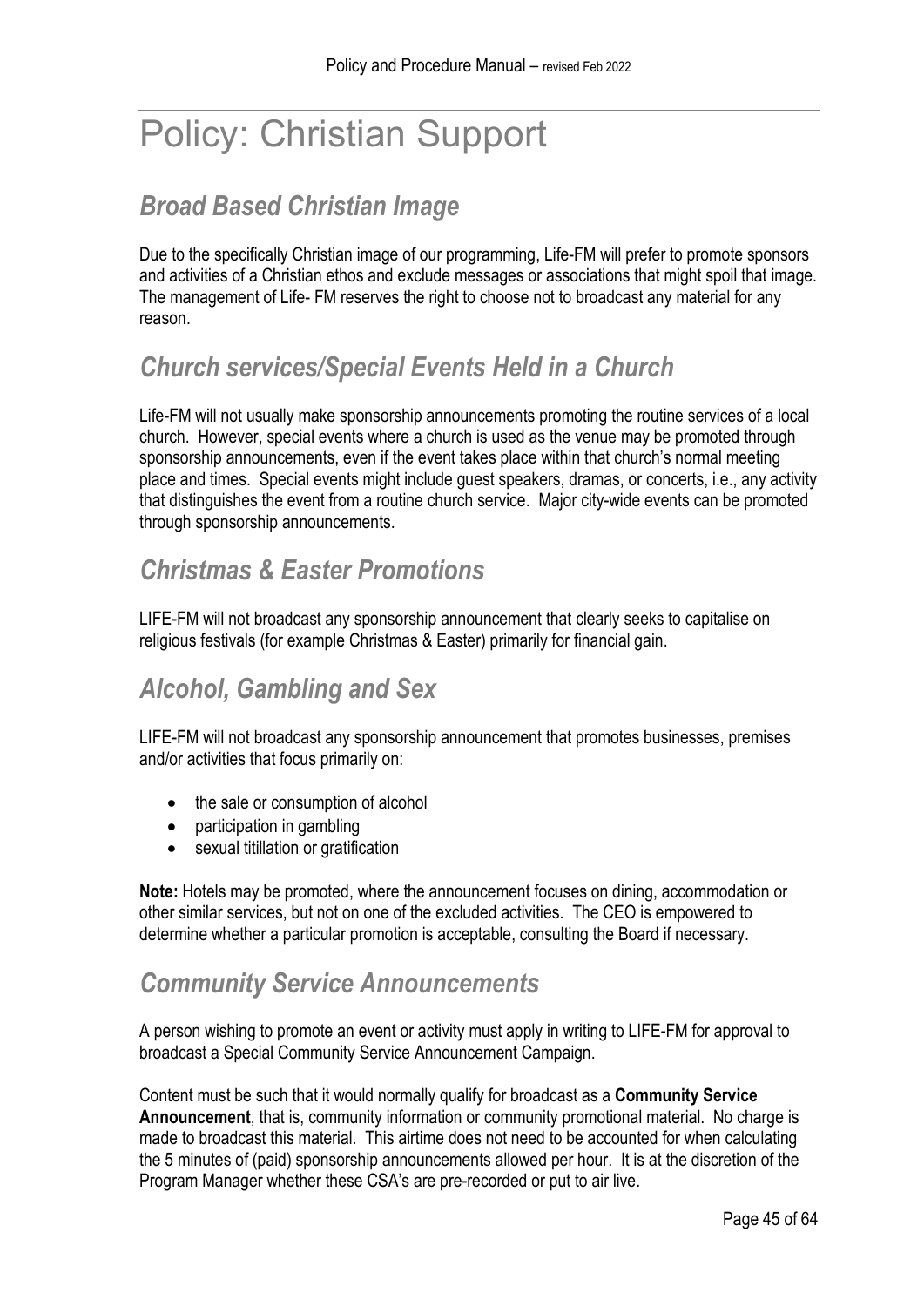# Policy: Christian Support

## *Broad Based Christian Image*

Due to the specifically Christian image of our programming, Life-FM will prefer to promote sponsors and activities of a Christian ethos and exclude messages or associations that might spoil that image. The management of Life- FM reserves the right to choose not to broadcast any material for any reason.

## *Church services/Special Events Held in a Church*

Life-FM will not usually make sponsorship announcements promoting the routine services of a local church. However, special events where a church is used as the venue may be promoted through sponsorship announcements, even if the event takes place within that church's normal meeting place and times. Special events might include guest speakers, dramas, or concerts, i.e., any activity that distinguishes the event from a routine church service. Major city-wide events can be promoted through sponsorship announcements.

## *Christmas & Easter Promotions*

LIFE-FM will not broadcast any sponsorship announcement that clearly seeks to capitalise on religious festivals (for example Christmas & Easter) primarily for financial gain.

## *Alcohol, Gambling and Sex*

LIFE-FM will not broadcast any sponsorship announcement that promotes businesses, premises and/or activities that focus primarily on:

- the sale or consumption of alcohol
- participation in gambling
- sexual titillation or gratification

**Note:** Hotels may be promoted, where the announcement focuses on dining, accommodation or other similar services, but not on one of the excluded activities. The CEO is empowered to determine whether a particular promotion is acceptable, consulting the Board if necessary.

## *Community Service Announcements*

A person wishing to promote an event or activity must apply in writing to LIFE-FM for approval to broadcast a Special Community Service Announcement Campaign.

Content must be such that it would normally qualify for broadcast as a **Community Service Announcement**, that is, community information or community promotional material. No charge is made to broadcast this material. This airtime does not need to be accounted for when calculating the 5 minutes of (paid) sponsorship announcements allowed per hour. It is at the discretion of the Program Manager whether these CSA's are pre-recorded or put to air live.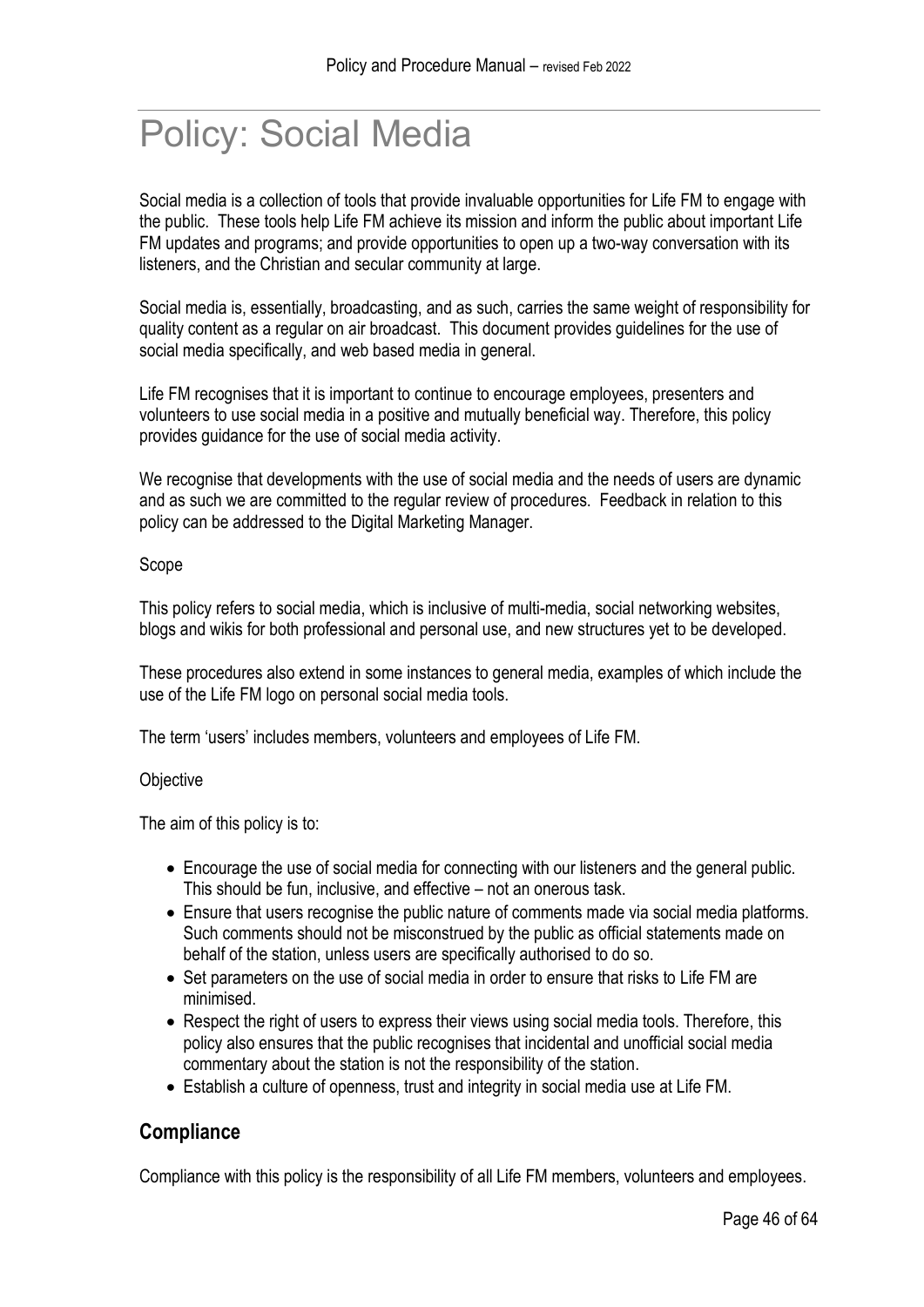# Policy: Social Media

Social media is a collection of tools that provide invaluable opportunities for Life FM to engage with the public. These tools help Life FM achieve its mission and inform the public about important Life FM updates and programs; and provide opportunities to open up a two-way conversation with its listeners, and the Christian and secular community at large.

Social media is, essentially, broadcasting, and as such, carries the same weight of responsibility for quality content as a regular on air broadcast. This document provides guidelines for the use of social media specifically, and web based media in general.

Life FM recognises that it is important to continue to encourage employees, presenters and volunteers to use social media in a positive and mutually beneficial way. Therefore, this policy provides guidance for the use of social media activity.

We recognise that developments with the use of social media and the needs of users are dynamic and as such we are committed to the regular review of procedures. Feedback in relation to this policy can be addressed to the Digital Marketing Manager.

Scope

This policy refers to social media, which is inclusive of multi-media, social networking websites, blogs and wikis for both professional and personal use, and new structures yet to be developed.

These procedures also extend in some instances to general media, examples of which include the use of the Life FM logo on personal social media tools.

The term 'users' includes members, volunteers and employees of Life FM.

Objective

The aim of this policy is to:

- Encourage the use of social media for connecting with our listeners and the general public. This should be fun, inclusive, and effective – not an onerous task.
- Ensure that users recognise the public nature of comments made via social media platforms. Such comments should not be misconstrued by the public as official statements made on behalf of the station, unless users are specifically authorised to do so.
- Set parameters on the use of social media in order to ensure that risks to Life FM are minimised.
- Respect the right of users to express their views using social media tools. Therefore, this policy also ensures that the public recognises that incidental and unofficial social media commentary about the station is not the responsibility of the station.
- Establish a culture of openness, trust and integrity in social media use at Life FM.

## Compliance

Compliance with this policy is the responsibility of all Life FM members, volunteers and employees.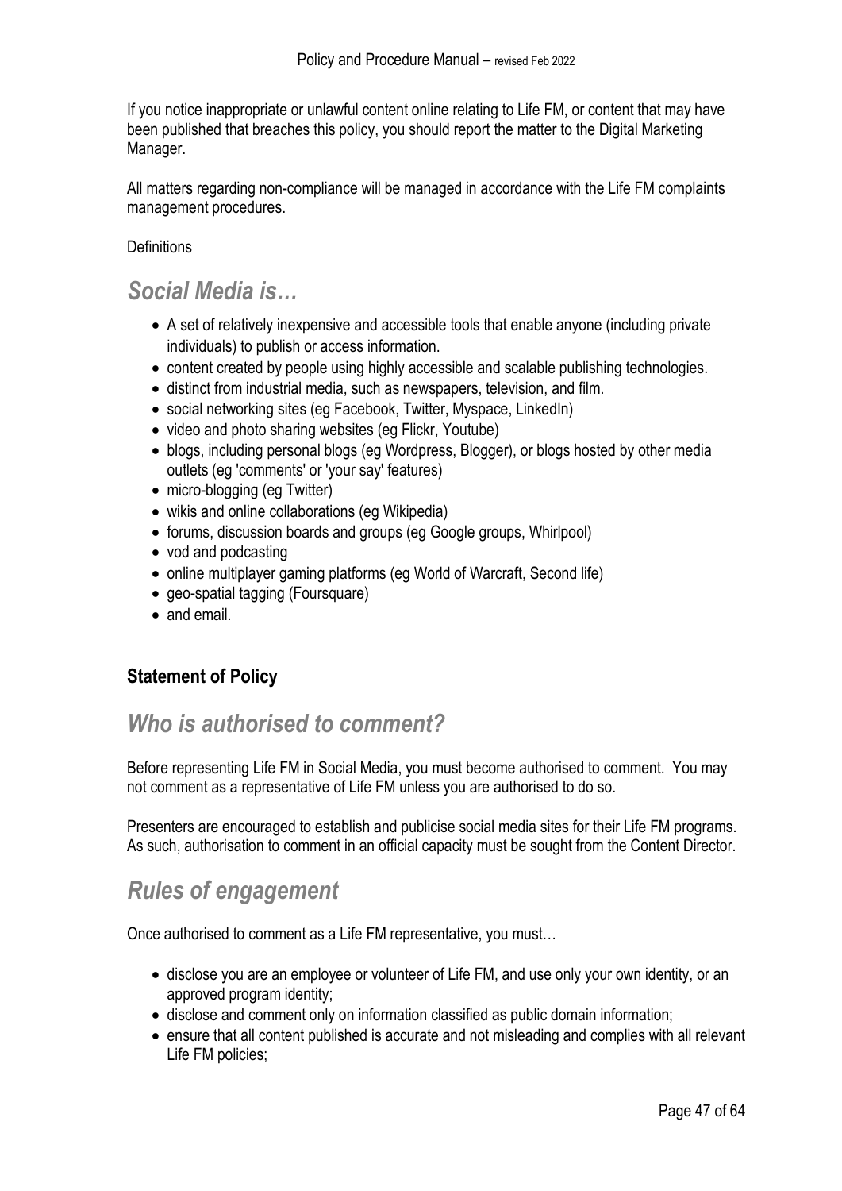If you notice inappropriate or unlawful content online relating to Life FM, or content that may have been published that breaches this policy, you should report the matter to the Digital Marketing Manager.

All matters regarding non-compliance will be managed in accordance with the Life FM complaints management procedures.

Definitions

## *Social Media is…*

- A set of relatively inexpensive and accessible tools that enable anyone (including private individuals) to publish or access information.
- content created by people using highly accessible and scalable publishing technologies.
- distinct from industrial media, such as newspapers, television, and film.
- social networking sites (eg Facebook, Twitter, Myspace, LinkedIn)
- video and photo sharing websites (eg Flickr, Youtube)
- blogs, including personal blogs (eg Wordpress, Blogger), or blogs hosted by other media outlets (eg 'comments' or 'your say' features)
- micro-blogging (eg Twitter)
- wikis and online collaborations (eg Wikipedia)
- forums, discussion boards and groups (eg Google groups, Whirlpool)
- vod and podcasting
- online multiplayer gaming platforms (eg World of Warcraft, Second life)
- geo-spatial tagging (Foursquare)
- and email.

### Statement of Policy

## *Who is authorised to comment?*

Before representing Life FM in Social Media, you must become authorised to comment. You may not comment as a representative of Life FM unless you are authorised to do so.

Presenters are encouraged to establish and publicise social media sites for their Life FM programs. As such, authorisation to comment in an official capacity must be sought from the Content Director.

## *Rules of engagement*

Once authorised to comment as a Life FM representative, you must…

- disclose you are an employee or volunteer of Life FM, and use only your own identity, or an approved program identity;
- disclose and comment only on information classified as public domain information;
- ensure that all content published is accurate and not misleading and complies with all relevant Life FM policies;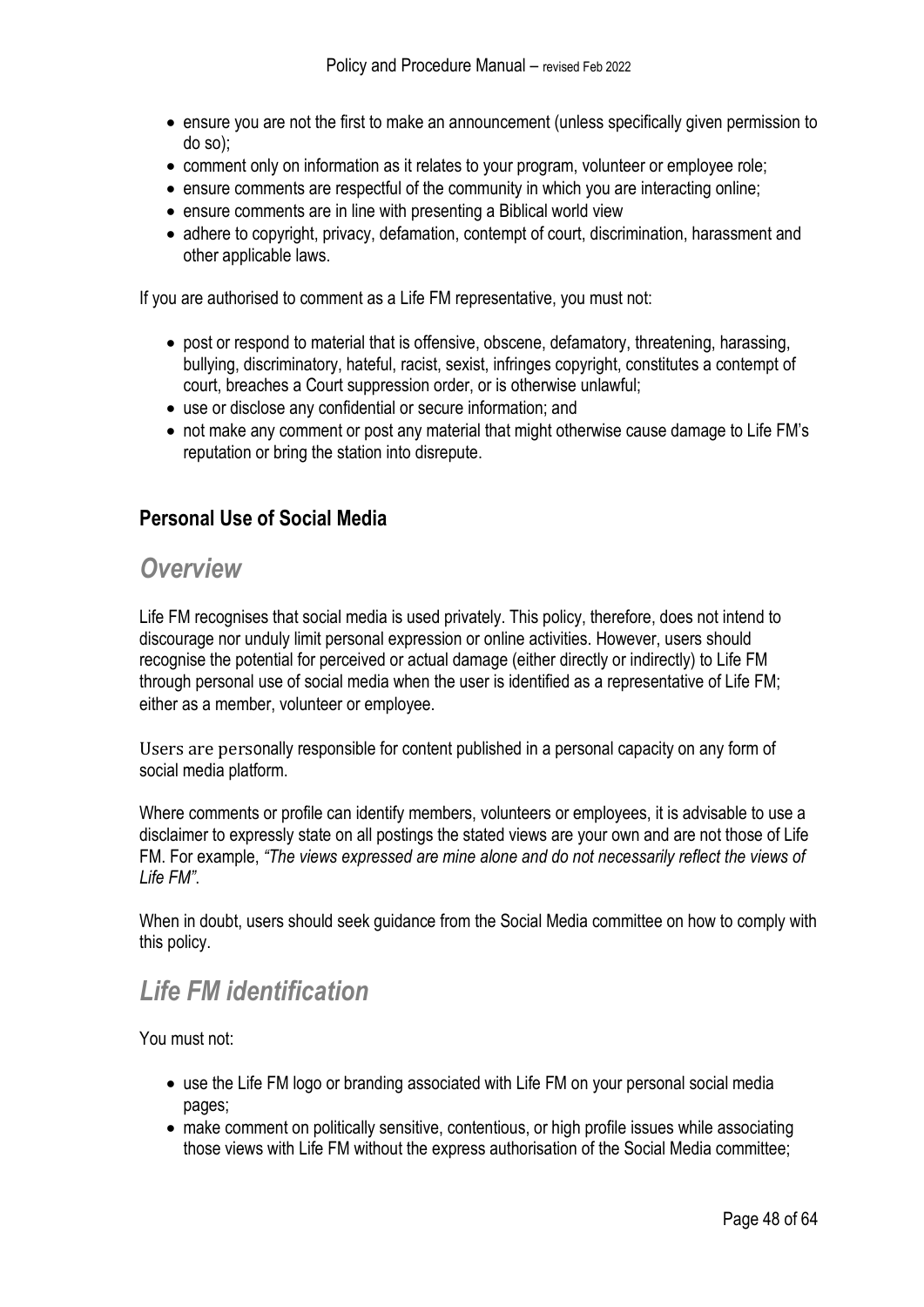- ensure you are not the first to make an announcement (unless specifically given permission to do so);
- comment only on information as it relates to your program, volunteer or employee role;
- ensure comments are respectful of the community in which you are interacting online;
- ensure comments are in line with presenting a Biblical world view
- adhere to copyright, privacy, defamation, contempt of court, discrimination, harassment and other applicable laws.

If you are authorised to comment as a Life FM representative, you must not:

- post or respond to material that is offensive, obscene, defamatory, threatening, harassing, bullying, discriminatory, hateful, racist, sexist, infringes copyright, constitutes a contempt of court, breaches a Court suppression order, or is otherwise unlawful;
- use or disclose any confidential or secure information; and
- not make any comment or post any material that might otherwise cause damage to Life FM's reputation or bring the station into disrepute.

### Personal Use of Social Media

## *Overview*

Life FM recognises that social media is used privately. This policy, therefore, does not intend to discourage nor unduly limit personal expression or online activities. However, users should recognise the potential for perceived or actual damage (either directly or indirectly) to Life FM through personal use of social media when the user is identified as a representative of Life FM; either as a member, volunteer or employee.

Users are personally responsible for content published in a personal capacity on any form of social media platform.

Where comments or profile can identify members, volunteers or employees, it is advisable to use a disclaimer to expressly state on all postings the stated views are your own and are not those of Life FM. For example, *"The views expressed are mine alone and do not necessarily reflect the views of Life FM"*.

When in doubt, users should seek guidance from the Social Media committee on how to comply with this policy.

## *Life FM identification*

You must not:

- use the Life FM logo or branding associated with Life FM on your personal social media pages;
- make comment on politically sensitive, contentious, or high profile issues while associating those views with Life FM without the express authorisation of the Social Media committee;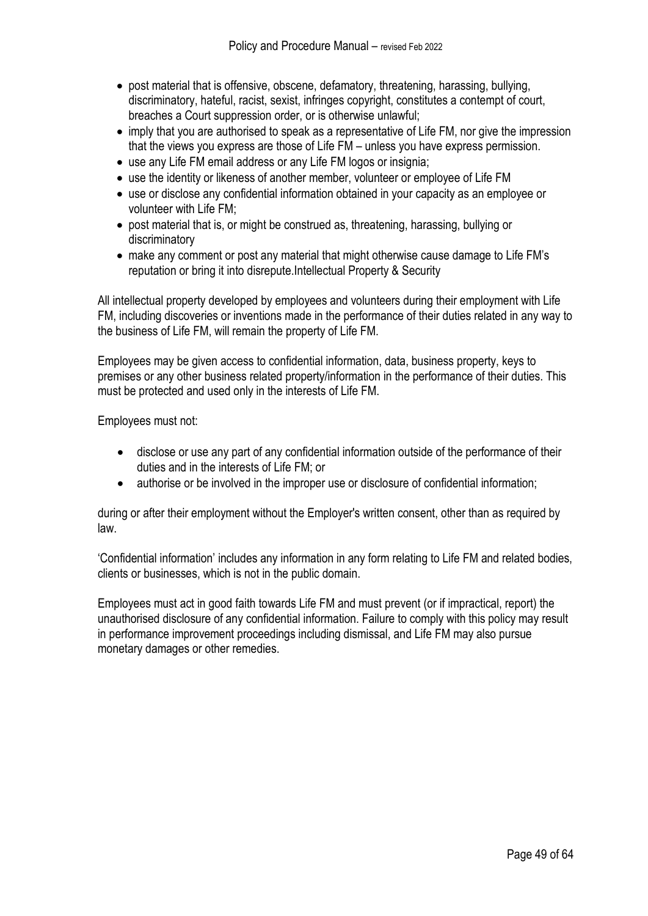- post material that is offensive, obscene, defamatory, threatening, harassing, bullying, discriminatory, hateful, racist, sexist, infringes copyright, constitutes a contempt of court, breaches a Court suppression order, or is otherwise unlawful;
- imply that you are authorised to speak as a representative of Life FM, nor give the impression that the views you express are those of Life FM – unless you have express permission.
- use any Life FM email address or any Life FM logos or insignia;
- use the identity or likeness of another member, volunteer or employee of Life FM
- use or disclose any confidential information obtained in your capacity as an employee or volunteer with Life FM;
- post material that is, or might be construed as, threatening, harassing, bullying or discriminatory
- make any comment or post any material that might otherwise cause damage to Life FM's reputation or bring it into disrepute.Intellectual Property & Security

All intellectual property developed by employees and volunteers during their employment with Life FM, including discoveries or inventions made in the performance of their duties related in any way to the business of Life FM, will remain the property of Life FM.

Employees may be given access to confidential information, data, business property, keys to premises or any other business related property/information in the performance of their duties. This must be protected and used only in the interests of Life FM.

Employees must not:

- disclose or use any part of any confidential information outside of the performance of their duties and in the interests of Life FM; or
- authorise or be involved in the improper use or disclosure of confidential information;

during or after their employment without the Employer's written consent, other than as required by law.

'Confidential information' includes any information in any form relating to Life FM and related bodies, clients or businesses, which is not in the public domain.

Employees must act in good faith towards Life FM and must prevent (or if impractical, report) the unauthorised disclosure of any confidential information. Failure to comply with this policy may result in performance improvement proceedings including dismissal, and Life FM may also pursue monetary damages or other remedies.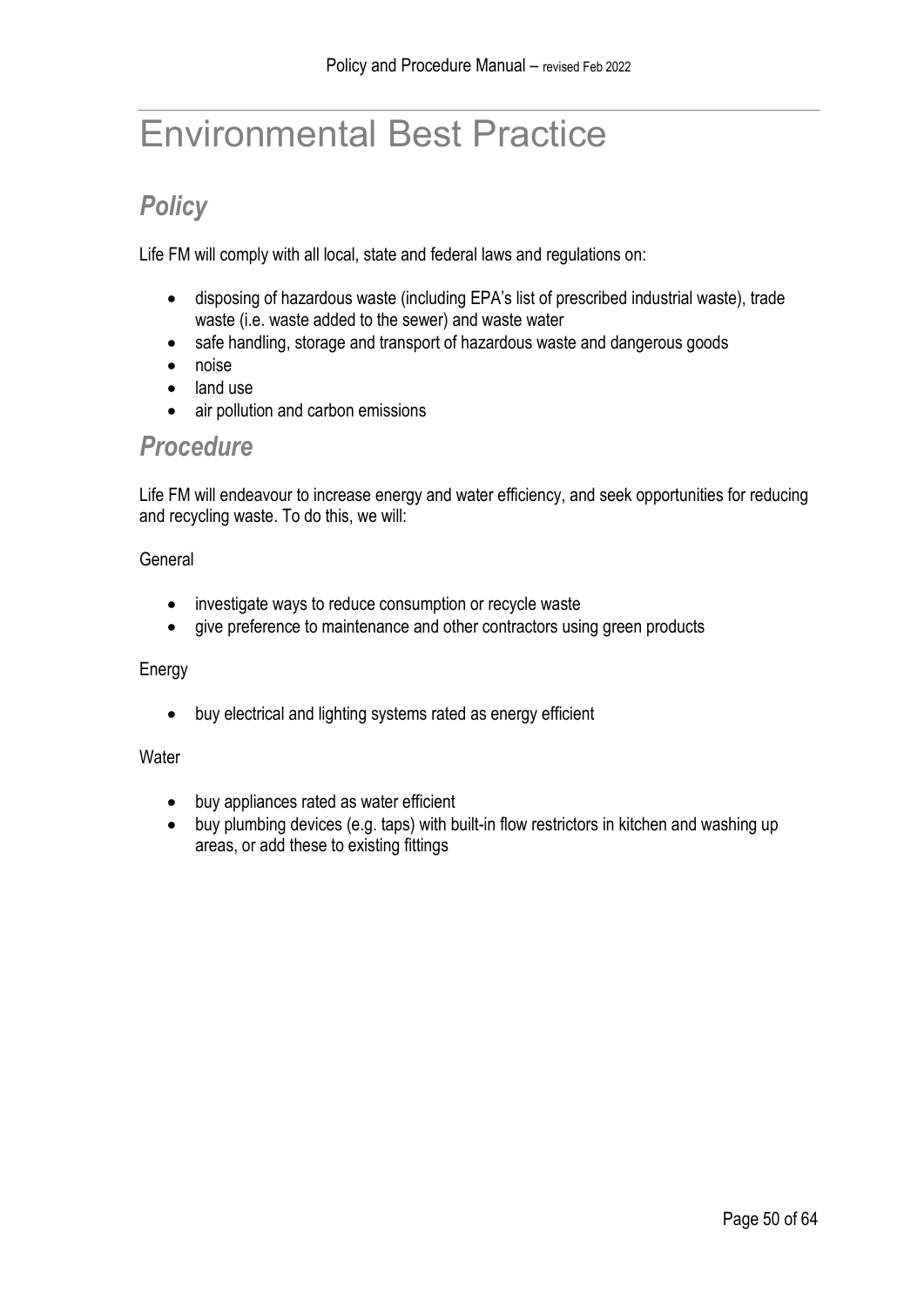# Environmental Best Practice

## *Policy*

Life FM will comply with all local, state and federal laws and regulations on:

- disposing of hazardous waste (including EPA's list of prescribed industrial waste), trade waste (i.e. waste added to the sewer) and waste water
- safe handling, storage and transport of hazardous waste and dangerous goods
- noise
- land use
- air pollution and carbon emissions

## *Procedure*

Life FM will endeavour to increase energy and water efficiency, and seek opportunities for reducing and recycling waste. To do this, we will:

General

- investigate ways to reduce consumption or recycle waste
- give preference to maintenance and other contractors using green products

Energy

- buy electrical and lighting systems rated as energy efficient

Water

- buy appliances rated as water efficient
- buy plumbing devices (e.g. taps) with built-in flow restrictors in kitchen and washing up areas, or add these to existing fittings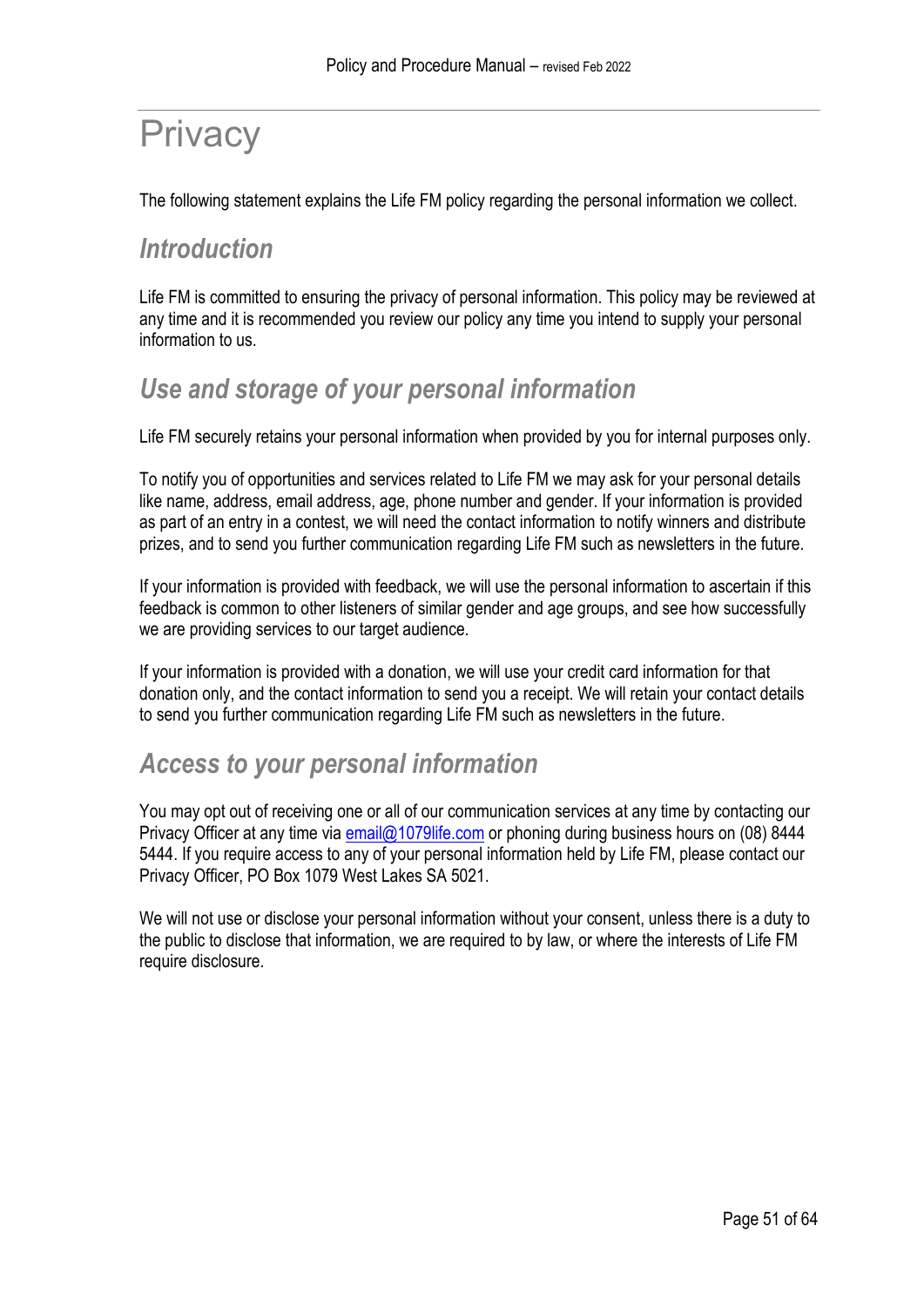# Privacy

The following statement explains the Life FM policy regarding the personal information we collect.

## *Introduction*

Life FM is committed to ensuring the privacy of personal information. This policy may be reviewed at any time and it is recommended you review our policy any time you intend to supply your personal information to us.

## *Use and storage of your personal information*

Life FM securely retains your personal information when provided by you for internal purposes only.

To notify you of opportunities and services related to Life FM we may ask for your personal details like name, address, email address, age, phone number and gender. If your information is provided as part of an entry in a contest, we will need the contact information to notify winners and distribute prizes, and to send you further communication regarding Life FM such as newsletters in the future.

If your information is provided with feedback, we will use the personal information to ascertain if this feedback is common to other listeners of similar gender and age groups, and see how successfully we are providing services to our target audience.

If your information is provided with a donation, we will use your credit card information for that donation only, and the contact information to send you a receipt. We will retain your contact details to send you further communication regarding Life FM such as newsletters in the future.

## *Access to your personal information*

You may opt out of receiving one or all of our communication services at any time by contacting our Privacy Officer at any time via email@1079life.com or phoning during business hours on (08) 8444 5444. If you require access to any of your personal information held by Life FM, please contact our Privacy Officer, PO Box 1079 West Lakes SA 5021.

We will not use or disclose your personal information without your consent, unless there is a duty to the public to disclose that information, we are required to by law, or where the interests of Life FM require disclosure.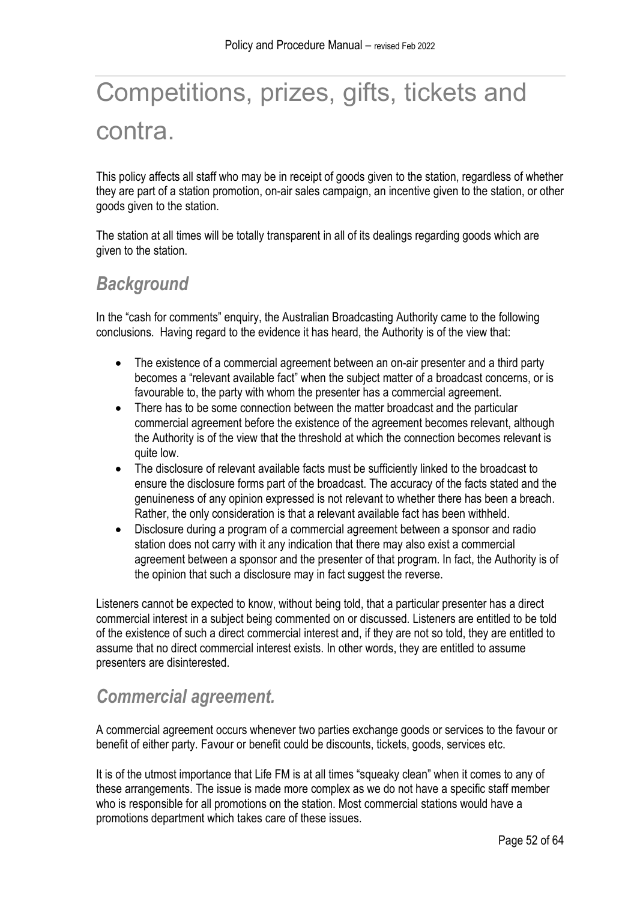# Competitions, prizes, gifts, tickets and contra.

This policy affects all staff who may be in receipt of goods given to the station, regardless of whether they are part of a station promotion, on-air sales campaign, an incentive given to the station, or other goods given to the station.

The station at all times will be totally transparent in all of its dealings regarding goods which are given to the station.

## *Background*

In the "cash for comments" enquiry, the Australian Broadcasting Authority came to the following conclusions. Having regard to the evidence it has heard, the Authority is of the view that:

- The existence of a commercial agreement between an on-air presenter and a third party becomes a "relevant available fact" when the subject matter of a broadcast concerns, or is favourable to, the party with whom the presenter has a commercial agreement.
- There has to be some connection between the matter broadcast and the particular commercial agreement before the existence of the agreement becomes relevant, although the Authority is of the view that the threshold at which the connection becomes relevant is quite low.
- The disclosure of relevant available facts must be sufficiently linked to the broadcast to ensure the disclosure forms part of the broadcast. The accuracy of the facts stated and the genuineness of any opinion expressed is not relevant to whether there has been a breach. Rather, the only consideration is that a relevant available fact has been withheld.
- Disclosure during a program of a commercial agreement between a sponsor and radio station does not carry with it any indication that there may also exist a commercial agreement between a sponsor and the presenter of that program. In fact, the Authority is of the opinion that such a disclosure may in fact suggest the reverse.

Listeners cannot be expected to know, without being told, that a particular presenter has a direct commercial interest in a subject being commented on or discussed. Listeners are entitled to be told of the existence of such a direct commercial interest and, if they are not so told, they are entitled to assume that no direct commercial interest exists. In other words, they are entitled to assume presenters are disinterested.

## *Commercial agreement.*

A commercial agreement occurs whenever two parties exchange goods or services to the favour or benefit of either party. Favour or benefit could be discounts, tickets, goods, services etc.

It is of the utmost importance that Life FM is at all times "squeaky clean" when it comes to any of these arrangements. The issue is made more complex as we do not have a specific staff member who is responsible for all promotions on the station. Most commercial stations would have a promotions department which takes care of these issues.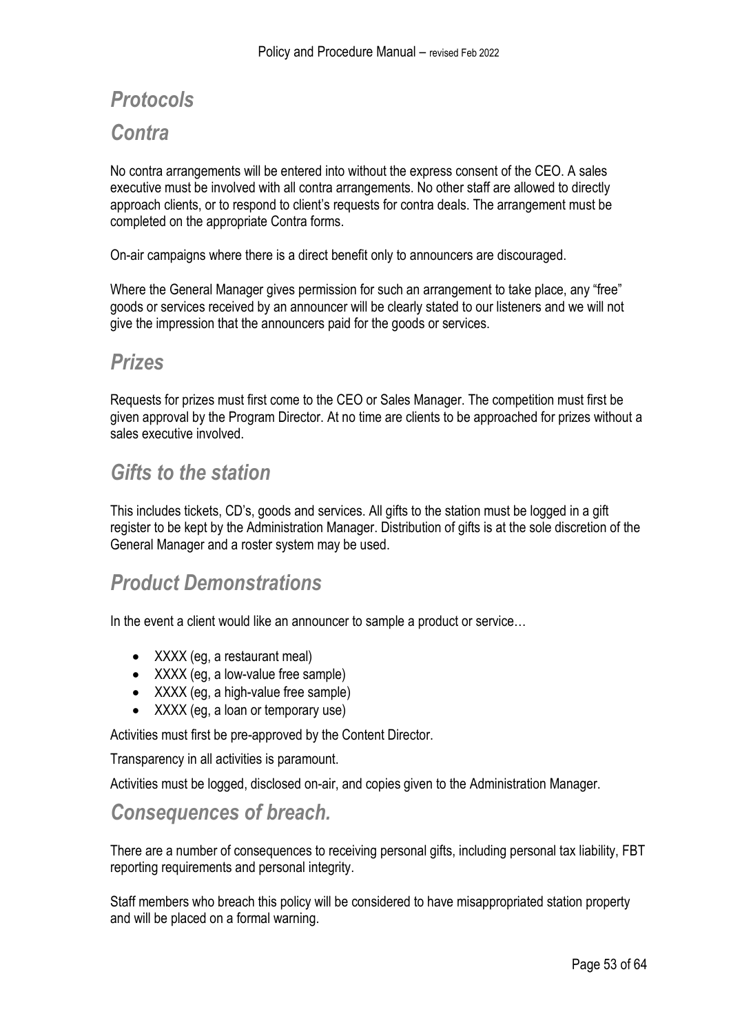# *Protocols*

## *Contra*

No contra arrangements will be entered into without the express consent of the CEO. A sales executive must be involved with all contra arrangements. No other staff are allowed to directly approach clients, or to respond to client's requests for contra deals. The arrangement must be completed on the appropriate Contra forms.

On-air campaigns where there is a direct benefit only to announcers are discouraged.

Where the General Manager gives permission for such an arrangement to take place, any "free" goods or services received by an announcer will be clearly stated to our listeners and we will not give the impression that the announcers paid for the goods or services.

## *Prizes*

Requests for prizes must first come to the CEO or Sales Manager. The competition must first be given approval by the Program Director. At no time are clients to be approached for prizes without a sales executive involved.

## *Gifts to the station*

This includes tickets, CD's, goods and services. All gifts to the station must be logged in a gift register to be kept by the Administration Manager. Distribution of gifts is at the sole discretion of the General Manager and a roster system may be used.

## *Product Demonstrations*

In the event a client would like an announcer to sample a product or service…

- XXXX (eg, a restaurant meal)
- XXXX (eg, a low-value free sample)
- XXXX (eg, a high-value free sample)
- XXXX (eg, a loan or temporary use)

Activities must first be pre-approved by the Content Director.

Transparency in all activities is paramount.

Activities must be logged, disclosed on-air, and copies given to the Administration Manager.

## *Consequences of breach.*

There are a number of consequences to receiving personal gifts, including personal tax liability, FBT reporting requirements and personal integrity.

Staff members who breach this policy will be considered to have misappropriated station property and will be placed on a formal warning.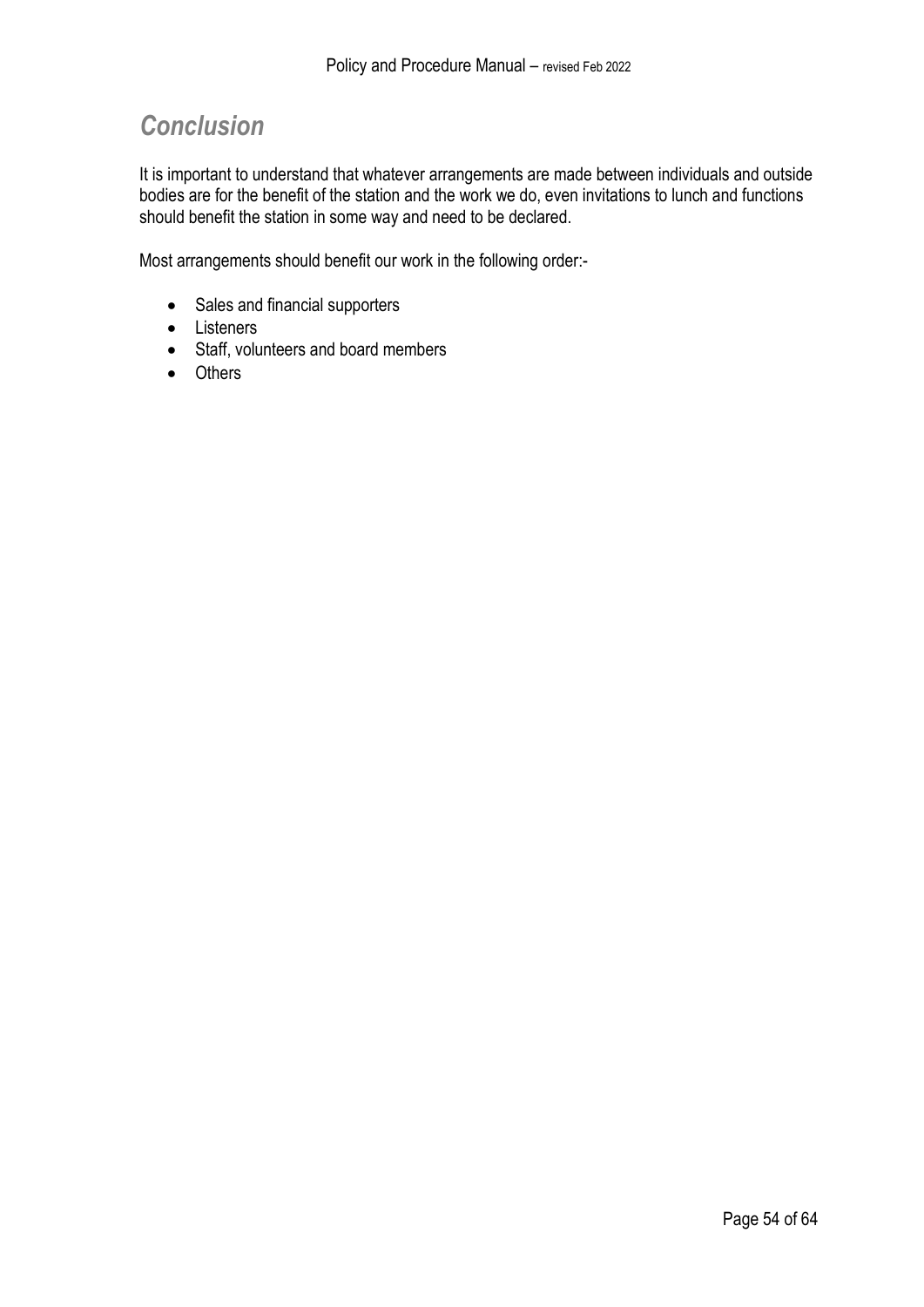## *Conclusion*

It is important to understand that whatever arrangements are made between individuals and outside bodies are for the benefit of the station and the work we do, even invitations to lunch and functions should benefit the station in some way and need to be declared.

Most arrangements should benefit our work in the following order:-

- Sales and financial supporters
- Listeners
- Staff, volunteers and board members
- Others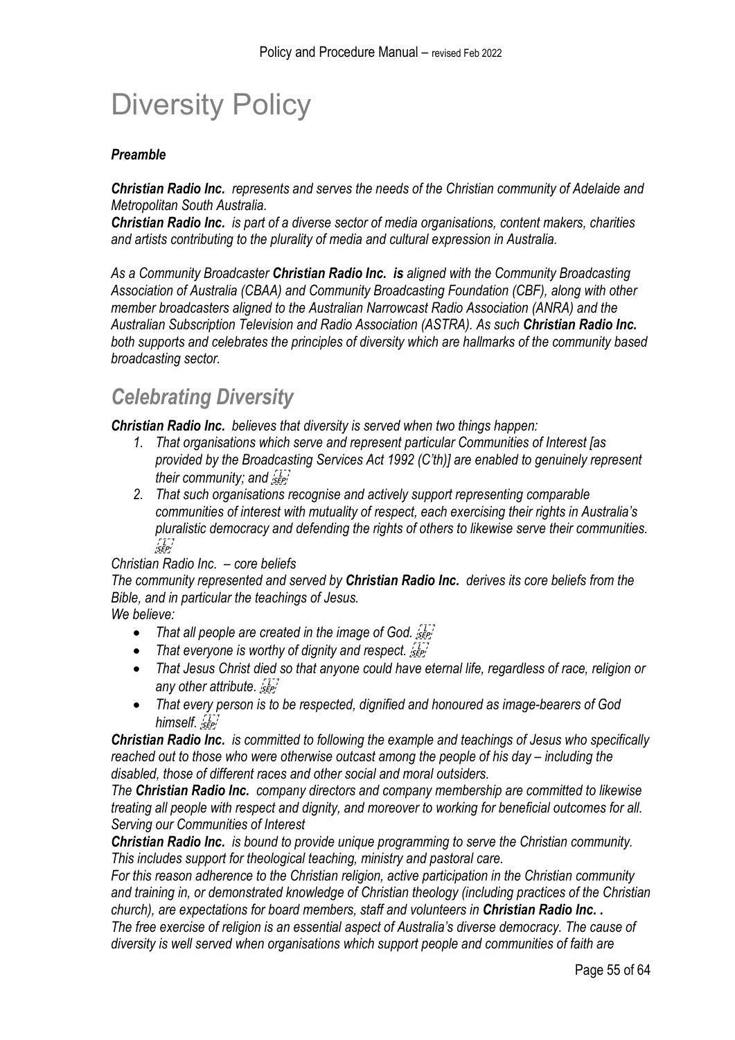# Diversity Policy

***Preamble***

***Christian Radio Inc.*** *represents and serves the needs of the Christian community of Adelaide and Metropolitan South Australia.*

***Christian Radio Inc.*** *is part of a diverse sector of media organisations, content makers, charities and artists contributing to the plurality of media and cultural expression in Australia.*

*As a Community Broadcaster* ***Christian Radio Inc. is*** *aligned with the Community Broadcasting Association of Australia (CBAA) and Community Broadcasting Foundation (CBF), along with other member broadcasters aligned to the Australian Narrowcast Radio Association (ANRA) and the Australian Subscription Television and Radio Association (ASTRA). As such* ***Christian Radio Inc.*** *both supports and celebrates the principles of diversity which are hallmarks of the community based broadcasting sector.*

## *Celebrating Diversity*

***Christian Radio Inc.*** *believes that diversity is served when two things happen:*

1. *That organisations which serve and represent particular Communities of Interest [as provided by the Broadcasting Services Act 1992 (C'th)] are enabled to genuinely represent their community; and*
2. *That such organisations recognise and actively support representing comparable communities of interest with mutuality of respect, each exercising their rights in Australia's pluralistic democracy and defending the rights of others to likewise serve their communities.*

*Christian Radio Inc. – core beliefs*

*The community represented and served by* ***Christian Radio Inc.*** *derives its core beliefs from the Bible, and in particular the teachings of Jesus.*

*We believe:*

- *That all people are created in the image of God.*
- *That everyone is worthy of dignity and respect.*
- *That Jesus Christ died so that anyone could have eternal life, regardless of race, religion or any other attribute.*
- *That every person is to be respected, dignified and honoured as image-bearers of God himself.*

***Christian Radio Inc.*** *is committed to following the example and teachings of Jesus who specifically reached out to those who were otherwise outcast among the people of his day – including the disabled, those of different races and other social and moral outsiders.*

*The* ***Christian Radio Inc.*** *company directors and company membership are committed to likewise treating all people with respect and dignity, and moreover to working for beneficial outcomes for all.*

*Serving our Communities of Interest*

***Christian Radio Inc.*** *is bound to provide unique programming to serve the Christian community. This includes support for theological teaching, ministry and pastoral care.*

*For this reason adherence to the Christian religion, active participation in the Christian community and training in, or demonstrated knowledge of Christian theology (including practices of the Christian church), are expectations for board members, staff and volunteers in* ***Christian Radio Inc. .***

*The free exercise of religion is an essential aspect of Australia's diverse democracy. The cause of diversity is well served when organisations which support people and communities of faith are*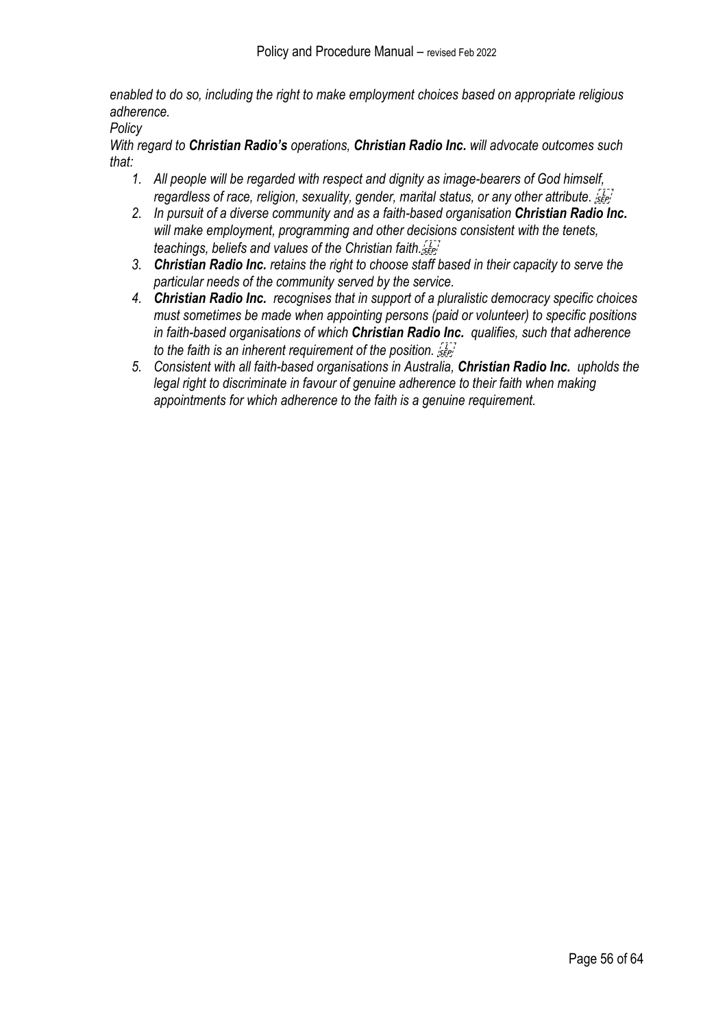*enabled to do so, including the right to make employment choices based on appropriate religious adherence.*

*Policy*

*With regard to **Christian Radio's** operations, **Christian Radio Inc.** will advocate outcomes such that:*

1. *All people will be regarded with respect and dignity as image-bearers of God himself, regardless of race, religion, sexuality, gender, marital status, or any other attribute.*
2. *In pursuit of a diverse community and as a faith-based organisation **Christian Radio Inc.** will make employment, programming and other decisions consistent with the tenets, teachings, beliefs and values of the Christian faith.*
3. ***Christian Radio Inc.** retains the right to choose staff based in their capacity to serve the particular needs of the community served by the service.*
4. ***Christian Radio Inc.** recognises that in support of a pluralistic democracy specific choices must sometimes be made when appointing persons (paid or volunteer) to specific positions in faith-based organisations of which **Christian Radio Inc.** qualifies, such that adherence to the faith is an inherent requirement of the position.*
5. *Consistent with all faith-based organisations in Australia, **Christian Radio Inc.** upholds the legal right to discriminate in favour of genuine adherence to their faith when making appointments for which adherence to the faith is a genuine requirement.*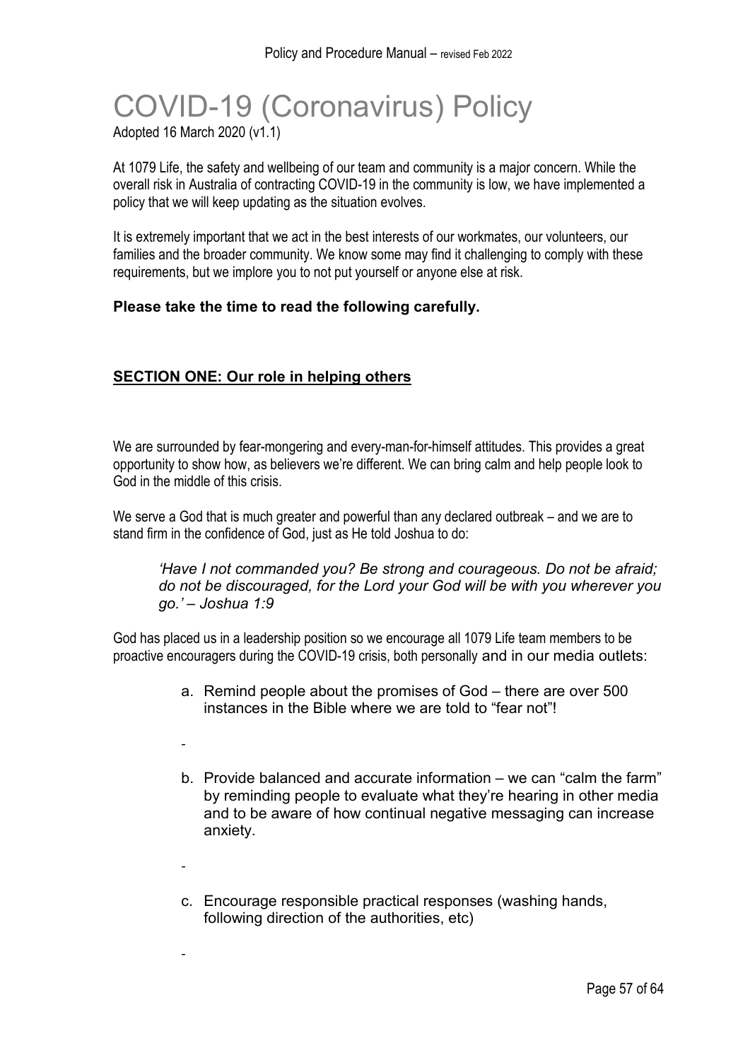# COVID-19 (Coronavirus) Policy

Adopted 16 March 2020 (v1.1)

At 1079 Life, the safety and wellbeing of our team and community is a major concern. While the overall risk in Australia of contracting COVID-19 in the community is low, we have implemented a policy that we will keep updating as the situation evolves.

It is extremely important that we act in the best interests of our workmates, our volunteers, our families and the broader community. We know some may find it challenging to comply with these requirements, but we implore you to not put yourself or anyone else at risk.

**Please take the time to read the following carefully.**

## SECTION ONE: Our role in helping others

We are surrounded by fear-mongering and every-man-for-himself attitudes. This provides a great opportunity to show how, as believers we're different. We can bring calm and help people look to God in the middle of this crisis.

We serve a God that is much greater and powerful than any declared outbreak – and we are to stand firm in the confidence of God, just as He told Joshua to do:

> *'Have I not commanded you? Be strong and courageous. Do not be afraid; do not be discouraged, for the Lord your God will be with you wherever you go.' – Joshua 1:9*

God has placed us in a leadership position so we encourage all 1079 Life team members to be proactive encouragers during the COVID-19 crisis, both personally and in our media outlets:

a. Remind people about the promises of God – there are over 500 instances in the Bible where we are told to "fear not"!

b. Provide balanced and accurate information – we can "calm the farm" by reminding people to evaluate what they're hearing in other media and to be aware of how continual negative messaging can increase anxiety.

c. Encourage responsible practical responses (washing hands, following direction of the authorities, etc)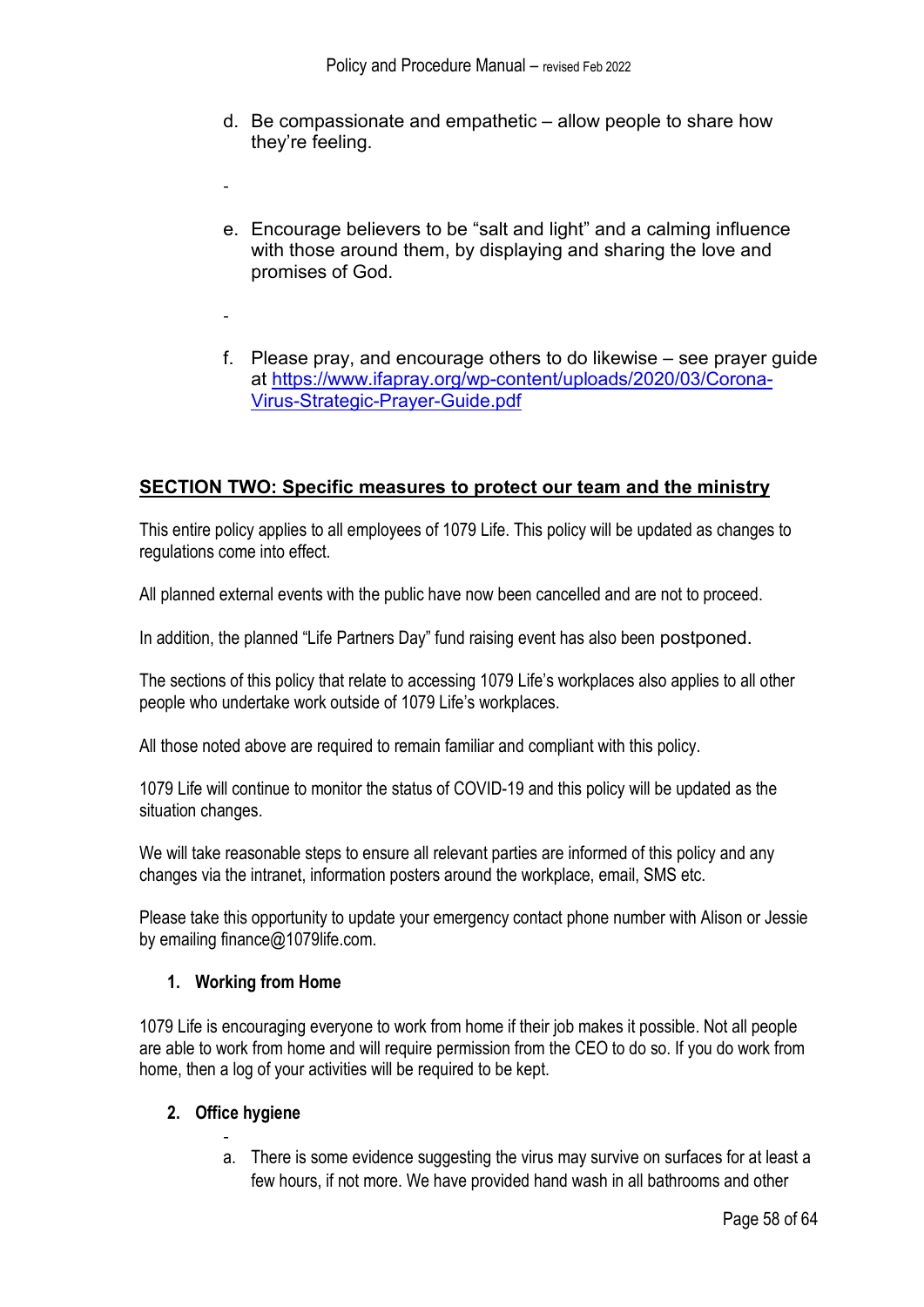d. Be compassionate and empathetic – allow people to share how they're feeling.

e. Encourage believers to be "salt and light" and a calming influence with those around them, by displaying and sharing the love and promises of God.

f. Please pray, and encourage others to do likewise – see prayer guide at [https://www.ifapray.org/wp-content/uploads/2020/03/Corona-Virus-Strategic-Prayer-Guide.pdf](https://www.ifapray.org/wp-content/uploads/2020/03/Corona-Virus-Strategic-Prayer-Guide.pdf)

## SECTION TWO: Specific measures to protect our team and the ministry

This entire policy applies to all employees of 1079 Life. This policy will be updated as changes to regulations come into effect.

All planned external events with the public have now been cancelled and are not to proceed.

In addition, the planned "Life Partners Day" fund raising event has also been postponed.

The sections of this policy that relate to accessing 1079 Life's workplaces also applies to all other people who undertake work outside of 1079 Life's workplaces.

All those noted above are required to remain familiar and compliant with this policy.

1079 Life will continue to monitor the status of COVID-19 and this policy will be updated as the situation changes.

We will take reasonable steps to ensure all relevant parties are informed of this policy and any changes via the intranet, information posters around the workplace, email, SMS etc.

Please take this opportunity to update your emergency contact phone number with Alison or Jessie by emailing finance@1079life.com.

### 1. Working from Home

1079 Life is encouraging everyone to work from home if their job makes it possible. Not all people are able to work from home and will require permission from the CEO to do so. If you do work from home, then a log of your activities will be required to be kept.

### 2. Office hygiene

a. There is some evidence suggesting the virus may survive on surfaces for at least a few hours, if not more. We have provided hand wash in all bathrooms and other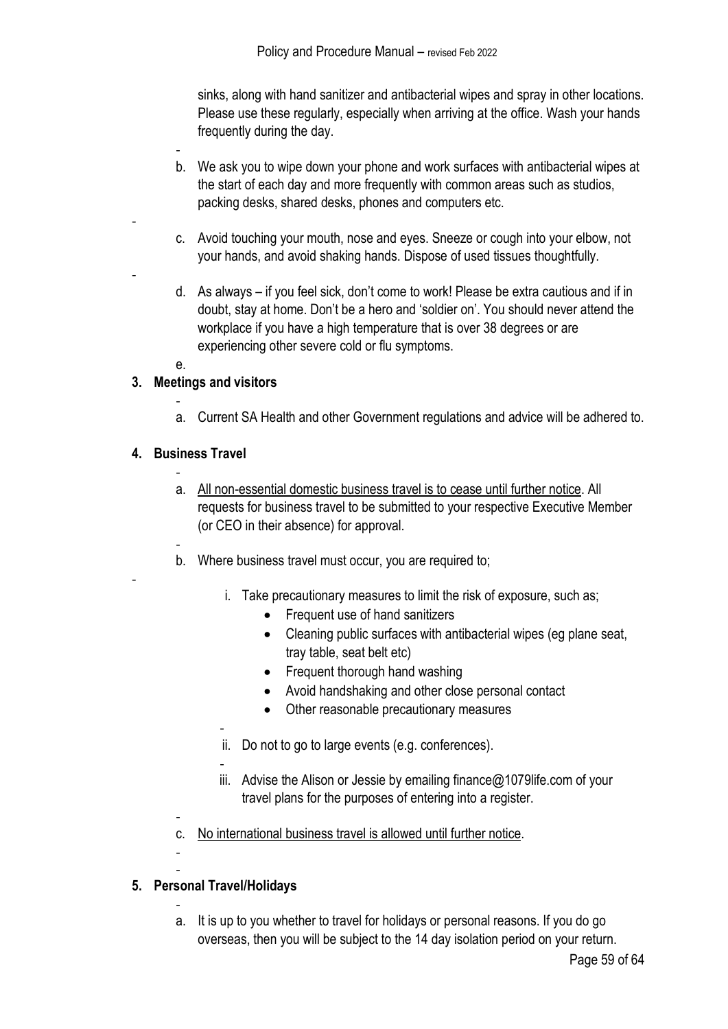sinks, along with hand sanitizer and antibacterial wipes and spray in other locations. Please use these regularly, especially when arriving at the office. Wash your hands frequently during the day.

b. We ask you to wipe down your phone and work surfaces with antibacterial wipes at the start of each day and more frequently with common areas such as studios, packing desks, shared desks, phones and computers etc.

c. Avoid touching your mouth, nose and eyes. Sneeze or cough into your elbow, not your hands, and avoid shaking hands. Dispose of used tissues thoughtfully.

d. As always – if you feel sick, don't come to work! Please be extra cautious and if in doubt, stay at home. Don't be a hero and 'soldier on'. You should never attend the workplace if you have a high temperature that is over 38 degrees or are experiencing other severe cold or flu symptoms.

e.

**3. Meetings and visitors**

a. Current SA Health and other Government regulations and advice will be adhered to.

**4. Business Travel**

a. <u>All non-essential domestic business travel is to cease until further notice</u>. All requests for business travel to be submitted to your respective Executive Member (or CEO in their absence) for approval.

b. Where business travel must occur, you are required to;

   i. Take precautionary measures to limit the risk of exposure, such as;
      - Frequent use of hand sanitizers
      - Cleaning public surfaces with antibacterial wipes (eg plane seat, tray table, seat belt etc)
      - Frequent thorough hand washing
      - Avoid handshaking and other close personal contact
      - Other reasonable precautionary measures

   ii. Do not to go to large events (e.g. conferences).

   iii. Advise the Alison or Jessie by emailing finance@1079life.com of your travel plans for the purposes of entering into a register.

c. <u>No international business travel is allowed until further notice</u>.

**5. Personal Travel/Holidays**

a. It is up to you whether to travel for holidays or personal reasons. If you do go overseas, then you will be subject to the 14 day isolation period on your return.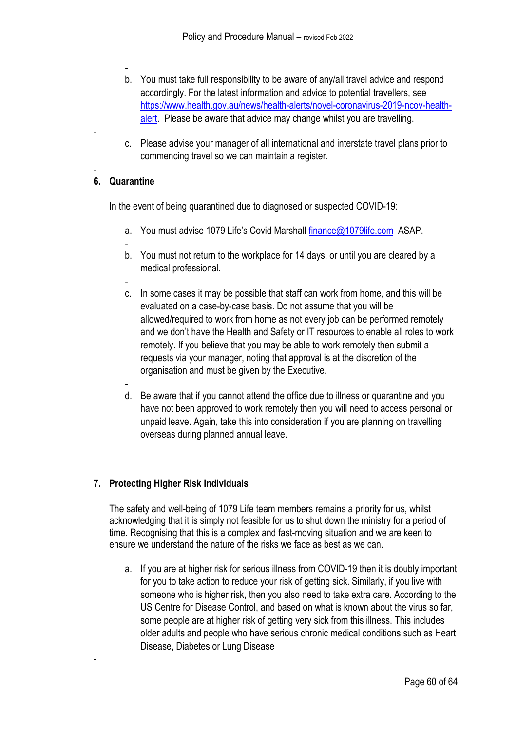b. You must take full responsibility to be aware of any/all travel advice and respond accordingly. For the latest information and advice to potential travellers, see [https://www.health.gov.au/news/health-alerts/novel-coronavirus-2019-ncov-health-alert](https://www.health.gov.au/news/health-alerts/novel-coronavirus-2019-ncov-health-alert). Please be aware that advice may change whilst you are travelling.

c. Please advise your manager of all international and interstate travel plans prior to commencing travel so we can maintain a register.

## 6. Quarantine

In the event of being quarantined due to diagnosed or suspected COVID-19:

a. You must advise 1079 Life's Covid Marshall [finance@1079life.com](mailto:finance@1079life.com) ASAP.

b. You must not return to the workplace for 14 days, or until you are cleared by a medical professional.

c. In some cases it may be possible that staff can work from home, and this will be evaluated on a case-by-case basis. Do not assume that you will be allowed/required to work from home as not every job can be performed remotely and we don't have the Health and Safety or IT resources to enable all roles to work remotely. If you believe that you may be able to work remotely then submit a requests via your manager, noting that approval is at the discretion of the organisation and must be given by the Executive.

d. Be aware that if you cannot attend the office due to illness or quarantine and you have not been approved to work remotely then you will need to access personal or unpaid leave. Again, take this into consideration if you are planning on travelling overseas during planned annual leave.

## 7. Protecting Higher Risk Individuals

The safety and well-being of 1079 Life team members remains a priority for us, whilst acknowledging that it is simply not feasible for us to shut down the ministry for a period of time. Recognising that this is a complex and fast-moving situation and we are keen to ensure we understand the nature of the risks we face as best as we can.

a. If you are at higher risk for serious illness from COVID-19 then it is doubly important for you to take action to reduce your risk of getting sick. Similarly, if you live with someone who is higher risk, then you also need to take extra care. According to the US Centre for Disease Control, and based on what is known about the virus so far, some people are at higher risk of getting very sick from this illness. This includes older adults and people who have serious chronic medical conditions such as Heart Disease, Diabetes or Lung Disease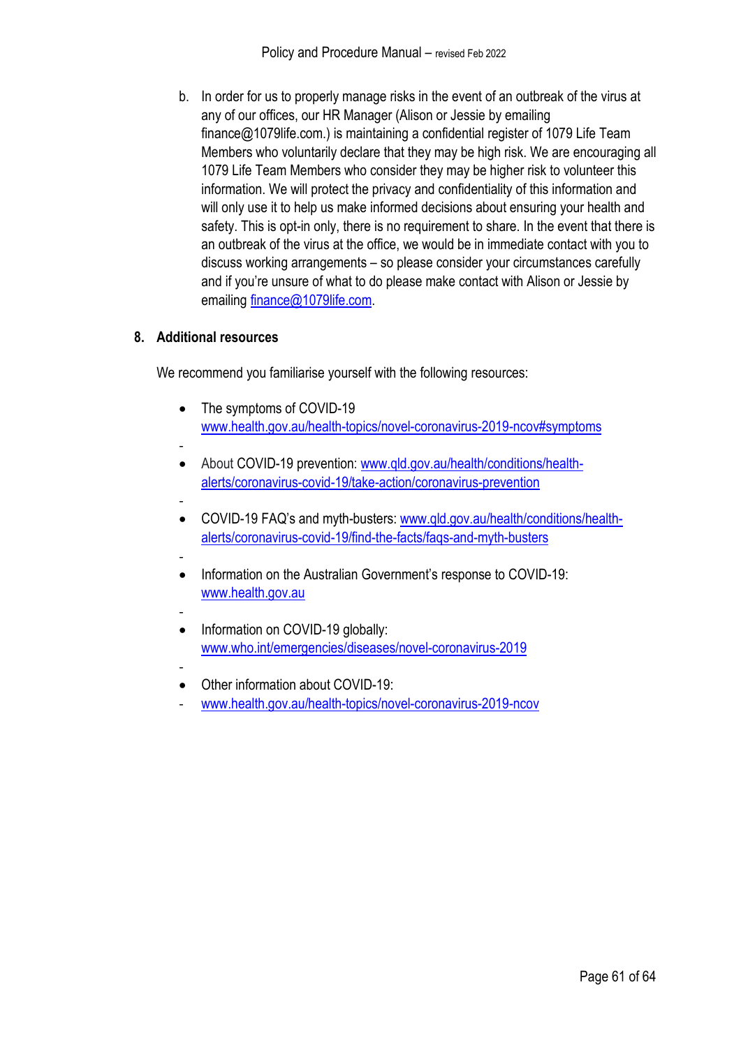b. In order for us to properly manage risks in the event of an outbreak of the virus at any of our offices, our HR Manager (Alison or Jessie by emailing finance@1079life.com.) is maintaining a confidential register of 1079 Life Team Members who voluntarily declare that they may be high risk. We are encouraging all 1079 Life Team Members who consider they may be higher risk to volunteer this information. We will protect the privacy and confidentiality of this information and will only use it to help us make informed decisions about ensuring your health and safety. This is opt-in only, there is no requirement to share. In the event that there is an outbreak of the virus at the office, we would be in immediate contact with you to discuss working arrangements – so please consider your circumstances carefully and if you're unsure of what to do please make contact with Alison or Jessie by emailing finance@1079life.com.

## 8. Additional resources

We recommend you familiarise yourself with the following resources:

- The symptoms of COVID-19 www.health.gov.au/health-topics/novel-coronavirus-2019-ncov#symptoms
- About COVID-19 prevention: www.qld.gov.au/health/conditions/health-alerts/coronavirus-covid-19/take-action/coronavirus-prevention
- COVID-19 FAQ's and myth-busters: www.qld.gov.au/health/conditions/health-alerts/coronavirus-covid-19/find-the-facts/faqs-and-myth-busters
- Information on the Australian Government's response to COVID-19: www.health.gov.au
- Information on COVID-19 globally: www.who.int/emergencies/diseases/novel-coronavirus-2019
- Other information about COVID-19:
  - www.health.gov.au/health-topics/novel-coronavirus-2019-ncov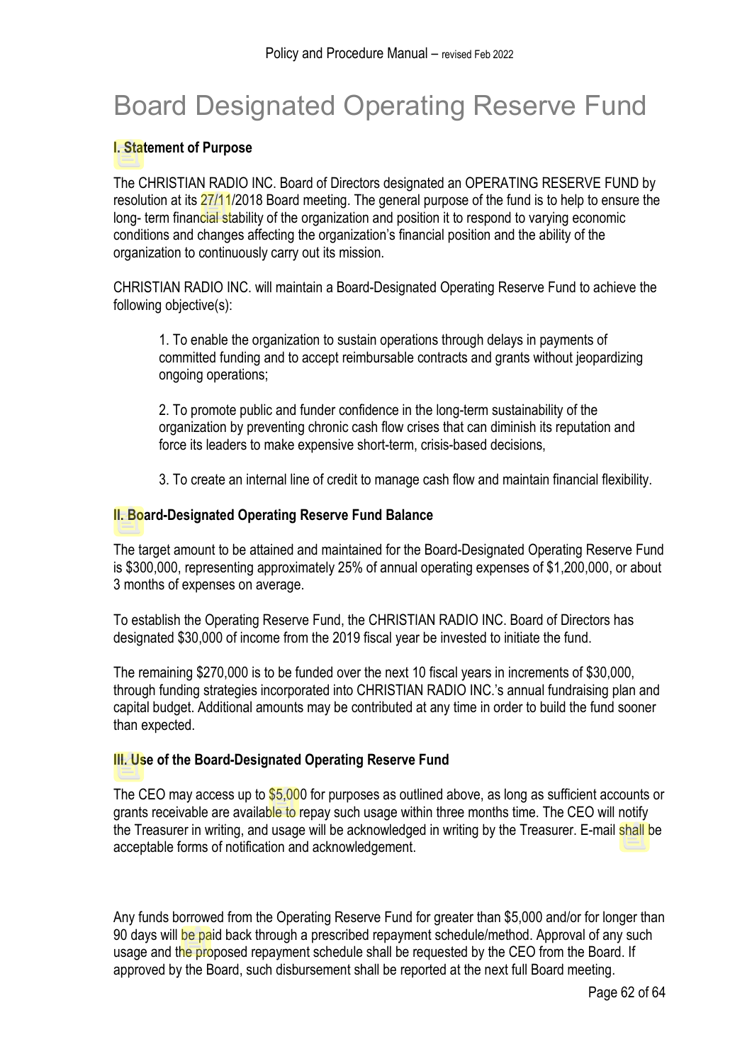# Board Designated Operating Reserve Fund

**I. Statement of Purpose**

The CHRISTIAN RADIO INC. Board of Directors designated an OPERATING RESERVE FUND by resolution at its 27/11/2018 Board meeting. The general purpose of the fund is to help to ensure the long- term financial stability of the organization and position it to respond to varying economic conditions and changes affecting the organization's financial position and the ability of the organization to continuously carry out its mission.

CHRISTIAN RADIO INC. will maintain a Board-Designated Operating Reserve Fund to achieve the following objective(s):

1. To enable the organization to sustain operations through delays in payments of committed funding and to accept reimbursable contracts and grants without jeopardizing ongoing operations;

2. To promote public and funder confidence in the long-term sustainability of the organization by preventing chronic cash flow crises that can diminish its reputation and force its leaders to make expensive short-term, crisis-based decisions,

3. To create an internal line of credit to manage cash flow and maintain financial flexibility.

**II. Board-Designated Operating Reserve Fund Balance**

The target amount to be attained and maintained for the Board-Designated Operating Reserve Fund is $300,000, representing approximately 25% of annual operating expenses of $1,200,000, or about 3 months of expenses on average.

To establish the Operating Reserve Fund, the CHRISTIAN RADIO INC. Board of Directors has designated $30,000 of income from the 2019 fiscal year be invested to initiate the fund.

The remaining $270,000 is to be funded over the next 10 fiscal years in increments of $30,000, through funding strategies incorporated into CHRISTIAN RADIO INC.'s annual fundraising plan and capital budget. Additional amounts may be contributed at any time in order to build the fund sooner than expected.

**III. Use of the Board-Designated Operating Reserve Fund**

The CEO may access up to $5,000 for purposes as outlined above, as long as sufficient accounts or grants receivable are available to repay such usage within three months time. The CEO will notify the Treasurer in writing, and usage will be acknowledged in writing by the Treasurer. E-mail shall be acceptable forms of notification and acknowledgement.

Any funds borrowed from the Operating Reserve Fund for greater than $5,000 and/or for longer than 90 days will be paid back through a prescribed repayment schedule/method. Approval of any such usage and the proposed repayment schedule shall be requested by the CEO from the Board. If approved by the Board, such disbursement shall be reported at the next full Board meeting.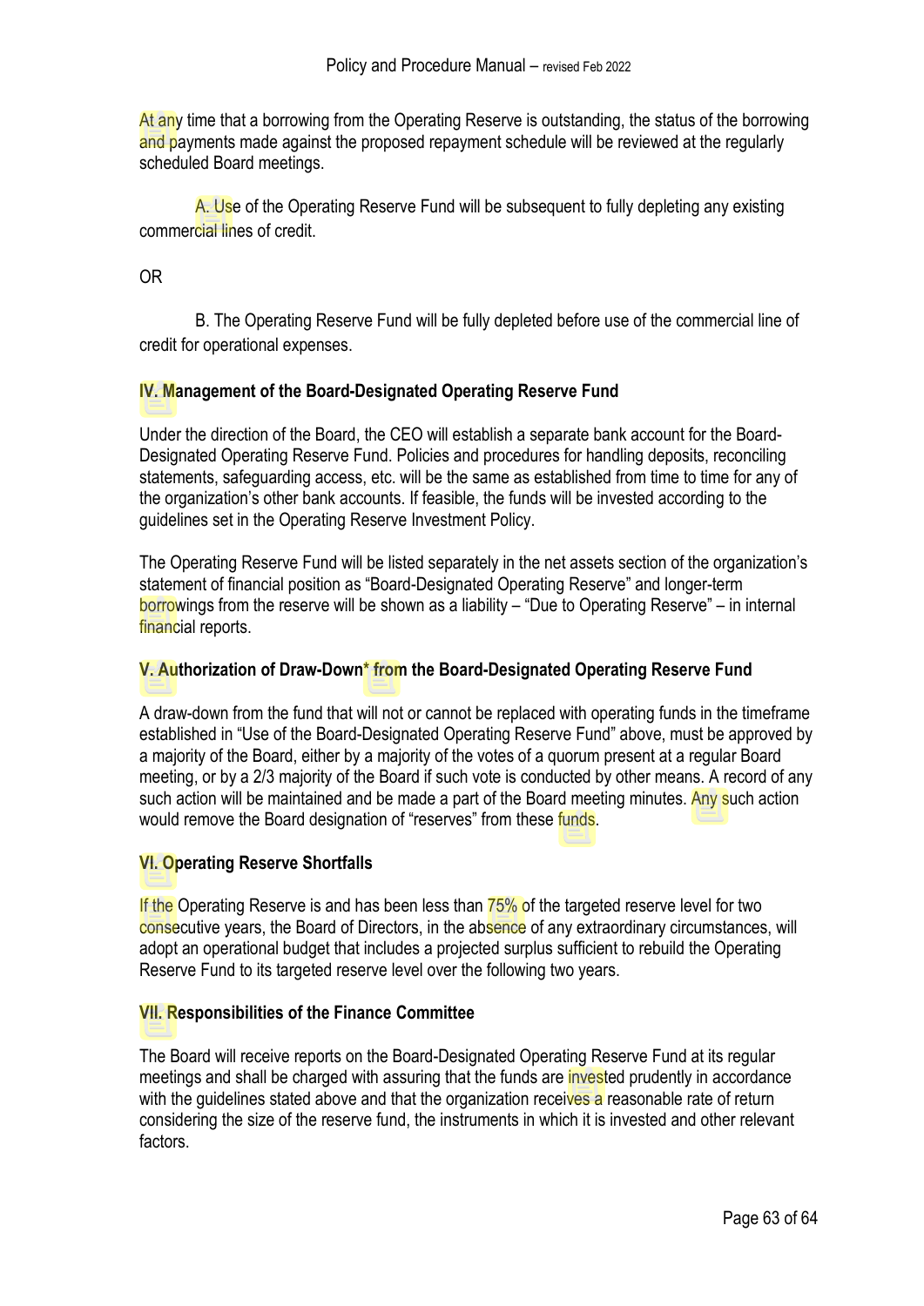At any time that a borrowing from the Operating Reserve is outstanding, the status of the borrowing and payments made against the proposed repayment schedule will be reviewed at the regularly scheduled Board meetings.

A. Use of the Operating Reserve Fund will be subsequent to fully depleting any existing commercial lines of credit.

OR

B. The Operating Reserve Fund will be fully depleted before use of the commercial line of credit for operational expenses.

## IV. Management of the Board-Designated Operating Reserve Fund

Under the direction of the Board, the CEO will establish a separate bank account for the Board-Designated Operating Reserve Fund. Policies and procedures for handling deposits, reconciling statements, safeguarding access, etc. will be the same as established from time to time for any of the organization's other bank accounts. If feasible, the funds will be invested according to the guidelines set in the Operating Reserve Investment Policy.

The Operating Reserve Fund will be listed separately in the net assets section of the organization's statement of financial position as "Board-Designated Operating Reserve" and longer-term borrowings from the reserve will be shown as a liability – "Due to Operating Reserve" – in internal financial reports.

## V. Authorization of Draw-Down* from the Board-Designated Operating Reserve Fund

A draw-down from the fund that will not or cannot be replaced with operating funds in the timeframe established in "Use of the Board-Designated Operating Reserve Fund" above, must be approved by a majority of the Board, either by a majority of the votes of a quorum present at a regular Board meeting, or by a 2/3 majority of the Board if such vote is conducted by other means. A record of any such action will be maintained and be made a part of the Board meeting minutes. Any such action would remove the Board designation of "reserves" from these funds.

## VI. Operating Reserve Shortfalls

If the Operating Reserve is and has been less than 75% of the targeted reserve level for two consecutive years, the Board of Directors, in the absence of any extraordinary circumstances, will adopt an operational budget that includes a projected surplus sufficient to rebuild the Operating Reserve Fund to its targeted reserve level over the following two years.

## VII. Responsibilities of the Finance Committee

The Board will receive reports on the Board-Designated Operating Reserve Fund at its regular meetings and shall be charged with assuring that the funds are invested prudently in accordance with the guidelines stated above and that the organization receives a reasonable rate of return considering the size of the reserve fund, the instruments in which it is invested and other relevant factors.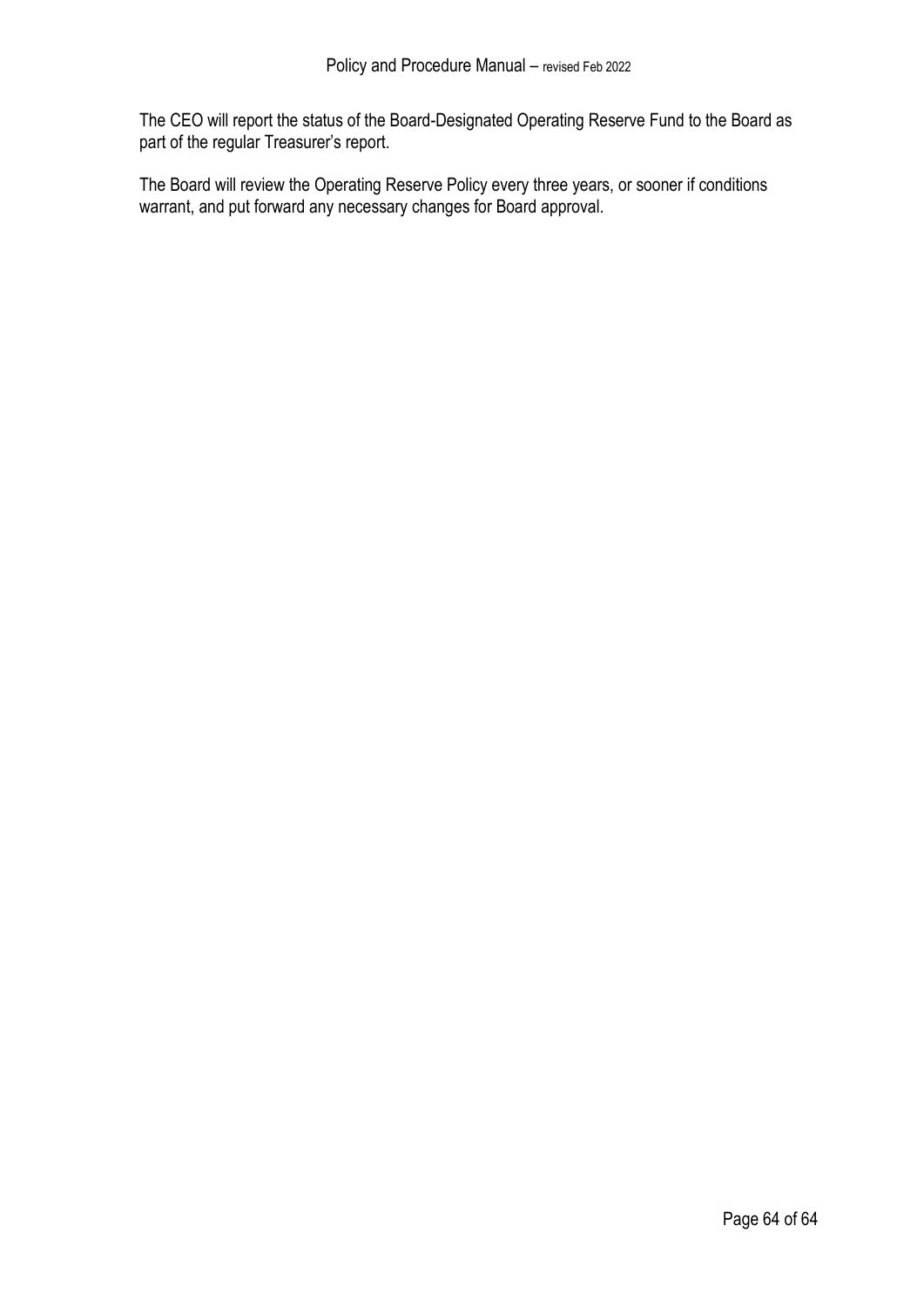The CEO will report the status of the Board-Designated Operating Reserve Fund to the Board as part of the regular Treasurer's report.

The Board will review the Operating Reserve Policy every three years, or sooner if conditions warrant, and put forward any necessary changes for Board approval.